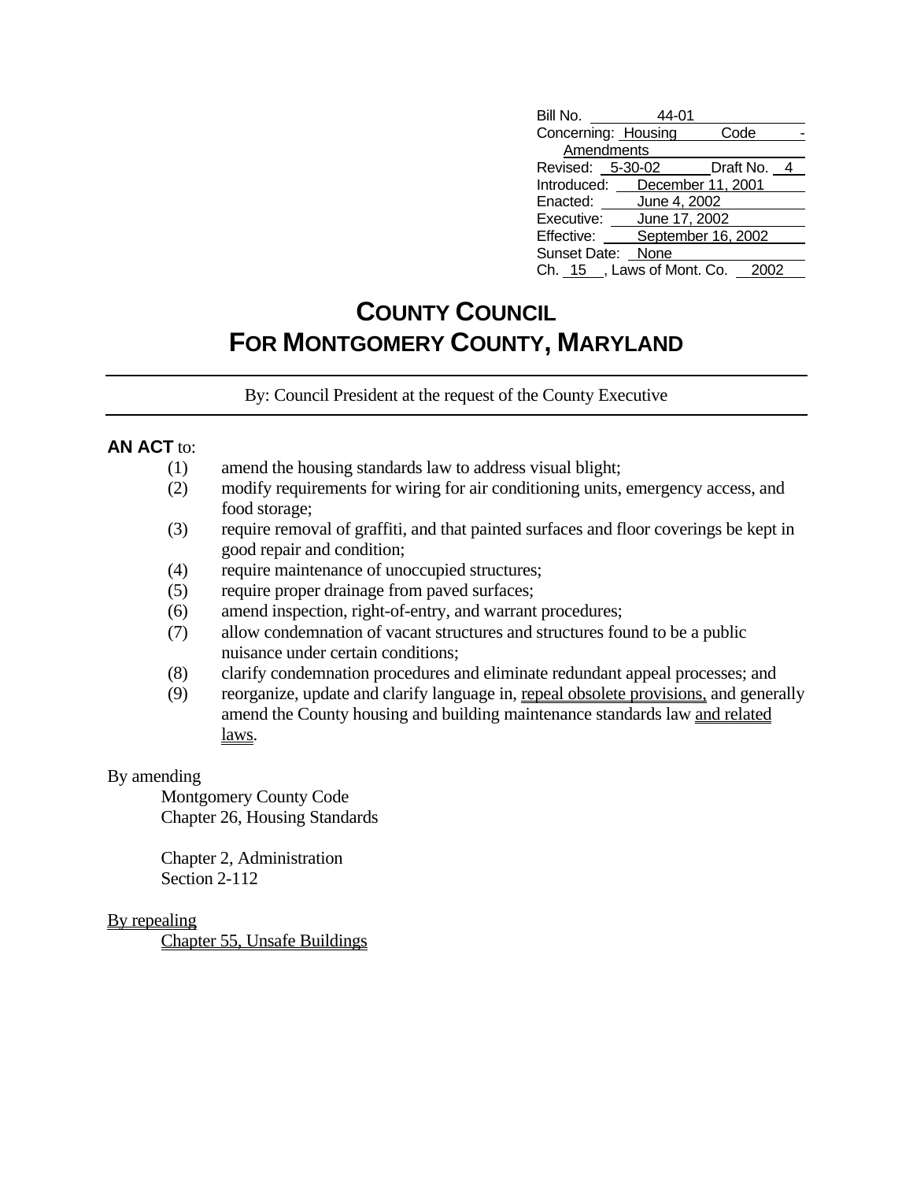| | |
|---|---|
| Bill No. | 44-01 |
| Concerning: | Housing Code - Amendments |
| Revised: | 5-30-02 Draft No. 4 |
| Introduced: | December 11, 2001 |
| Enacted: | June 4, 2002 |
| Executive: | June 17, 2002 |
| Effective: | September 16, 2002 |
| Sunset Date: | None |
| Ch. 15, Laws of Mont. Co. | 2002 |

# COUNTY COUNCIL
# FOR MONTGOMERY COUNTY, MARYLAND

By: Council President at the request of the County Executive

**AN ACT** to:

(1) amend the housing standards law to address visual blight;
(2) modify requirements for wiring for air conditioning units, emergency access, and food storage;
(3) require removal of graffiti, and that painted surfaces and floor coverings be kept in good repair and condition;
(4) require maintenance of unoccupied structures;
(5) require proper drainage from paved surfaces;
(6) amend inspection, right-of-entry, and warrant procedures;
(7) allow condemnation of vacant structures and structures found to be a public nuisance under certain conditions;
(8) clarify condemnation procedures and eliminate redundant appeal processes; and
(9) reorganize, update and clarify language in, repeal obsolete provisions, and generally amend the County housing and building maintenance standards law and related laws.

By amending

Montgomery County Code
Chapter 26, Housing Standards

Chapter 2, Administration
Section 2-112

By repealing

Chapter 55, Unsafe Buildings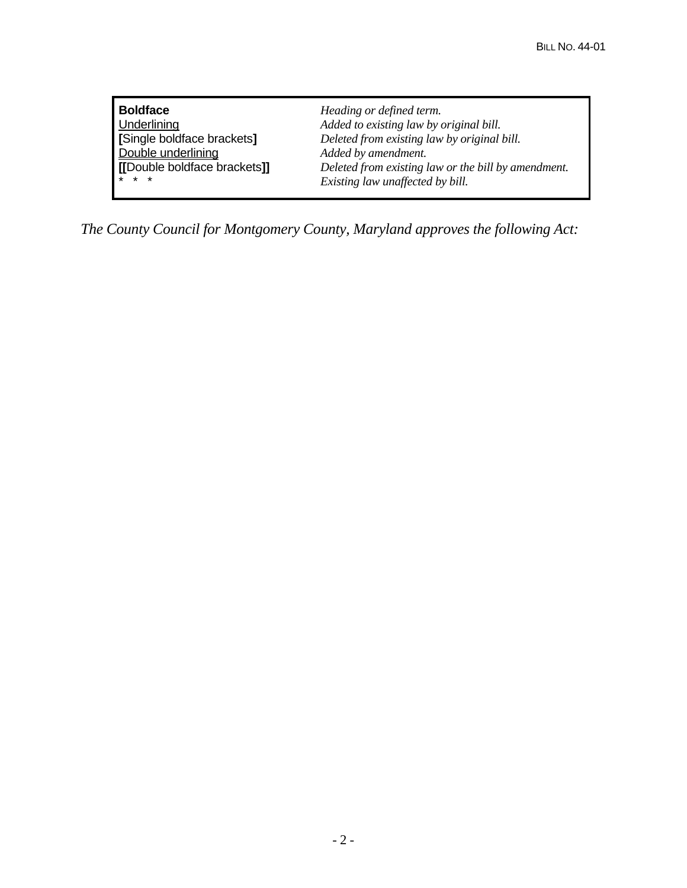| | |
|---|---|
| **Boldface** | *Heading or defined term.* |
| <u>Underlining</u> | *Added to existing law by original bill.* |
| **[**Single boldface brackets**]** | *Deleted from existing law by original bill.* |
| <u>Double underlining</u> | *Added by amendment.* |
| **[[**Double boldface brackets**]]** | *Deleted from existing law or the bill by amendment.* |
| * * * | *Existing law unaffected by bill.* |

*The County Council for Montgomery County, Maryland approves the following Act:*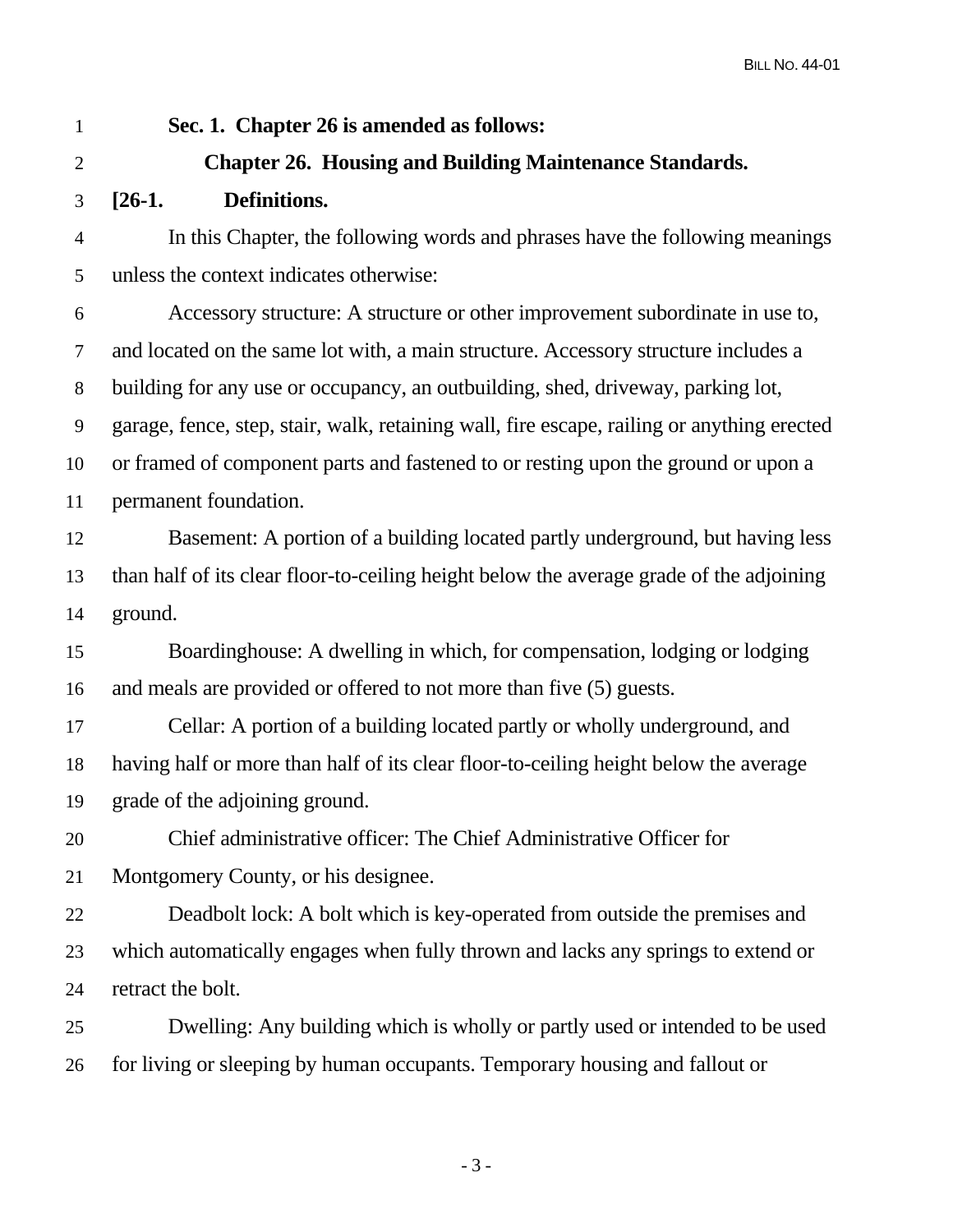**Sec. 1. Chapter 26 is amended as follows:**

## Chapter 26. Housing and Building Maintenance Standards.

**[26-1. Definitions.**

In this Chapter, the following words and phrases have the following meanings unless the context indicates otherwise:

Accessory structure: A structure or other improvement subordinate in use to, and located on the same lot with, a main structure. Accessory structure includes a building for any use or occupancy, an outbuilding, shed, driveway, parking lot, garage, fence, step, stair, walk, retaining wall, fire escape, railing or anything erected or framed of component parts and fastened to or resting upon the ground or upon a permanent foundation.

Basement: A portion of a building located partly underground, but having less than half of its clear floor-to-ceiling height below the average grade of the adjoining ground.

Boardinghouse: A dwelling in which, for compensation, lodging or lodging and meals are provided or offered to not more than five (5) guests.

Cellar: A portion of a building located partly or wholly underground, and having half or more than half of its clear floor-to-ceiling height below the average grade of the adjoining ground.

Chief administrative officer: The Chief Administrative Officer for Montgomery County, or his designee.

Deadbolt lock: A bolt which is key-operated from outside the premises and which automatically engages when fully thrown and lacks any springs to extend or retract the bolt.

Dwelling: Any building which is wholly or partly used or intended to be used for living or sleeping by human occupants. Temporary housing and fallout or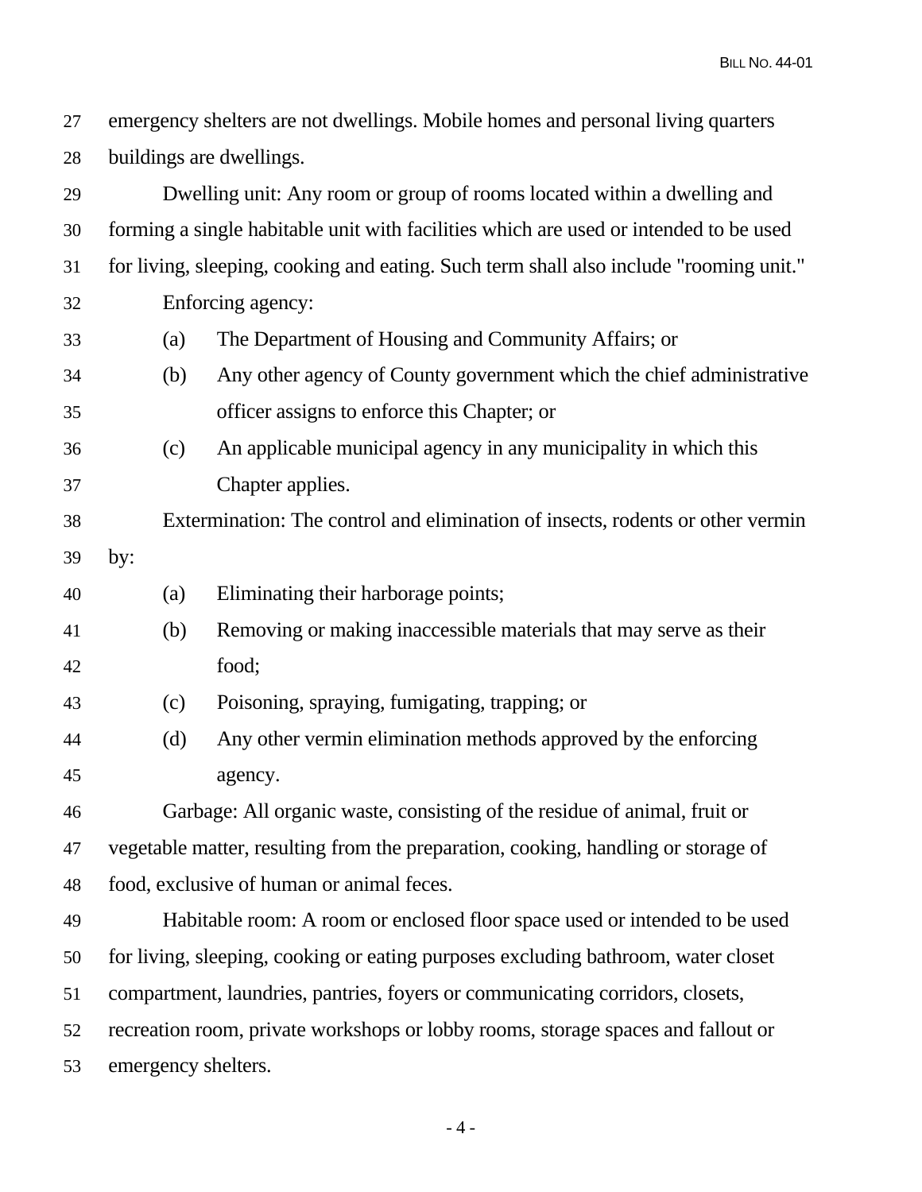emergency shelters are not dwellings. Mobile homes and personal living quarters buildings are dwellings.

Dwelling unit: Any room or group of rooms located within a dwelling and forming a single habitable unit with facilities which are used or intended to be used for living, sleeping, cooking and eating. Such term shall also include "rooming unit."

Enforcing agency:

(a) The Department of Housing and Community Affairs; or

(b) Any other agency of County government which the chief administrative officer assigns to enforce this Chapter; or

(c) An applicable municipal agency in any municipality in which this Chapter applies.

Extermination: The control and elimination of insects, rodents or other vermin by:

(a) Eliminating their harborage points;

(b) Removing or making inaccessible materials that may serve as their food;

(c) Poisoning, spraying, fumigating, trapping; or

(d) Any other vermin elimination methods approved by the enforcing agency.

Garbage: All organic waste, consisting of the residue of animal, fruit or vegetable matter, resulting from the preparation, cooking, handling or storage of food, exclusive of human or animal feces.

Habitable room: A room or enclosed floor space used or intended to be used for living, sleeping, cooking or eating purposes excluding bathroom, water closet compartment, laundries, pantries, foyers or communicating corridors, closets, recreation room, private workshops or lobby rooms, storage spaces and fallout or emergency shelters.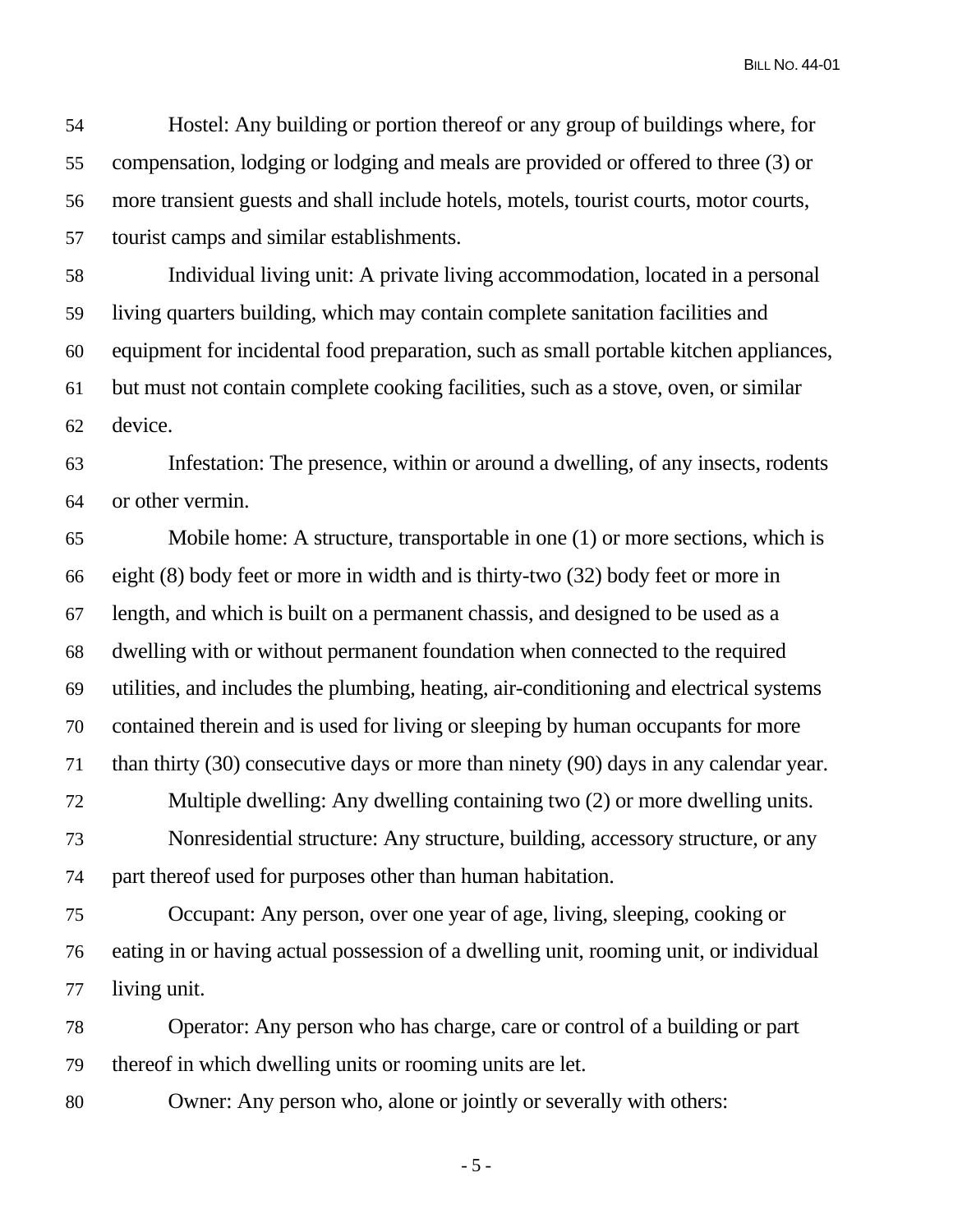Hostel: Any building or portion thereof or any group of buildings where, for compensation, lodging or lodging and meals are provided or offered to three (3) or more transient guests and shall include hotels, motels, tourist courts, motor courts, tourist camps and similar establishments.

Individual living unit: A private living accommodation, located in a personal living quarters building, which may contain complete sanitation facilities and equipment for incidental food preparation, such as small portable kitchen appliances, but must not contain complete cooking facilities, such as a stove, oven, or similar device.

Infestation: The presence, within or around a dwelling, of any insects, rodents or other vermin.

Mobile home: A structure, transportable in one (1) or more sections, which is eight (8) body feet or more in width and is thirty-two (32) body feet or more in length, and which is built on a permanent chassis, and designed to be used as a dwelling with or without permanent foundation when connected to the required utilities, and includes the plumbing, heating, air-conditioning and electrical systems contained therein and is used for living or sleeping by human occupants for more than thirty (30) consecutive days or more than ninety (90) days in any calendar year.

Multiple dwelling: Any dwelling containing two (2) or more dwelling units.

Nonresidential structure: Any structure, building, accessory structure, or any part thereof used for purposes other than human habitation.

Occupant: Any person, over one year of age, living, sleeping, cooking or eating in or having actual possession of a dwelling unit, rooming unit, or individual living unit.

Operator: Any person who has charge, care or control of a building or part thereof in which dwelling units or rooming units are let.

Owner: Any person who, alone or jointly or severally with others: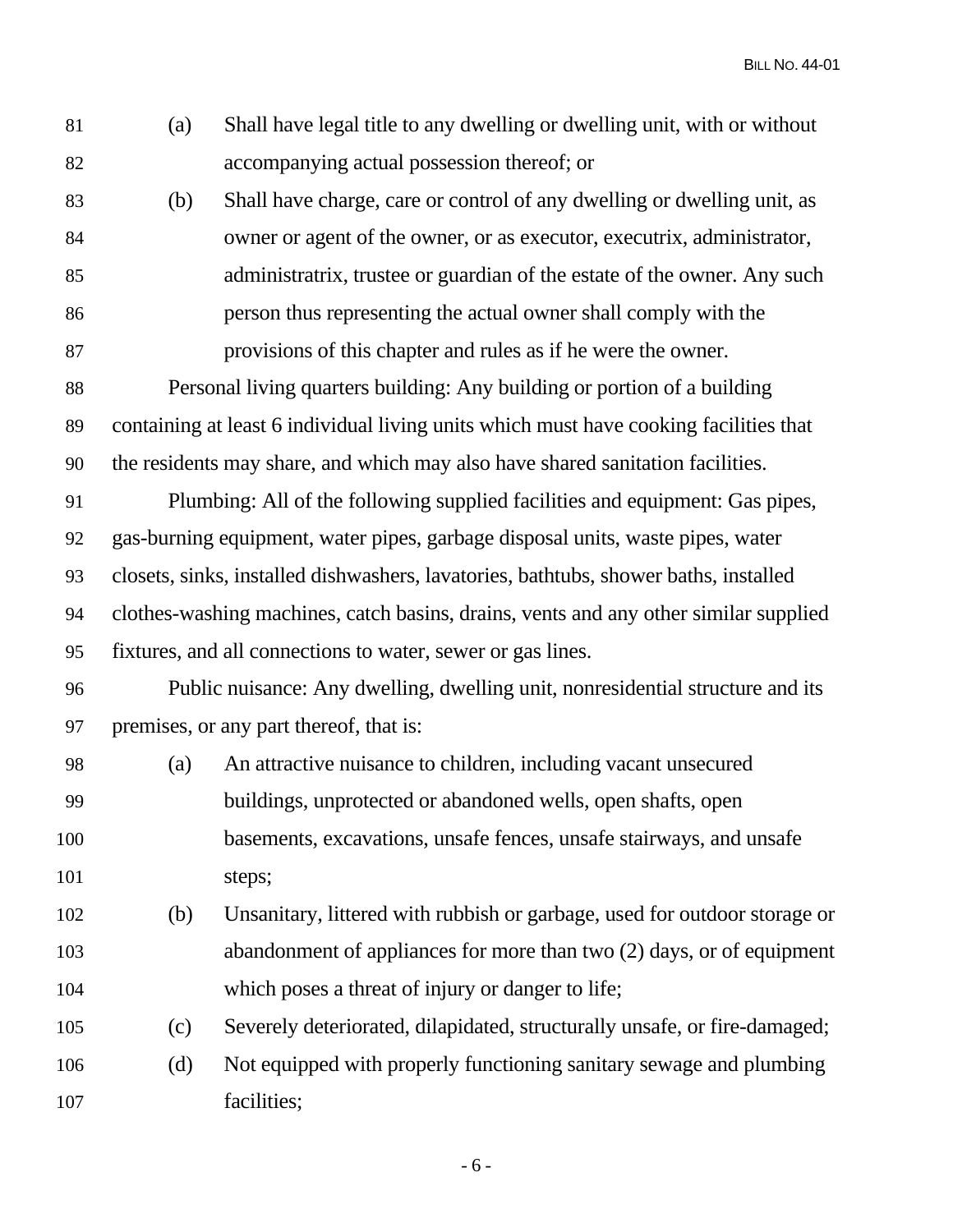(a) Shall have legal title to any dwelling or dwelling unit, with or without accompanying actual possession thereof; or

(b) Shall have charge, care or control of any dwelling or dwelling unit, as owner or agent of the owner, or as executor, executrix, administrator, administratrix, trustee or guardian of the estate of the owner. Any such person thus representing the actual owner shall comply with the provisions of this chapter and rules as if he were the owner.

Personal living quarters building: Any building or portion of a building containing at least 6 individual living units which must have cooking facilities that the residents may share, and which may also have shared sanitation facilities.

Plumbing: All of the following supplied facilities and equipment: Gas pipes, gas-burning equipment, water pipes, garbage disposal units, waste pipes, water closets, sinks, installed dishwashers, lavatories, bathtubs, shower baths, installed clothes-washing machines, catch basins, drains, vents and any other similar supplied fixtures, and all connections to water, sewer or gas lines.

Public nuisance: Any dwelling, dwelling unit, nonresidential structure and its premises, or any part thereof, that is:

(a) An attractive nuisance to children, including vacant unsecured buildings, unprotected or abandoned wells, open shafts, open basements, excavations, unsafe fences, unsafe stairways, and unsafe steps;

(b) Unsanitary, littered with rubbish or garbage, used for outdoor storage or abandonment of appliances for more than two (2) days, or of equipment which poses a threat of injury or danger to life;

(c) Severely deteriorated, dilapidated, structurally unsafe, or fire-damaged;

(d) Not equipped with properly functioning sanitary sewage and plumbing facilities;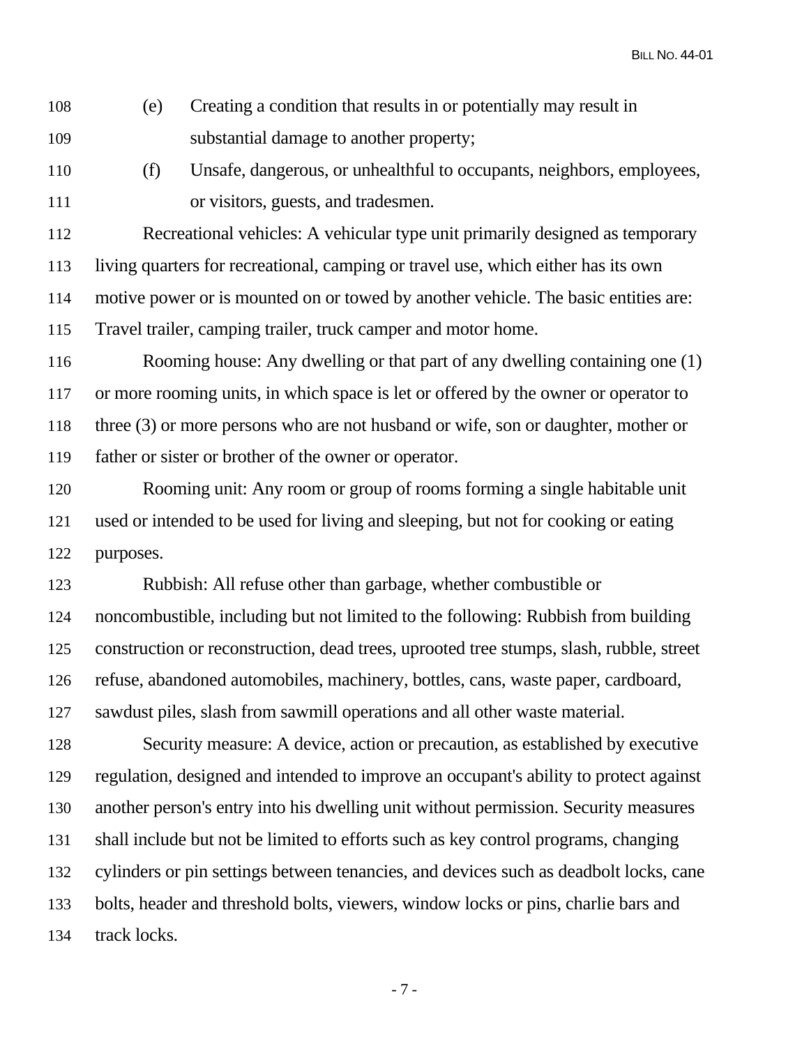(e) Creating a condition that results in or potentially may result in substantial damage to another property;

(f) Unsafe, dangerous, or unhealthful to occupants, neighbors, employees, or visitors, guests, and tradesmen.

Recreational vehicles: A vehicular type unit primarily designed as temporary living quarters for recreational, camping or travel use, which either has its own motive power or is mounted on or towed by another vehicle. The basic entities are: Travel trailer, camping trailer, truck camper and motor home.

Rooming house: Any dwelling or that part of any dwelling containing one (1) or more rooming units, in which space is let or offered by the owner or operator to three (3) or more persons who are not husband or wife, son or daughter, mother or father or sister or brother of the owner or operator.

Rooming unit: Any room or group of rooms forming a single habitable unit used or intended to be used for living and sleeping, but not for cooking or eating purposes.

Rubbish: All refuse other than garbage, whether combustible or noncombustible, including but not limited to the following: Rubbish from building construction or reconstruction, dead trees, uprooted tree stumps, slash, rubble, street refuse, abandoned automobiles, machinery, bottles, cans, waste paper, cardboard, sawdust piles, slash from sawmill operations and all other waste material.

Security measure: A device, action or precaution, as established by executive regulation, designed and intended to improve an occupant's ability to protect against another person's entry into his dwelling unit without permission. Security measures shall include but not be limited to efforts such as key control programs, changing cylinders or pin settings between tenancies, and devices such as deadbolt locks, cane bolts, header and threshold bolts, viewers, window locks or pins, charlie bars and track locks.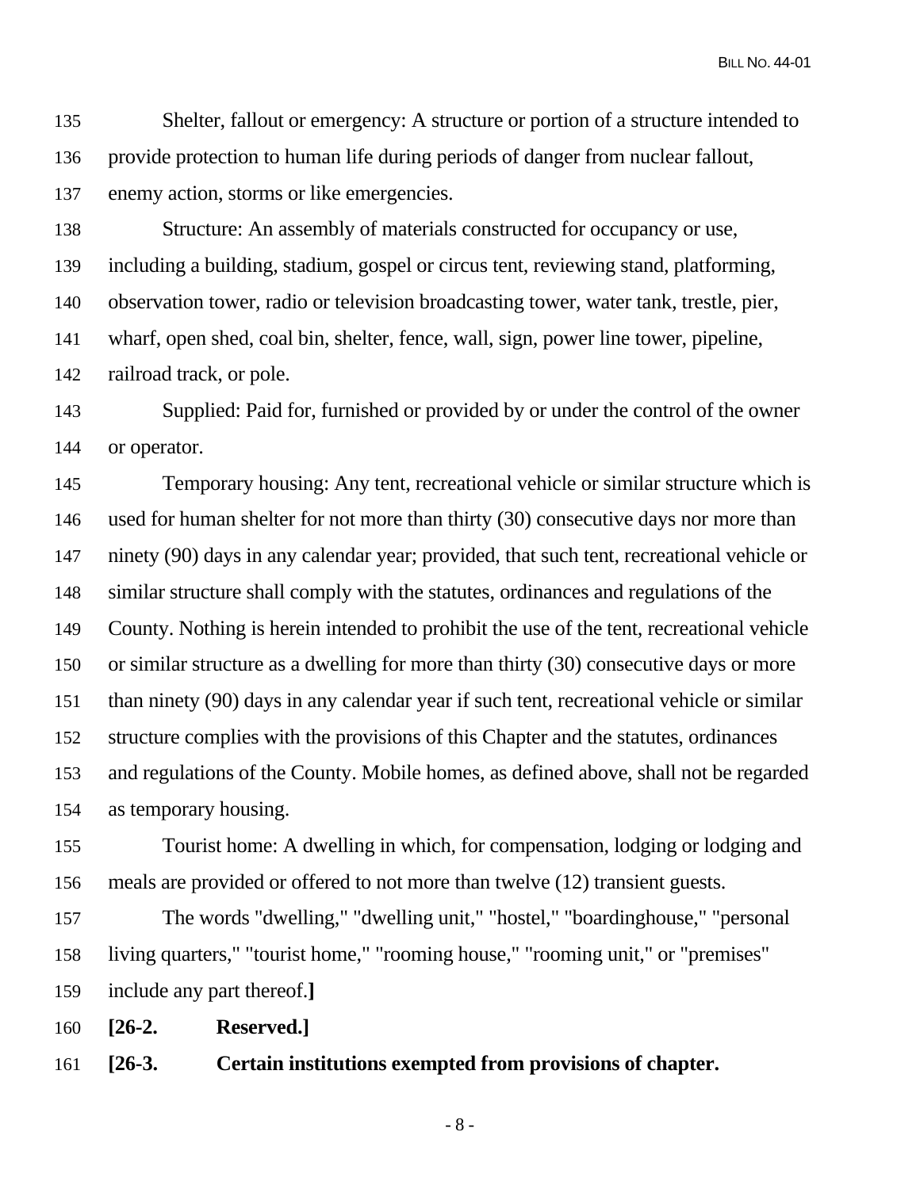Shelter, fallout or emergency: A structure or portion of a structure intended to provide protection to human life during periods of danger from nuclear fallout, enemy action, storms or like emergencies.

Structure: An assembly of materials constructed for occupancy or use, including a building, stadium, gospel or circus tent, reviewing stand, platforming, observation tower, radio or television broadcasting tower, water tank, trestle, pier, wharf, open shed, coal bin, shelter, fence, wall, sign, power line tower, pipeline, railroad track, or pole.

Supplied: Paid for, furnished or provided by or under the control of the owner or operator.

Temporary housing: Any tent, recreational vehicle or similar structure which is used for human shelter for not more than thirty (30) consecutive days nor more than ninety (90) days in any calendar year; provided, that such tent, recreational vehicle or similar structure shall comply with the statutes, ordinances and regulations of the County. Nothing is herein intended to prohibit the use of the tent, recreational vehicle or similar structure as a dwelling for more than thirty (30) consecutive days or more than ninety (90) days in any calendar year if such tent, recreational vehicle or similar structure complies with the provisions of this Chapter and the statutes, ordinances and regulations of the County. Mobile homes, as defined above, shall not be regarded as temporary housing.

Tourist home: A dwelling in which, for compensation, lodging or lodging and meals are provided or offered to not more than twelve (12) transient guests.

The words "dwelling," "dwelling unit," "hostel," "boardinghouse," "personal living quarters," "tourist home," "rooming house," "rooming unit," or "premises" include any part thereof.**]**

**[26-2. Reserved.]**

**[26-3. Certain institutions exempted from provisions of chapter.**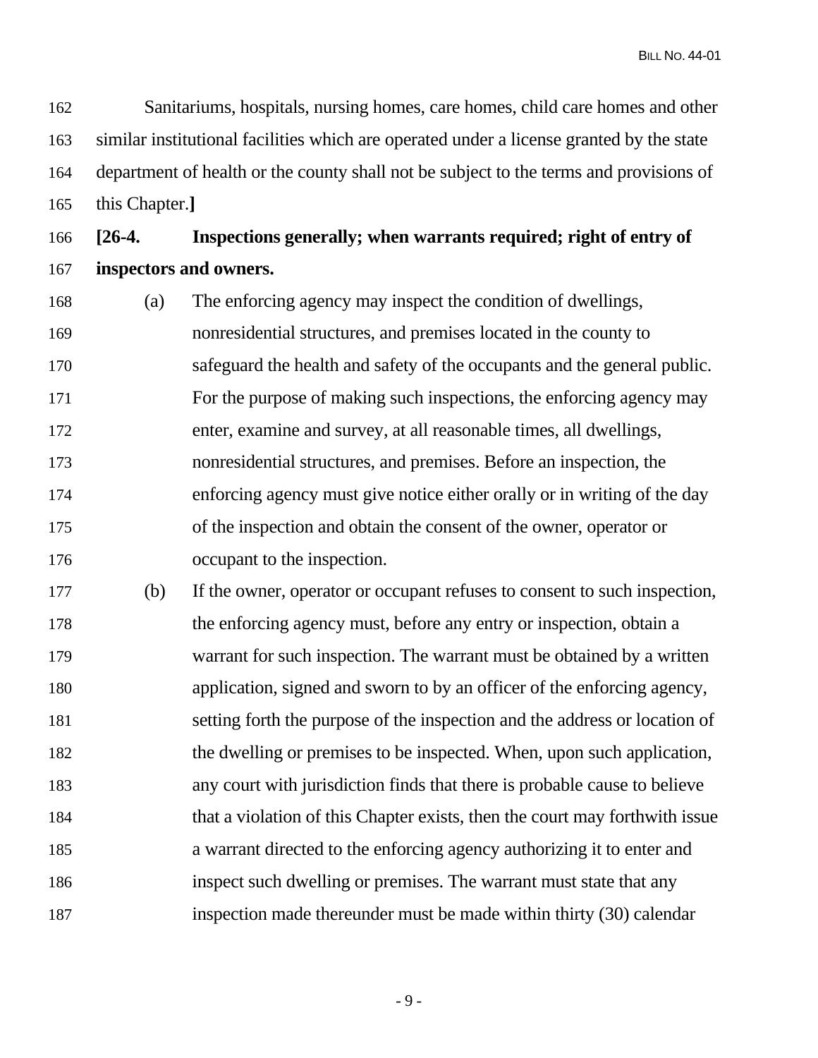Sanitariums, hospitals, nursing homes, care homes, child care homes and other similar institutional facilities which are operated under a license granted by the state department of health or the county shall not be subject to the terms and provisions of this Chapter.**]**

**[26-4. Inspections generally; when warrants required; right of entry of inspectors and owners.**

(a) The enforcing agency may inspect the condition of dwellings, nonresidential structures, and premises located in the county to safeguard the health and safety of the occupants and the general public. For the purpose of making such inspections, the enforcing agency may enter, examine and survey, at all reasonable times, all dwellings, nonresidential structures, and premises. Before an inspection, the enforcing agency must give notice either orally or in writing of the day of the inspection and obtain the consent of the owner, operator or occupant to the inspection.

(b) If the owner, operator or occupant refuses to consent to such inspection, the enforcing agency must, before any entry or inspection, obtain a warrant for such inspection. The warrant must be obtained by a written application, signed and sworn to by an officer of the enforcing agency, setting forth the purpose of the inspection and the address or location of the dwelling or premises to be inspected. When, upon such application, any court with jurisdiction finds that there is probable cause to believe that a violation of this Chapter exists, then the court may forthwith issue a warrant directed to the enforcing agency authorizing it to enter and inspect such dwelling or premises. The warrant must state that any inspection made thereunder must be made within thirty (30) calendar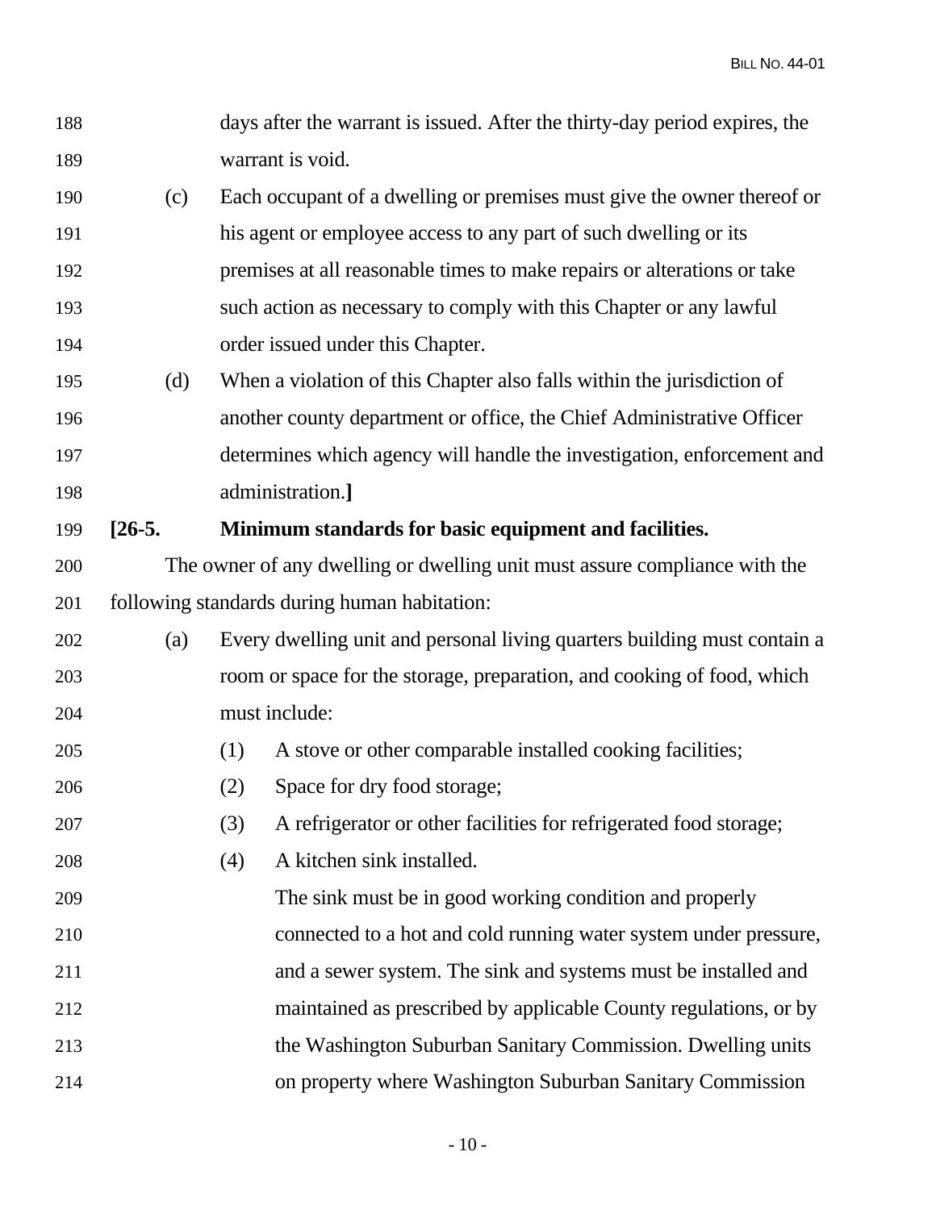days after the warrant is issued. After the thirty-day period expires, the warrant is void.

(c) Each occupant of a dwelling or premises must give the owner thereof or his agent or employee access to any part of such dwelling or its premises at all reasonable times to make repairs or alterations or take such action as necessary to comply with this Chapter or any lawful order issued under this Chapter.

(d) When a violation of this Chapter also falls within the jurisdiction of another county department or office, the Chief Administrative Officer determines which agency will handle the investigation, enforcement and administration.**]**

**[26-5. Minimum standards for basic equipment and facilities.**

The owner of any dwelling or dwelling unit must assure compliance with the following standards during human habitation:

(a) Every dwelling unit and personal living quarters building must contain a room or space for the storage, preparation, and cooking of food, which must include:

(1) A stove or other comparable installed cooking facilities;

(2) Space for dry food storage;

(3) A refrigerator or other facilities for refrigerated food storage;

(4) A kitchen sink installed.

The sink must be in good working condition and properly connected to a hot and cold running water system under pressure, and a sewer system. The sink and systems must be installed and maintained as prescribed by applicable County regulations, or by the Washington Suburban Sanitary Commission. Dwelling units on property where Washington Suburban Sanitary Commission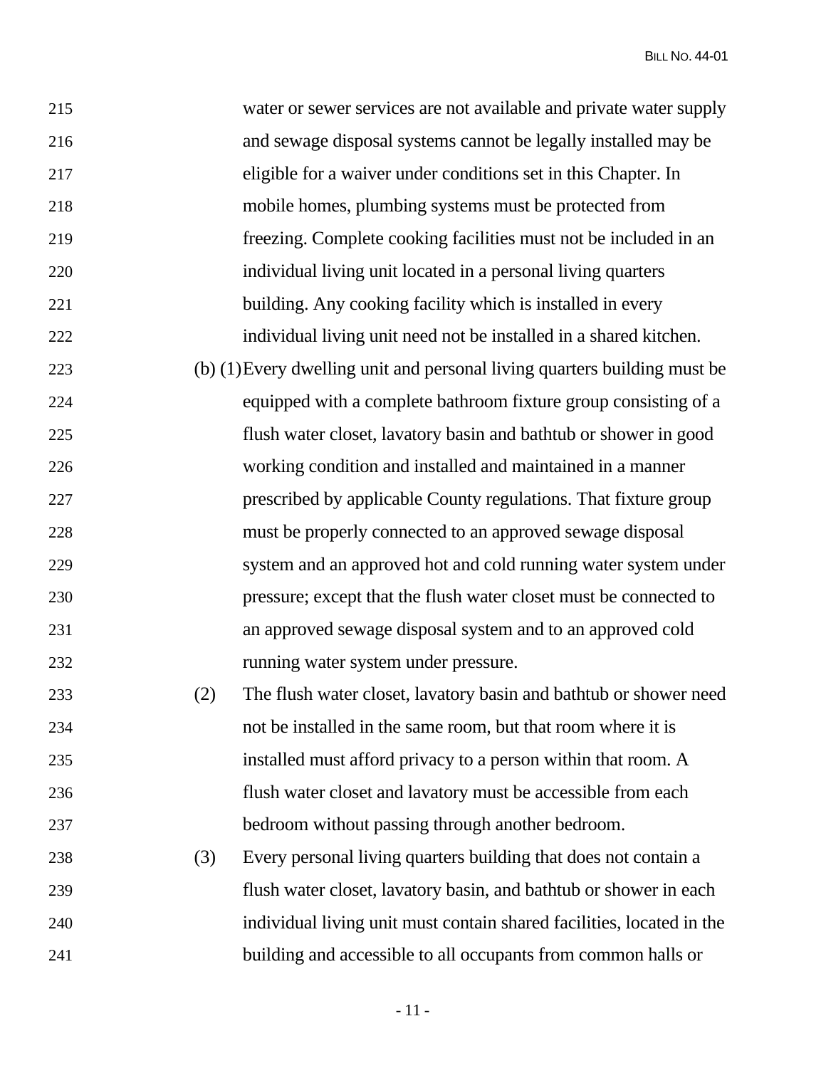water or sewer services are not available and private water supply and sewage disposal systems cannot be legally installed may be eligible for a waiver under conditions set in this Chapter. In mobile homes, plumbing systems must be protected from freezing. Complete cooking facilities must not be included in an individual living unit located in a personal living quarters building. Any cooking facility which is installed in every individual living unit need not be installed in a shared kitchen.

(b) (1) Every dwelling unit and personal living quarters building must be equipped with a complete bathroom fixture group consisting of a flush water closet, lavatory basin and bathtub or shower in good working condition and installed and maintained in a manner prescribed by applicable County regulations. That fixture group must be properly connected to an approved sewage disposal system and an approved hot and cold running water system under pressure; except that the flush water closet must be connected to an approved sewage disposal system and to an approved cold running water system under pressure.

(2) The flush water closet, lavatory basin and bathtub or shower need not be installed in the same room, but that room where it is installed must afford privacy to a person within that room. A flush water closet and lavatory must be accessible from each bedroom without passing through another bedroom.

(3) Every personal living quarters building that does not contain a flush water closet, lavatory basin, and bathtub or shower in each individual living unit must contain shared facilities, located in the building and accessible to all occupants from common halls or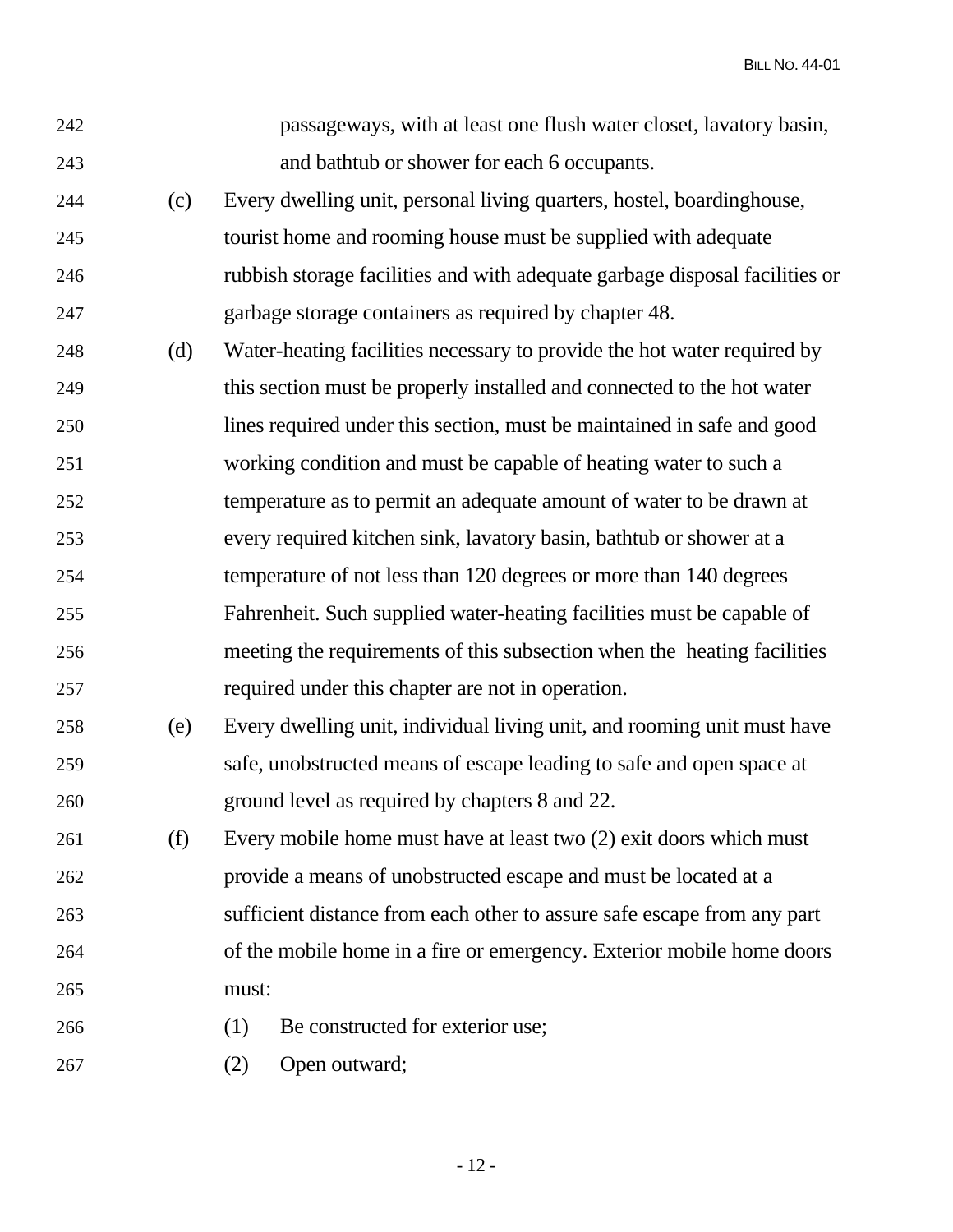passageways, with at least one flush water closet, lavatory basin, and bathtub or shower for each 6 occupants.

(c) Every dwelling unit, personal living quarters, hostel, boardinghouse, tourist home and rooming house must be supplied with adequate rubbish storage facilities and with adequate garbage disposal facilities or garbage storage containers as required by chapter 48.

(d) Water-heating facilities necessary to provide the hot water required by this section must be properly installed and connected to the hot water lines required under this section, must be maintained in safe and good working condition and must be capable of heating water to such a temperature as to permit an adequate amount of water to be drawn at every required kitchen sink, lavatory basin, bathtub or shower at a temperature of not less than 120 degrees or more than 140 degrees Fahrenheit. Such supplied water-heating facilities must be capable of meeting the requirements of this subsection when the heating facilities required under this chapter are not in operation.

(e) Every dwelling unit, individual living unit, and rooming unit must have safe, unobstructed means of escape leading to safe and open space at ground level as required by chapters 8 and 22.

(f) Every mobile home must have at least two (2) exit doors which must provide a means of unobstructed escape and must be located at a sufficient distance from each other to assure safe escape from any part of the mobile home in a fire or emergency. Exterior mobile home doors must:

(1) Be constructed for exterior use;

(2) Open outward;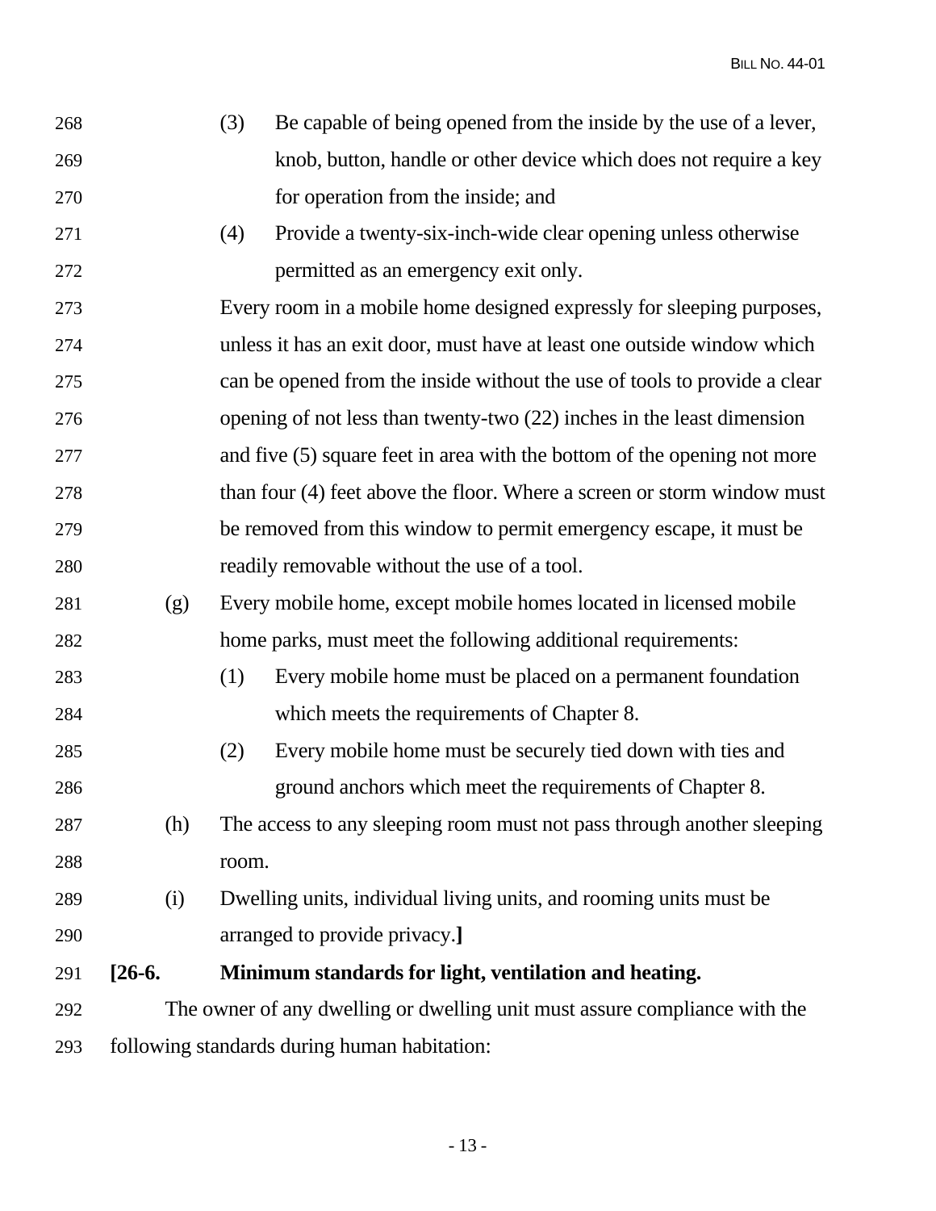(3) Be capable of being opened from the inside by the use of a lever, knob, button, handle or other device which does not require a key for operation from the inside; and

(4) Provide a twenty-six-inch-wide clear opening unless otherwise permitted as an emergency exit only.

Every room in a mobile home designed expressly for sleeping purposes, unless it has an exit door, must have at least one outside window which can be opened from the inside without the use of tools to provide a clear opening of not less than twenty-two (22) inches in the least dimension and five (5) square feet in area with the bottom of the opening not more than four (4) feet above the floor. Where a screen or storm window must be removed from this window to permit emergency escape, it must be readily removable without the use of a tool.

(g) Every mobile home, except mobile homes located in licensed mobile home parks, must meet the following additional requirements:

(1) Every mobile home must be placed on a permanent foundation which meets the requirements of Chapter 8.

(2) Every mobile home must be securely tied down with ties and ground anchors which meet the requirements of Chapter 8.

(h) The access to any sleeping room must not pass through another sleeping room.

(i) Dwelling units, individual living units, and rooming units must be arranged to provide privacy.**]**

**[26-6. Minimum standards for light, ventilation and heating.**

The owner of any dwelling or dwelling unit must assure compliance with the following standards during human habitation: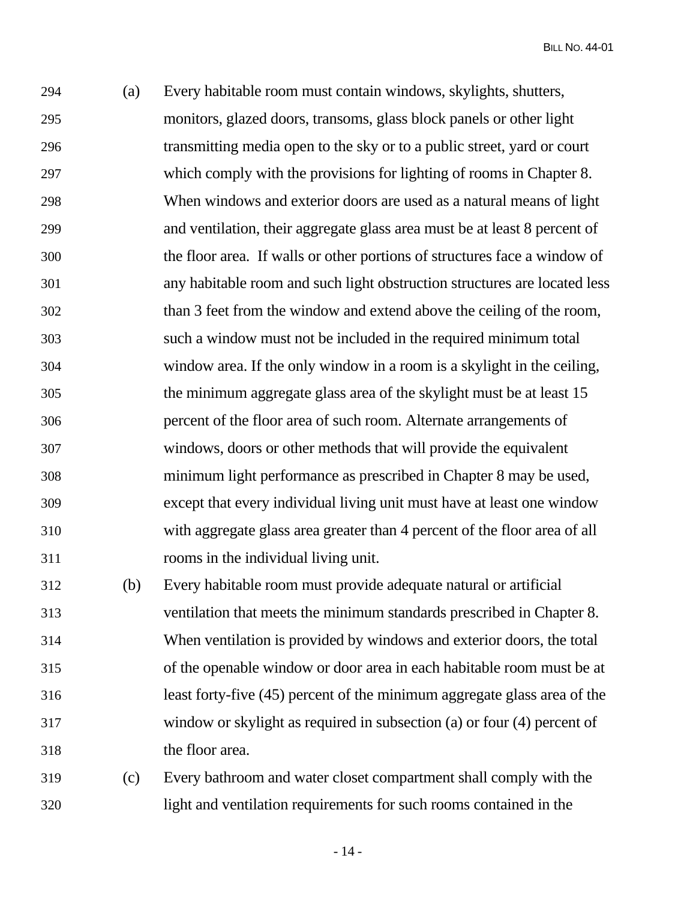(a) Every habitable room must contain windows, skylights, shutters, monitors, glazed doors, transoms, glass block panels or other light transmitting media open to the sky or to a public street, yard or court which comply with the provisions for lighting of rooms in Chapter 8. When windows and exterior doors are used as a natural means of light and ventilation, their aggregate glass area must be at least 8 percent of the floor area. If walls or other portions of structures face a window of any habitable room and such light obstruction structures are located less than 3 feet from the window and extend above the ceiling of the room, such a window must not be included in the required minimum total window area. If the only window in a room is a skylight in the ceiling, the minimum aggregate glass area of the skylight must be at least 15 percent of the floor area of such room. Alternate arrangements of windows, doors or other methods that will provide the equivalent minimum light performance as prescribed in Chapter 8 may be used, except that every individual living unit must have at least one window with aggregate glass area greater than 4 percent of the floor area of all rooms in the individual living unit.

(b) Every habitable room must provide adequate natural or artificial ventilation that meets the minimum standards prescribed in Chapter 8. When ventilation is provided by windows and exterior doors, the total of the openable window or door area in each habitable room must be at least forty-five (45) percent of the minimum aggregate glass area of the window or skylight as required in subsection (a) or four (4) percent of the floor area.

(c) Every bathroom and water closet compartment shall comply with the light and ventilation requirements for such rooms contained in the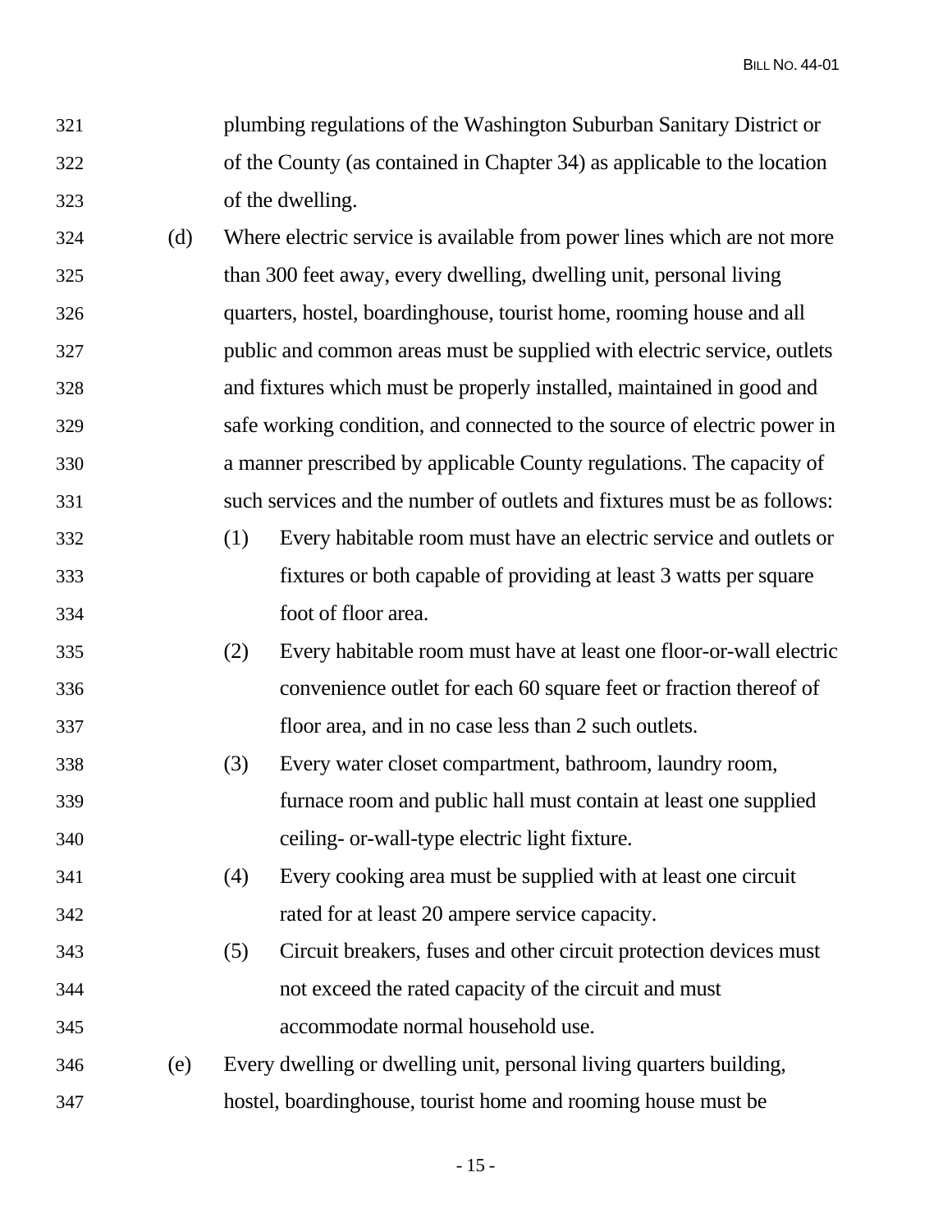plumbing regulations of the Washington Suburban Sanitary District or of the County (as contained in Chapter 34) as applicable to the location of the dwelling.

(d) Where electric service is available from power lines which are not more than 300 feet away, every dwelling, dwelling unit, personal living quarters, hostel, boardinghouse, tourist home, rooming house and all public and common areas must be supplied with electric service, outlets and fixtures which must be properly installed, maintained in good and safe working condition, and connected to the source of electric power in a manner prescribed by applicable County regulations. The capacity of such services and the number of outlets and fixtures must be as follows:

(1) Every habitable room must have an electric service and outlets or fixtures or both capable of providing at least 3 watts per square foot of floor area.

(2) Every habitable room must have at least one floor-or-wall electric convenience outlet for each 60 square feet or fraction thereof of floor area, and in no case less than 2 such outlets.

(3) Every water closet compartment, bathroom, laundry room, furnace room and public hall must contain at least one supplied ceiling- or-wall-type electric light fixture.

(4) Every cooking area must be supplied with at least one circuit rated for at least 20 ampere service capacity.

(5) Circuit breakers, fuses and other circuit protection devices must not exceed the rated capacity of the circuit and must accommodate normal household use.

(e) Every dwelling or dwelling unit, personal living quarters building, hostel, boardinghouse, tourist home and rooming house must be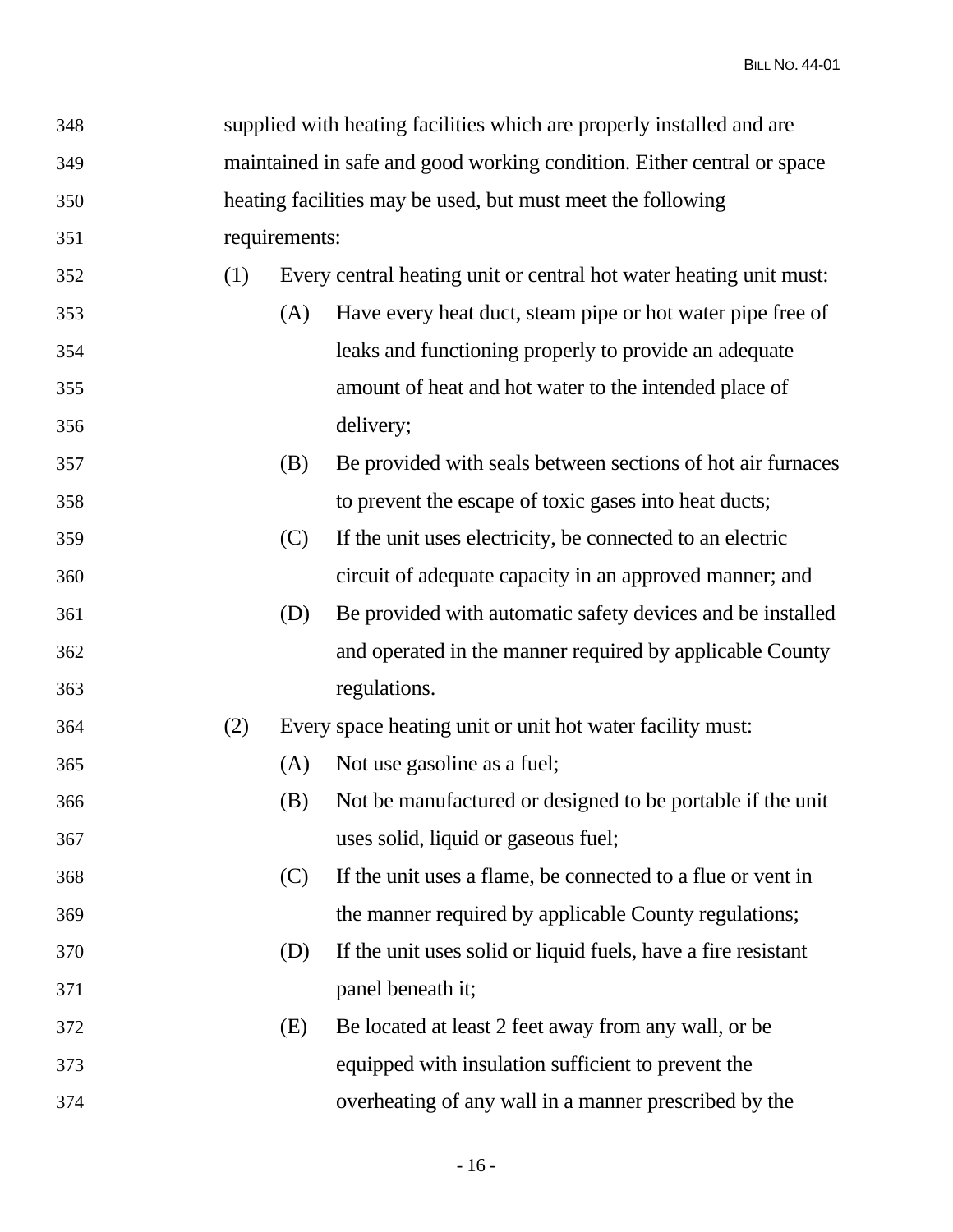supplied with heating facilities which are properly installed and are maintained in safe and good working condition. Either central or space heating facilities may be used, but must meet the following requirements:

(1) Every central heating unit or central hot water heating unit must:

  (A) Have every heat duct, steam pipe or hot water pipe free of leaks and functioning properly to provide an adequate amount of heat and hot water to the intended place of delivery;

  (B) Be provided with seals between sections of hot air furnaces to prevent the escape of toxic gases into heat ducts;

  (C) If the unit uses electricity, be connected to an electric circuit of adequate capacity in an approved manner; and

  (D) Be provided with automatic safety devices and be installed and operated in the manner required by applicable County regulations.

(2) Every space heating unit or unit hot water facility must:

  (A) Not use gasoline as a fuel;

  (B) Not be manufactured or designed to be portable if the unit uses solid, liquid or gaseous fuel;

  (C) If the unit uses a flame, be connected to a flue or vent in the manner required by applicable County regulations;

  (D) If the unit uses solid or liquid fuels, have a fire resistant panel beneath it;

  (E) Be located at least 2 feet away from any wall, or be equipped with insulation sufficient to prevent the overheating of any wall in a manner prescribed by the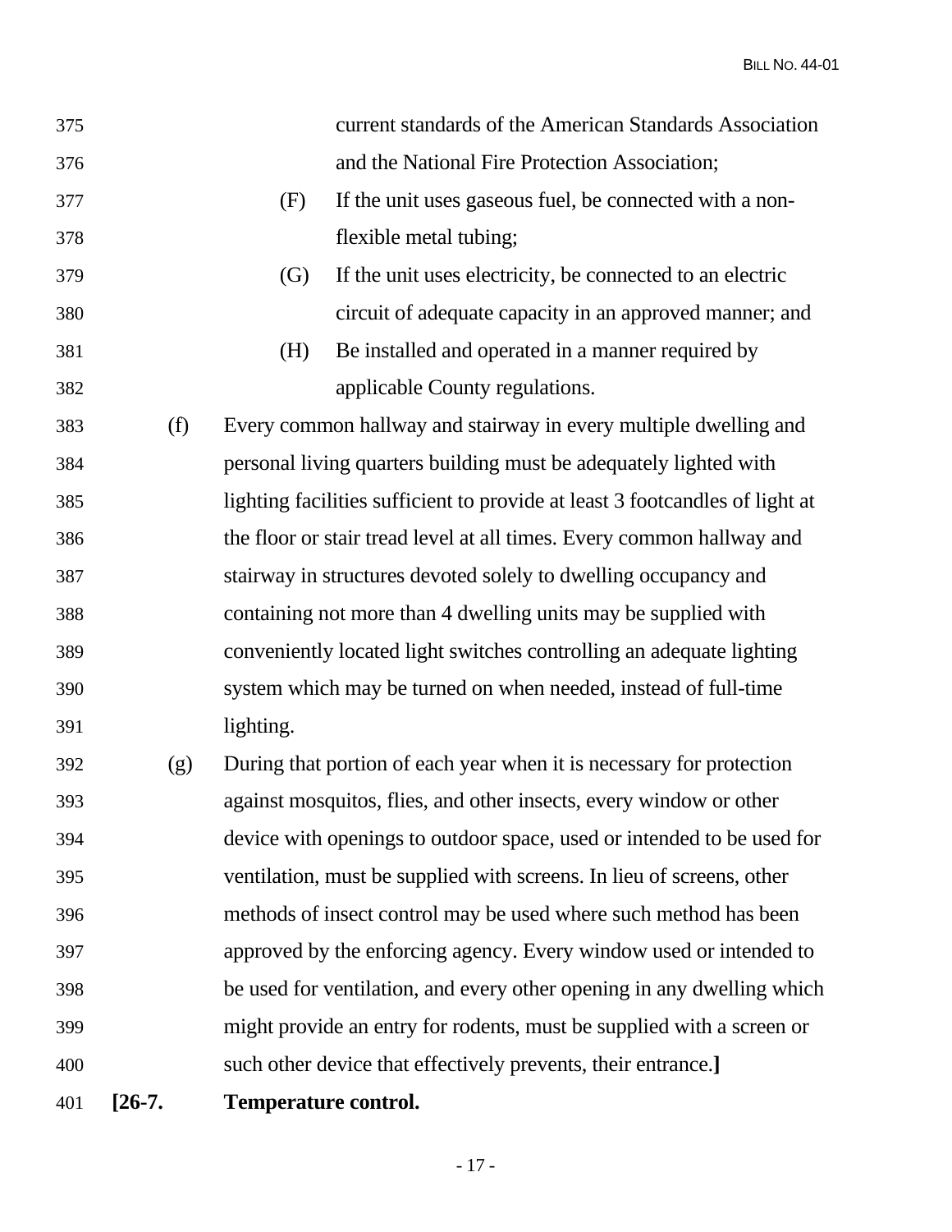current standards of the American Standards Association and the National Fire Protection Association;

(F) If the unit uses gaseous fuel, be connected with a non-flexible metal tubing;

(G) If the unit uses electricity, be connected to an electric circuit of adequate capacity in an approved manner; and

(H) Be installed and operated in a manner required by applicable County regulations.

(f) Every common hallway and stairway in every multiple dwelling and personal living quarters building must be adequately lighted with lighting facilities sufficient to provide at least 3 footcandles of light at the floor or stair tread level at all times. Every common hallway and stairway in structures devoted solely to dwelling occupancy and containing not more than 4 dwelling units may be supplied with conveniently located light switches controlling an adequate lighting system which may be turned on when needed, instead of full-time lighting.

(g) During that portion of each year when it is necessary for protection against mosquitos, flies, and other insects, every window or other device with openings to outdoor space, used or intended to be used for ventilation, must be supplied with screens. In lieu of screens, other methods of insect control may be used where such method has been approved by the enforcing agency. Every window used or intended to be used for ventilation, and every other opening in any dwelling which might provide an entry for rodents, must be supplied with a screen or such other device that effectively prevents, their entrance.**]**

**[26-7. Temperature control.**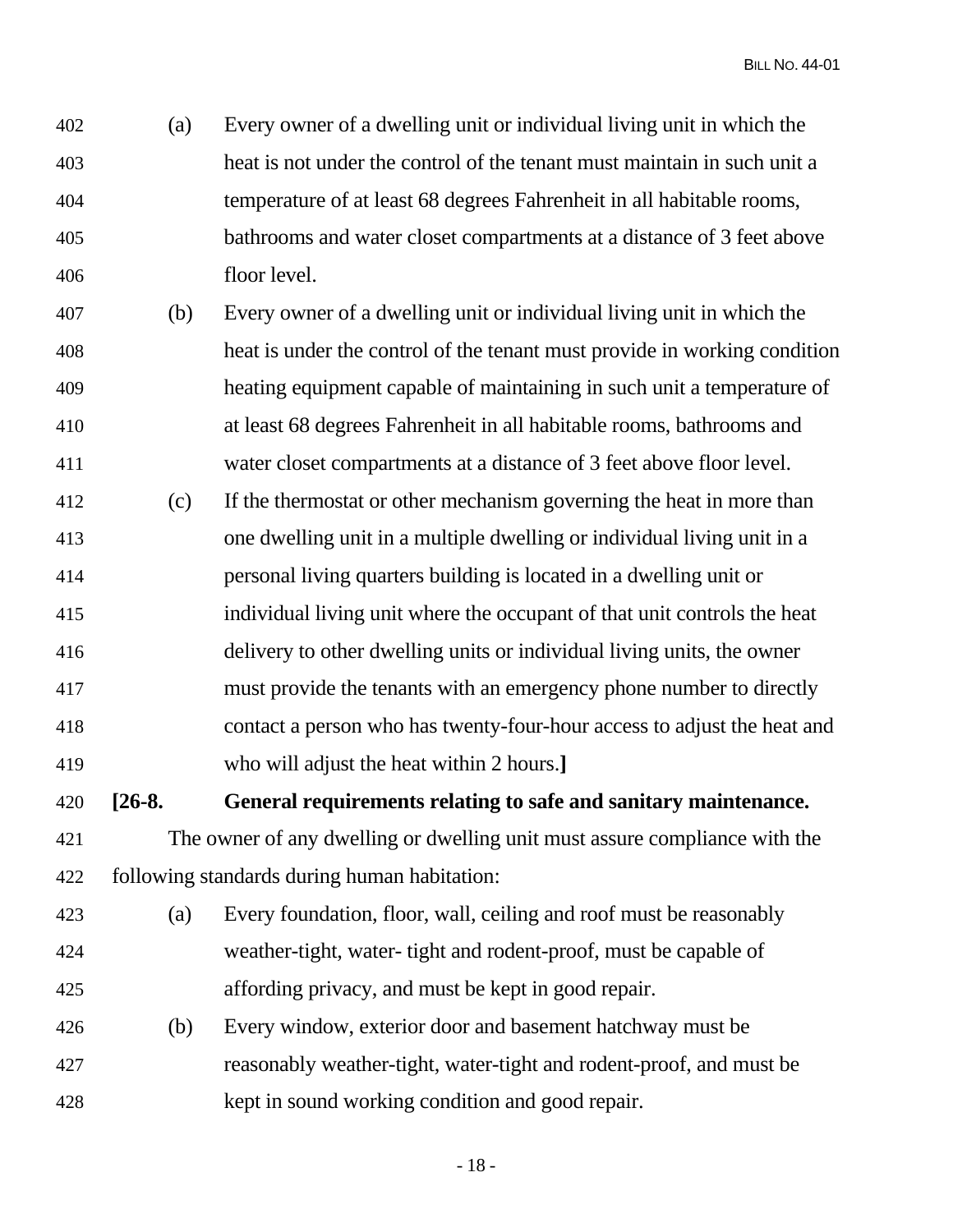(a) Every owner of a dwelling unit or individual living unit in which the heat is not under the control of the tenant must maintain in such unit a temperature of at least 68 degrees Fahrenheit in all habitable rooms, bathrooms and water closet compartments at a distance of 3 feet above floor level.

(b) Every owner of a dwelling unit or individual living unit in which the heat is under the control of the tenant must provide in working condition heating equipment capable of maintaining in such unit a temperature of at least 68 degrees Fahrenheit in all habitable rooms, bathrooms and water closet compartments at a distance of 3 feet above floor level.

(c) If the thermostat or other mechanism governing the heat in more than one dwelling unit in a multiple dwelling or individual living unit in a personal living quarters building is located in a dwelling unit or individual living unit where the occupant of that unit controls the heat delivery to other dwelling units or individual living units, the owner must provide the tenants with an emergency phone number to directly contact a person who has twenty-four-hour access to adjust the heat and who will adjust the heat within 2 hours.**]**

**[26-8. General requirements relating to safe and sanitary maintenance.**

The owner of any dwelling or dwelling unit must assure compliance with the following standards during human habitation:

(a) Every foundation, floor, wall, ceiling and roof must be reasonably weather-tight, water- tight and rodent-proof, must be capable of affording privacy, and must be kept in good repair.

(b) Every window, exterior door and basement hatchway must be reasonably weather-tight, water-tight and rodent-proof, and must be kept in sound working condition and good repair.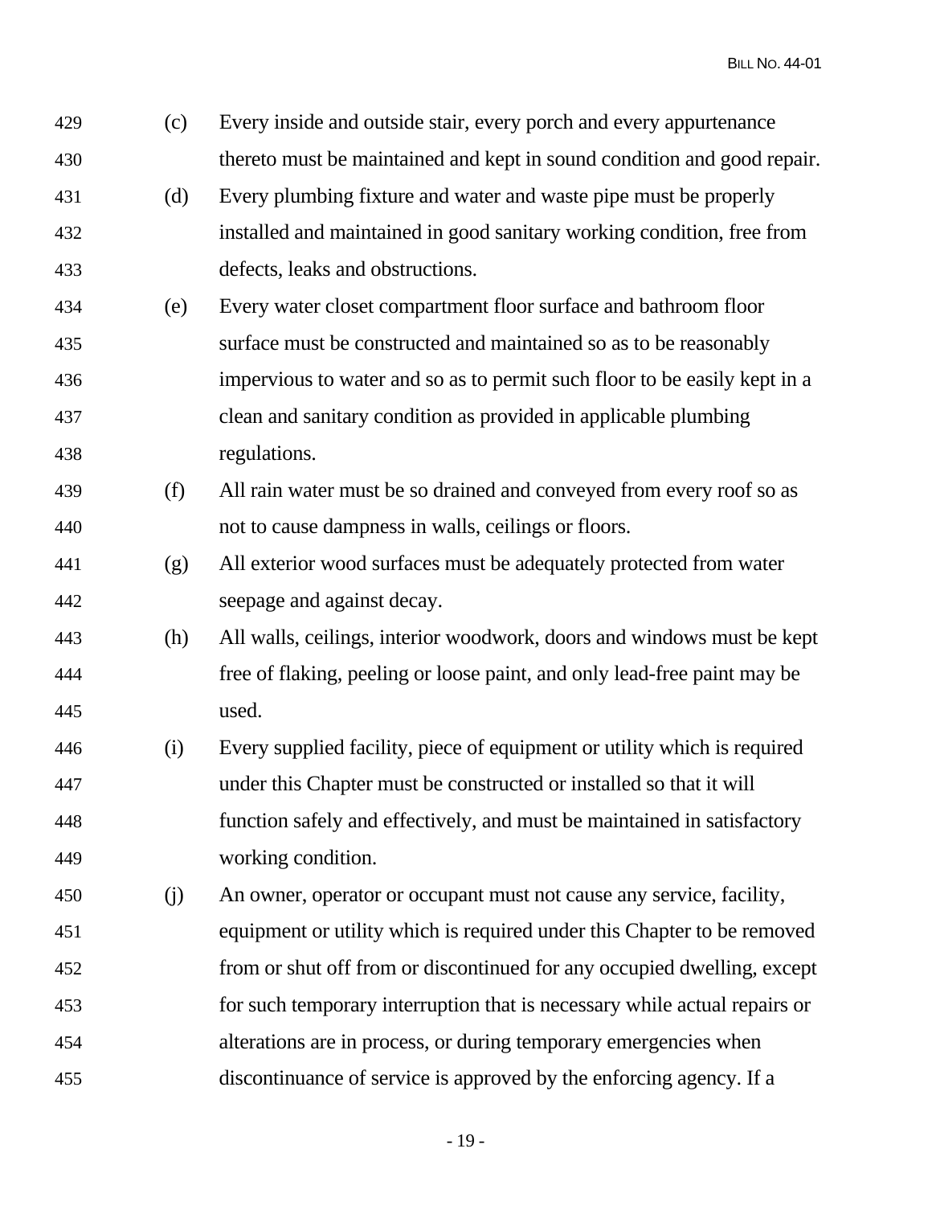(c) Every inside and outside stair, every porch and every appurtenance thereto must be maintained and kept in sound condition and good repair.

(d) Every plumbing fixture and water and waste pipe must be properly installed and maintained in good sanitary working condition, free from defects, leaks and obstructions.

(e) Every water closet compartment floor surface and bathroom floor surface must be constructed and maintained so as to be reasonably impervious to water and so as to permit such floor to be easily kept in a clean and sanitary condition as provided in applicable plumbing regulations.

(f) All rain water must be so drained and conveyed from every roof so as not to cause dampness in walls, ceilings or floors.

(g) All exterior wood surfaces must be adequately protected from water seepage and against decay.

(h) All walls, ceilings, interior woodwork, doors and windows must be kept free of flaking, peeling or loose paint, and only lead-free paint may be used.

(i) Every supplied facility, piece of equipment or utility which is required under this Chapter must be constructed or installed so that it will function safely and effectively, and must be maintained in satisfactory working condition.

(j) An owner, operator or occupant must not cause any service, facility, equipment or utility which is required under this Chapter to be removed from or shut off from or discontinued for any occupied dwelling, except for such temporary interruption that is necessary while actual repairs or alterations are in process, or during temporary emergencies when discontinuance of service is approved by the enforcing agency. If a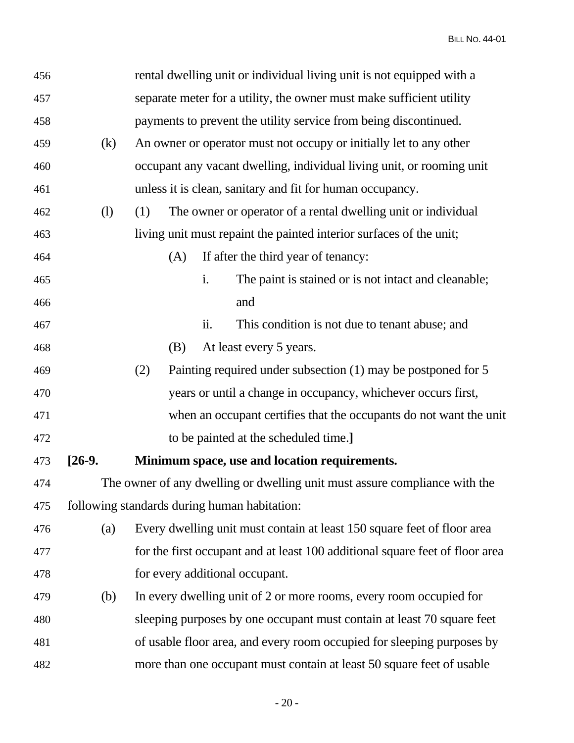rental dwelling unit or individual living unit is not equipped with a separate meter for a utility, the owner must make sufficient utility payments to prevent the utility service from being discontinued.

(k) An owner or operator must not occupy or initially let to any other occupant any vacant dwelling, individual living unit, or rooming unit unless it is clean, sanitary and fit for human occupancy.

(l) (1) The owner or operator of a rental dwelling unit or individual living unit must repaint the painted interior surfaces of the unit;

(A) If after the third year of tenancy:

i. The paint is stained or is not intact and cleanable; and

ii. This condition is not due to tenant abuse; and

(B) At least every 5 years.

(2) Painting required under subsection (1) may be postponed for 5 years or until a change in occupancy, whichever occurs first, when an occupant certifies that the occupants do not want the unit to be painted at the scheduled time.**]**

**[26-9. Minimum space, use and location requirements.**

The owner of any dwelling or dwelling unit must assure compliance with the following standards during human habitation:

(a) Every dwelling unit must contain at least 150 square feet of floor area for the first occupant and at least 100 additional square feet of floor area for every additional occupant.

(b) In every dwelling unit of 2 or more rooms, every room occupied for sleeping purposes by one occupant must contain at least 70 square feet of usable floor area, and every room occupied for sleeping purposes by more than one occupant must contain at least 50 square feet of usable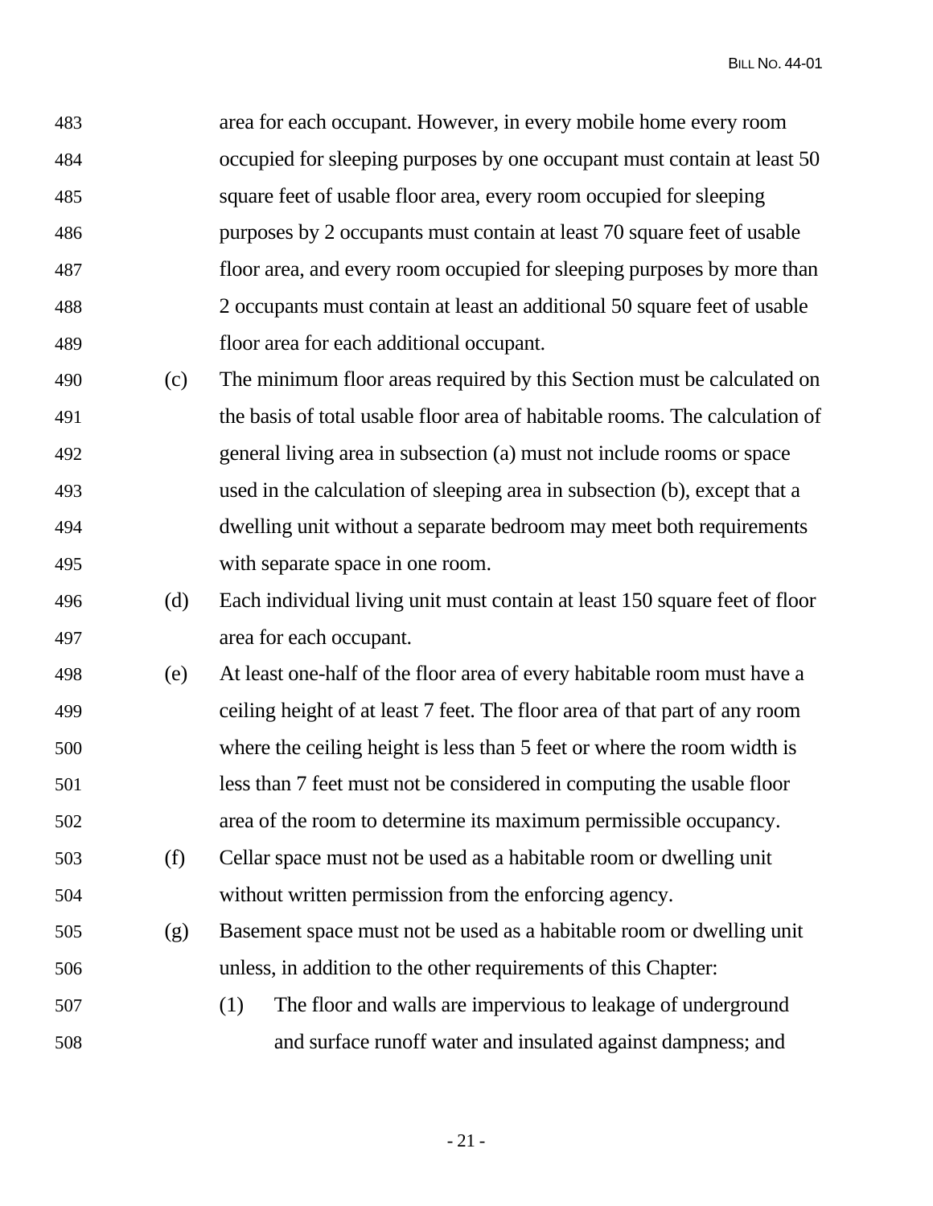area for each occupant. However, in every mobile home every room occupied for sleeping purposes by one occupant must contain at least 50 square feet of usable floor area, every room occupied for sleeping purposes by 2 occupants must contain at least 70 square feet of usable floor area, and every room occupied for sleeping purposes by more than 2 occupants must contain at least an additional 50 square feet of usable floor area for each additional occupant.

(c) The minimum floor areas required by this Section must be calculated on the basis of total usable floor area of habitable rooms. The calculation of general living area in subsection (a) must not include rooms or space used in the calculation of sleeping area in subsection (b), except that a dwelling unit without a separate bedroom may meet both requirements with separate space in one room.

(d) Each individual living unit must contain at least 150 square feet of floor area for each occupant.

(e) At least one-half of the floor area of every habitable room must have a ceiling height of at least 7 feet. The floor area of that part of any room where the ceiling height is less than 5 feet or where the room width is less than 7 feet must not be considered in computing the usable floor area of the room to determine its maximum permissible occupancy.

(f) Cellar space must not be used as a habitable room or dwelling unit without written permission from the enforcing agency.

(g) Basement space must not be used as a habitable room or dwelling unit unless, in addition to the other requirements of this Chapter:

(1) The floor and walls are impervious to leakage of underground and surface runoff water and insulated against dampness; and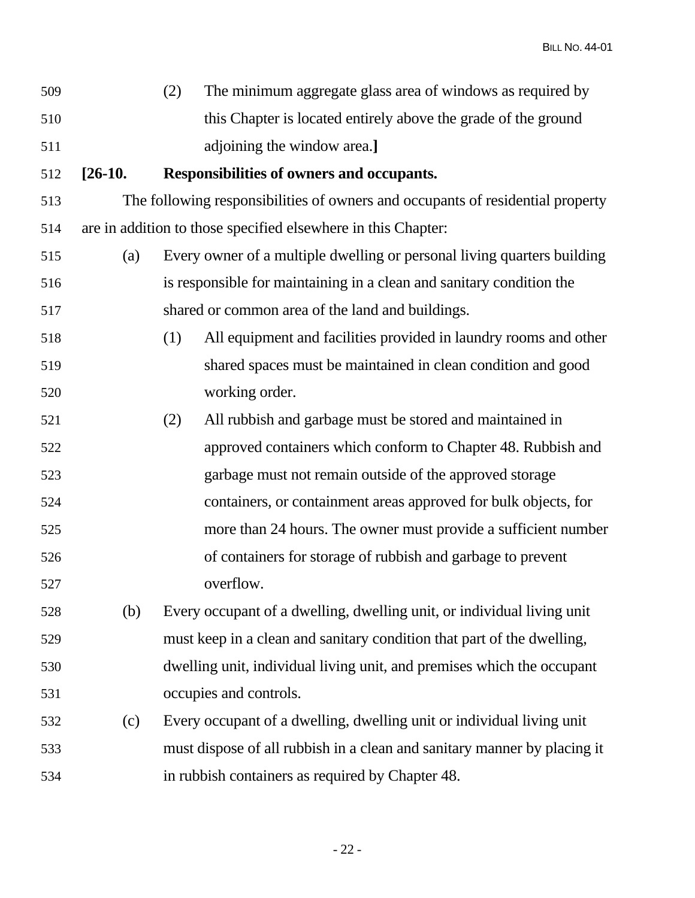(2) The minimum aggregate glass area of windows as required by this Chapter is located entirely above the grade of the ground adjoining the window area.**]**

**[26-10. Responsibilities of owners and occupants.**

The following responsibilities of owners and occupants of residential property are in addition to those specified elsewhere in this Chapter:

(a) Every owner of a multiple dwelling or personal living quarters building is responsible for maintaining in a clean and sanitary condition the shared or common area of the land and buildings.

(1) All equipment and facilities provided in laundry rooms and other shared spaces must be maintained in clean condition and good working order.

(2) All rubbish and garbage must be stored and maintained in approved containers which conform to Chapter 48. Rubbish and garbage must not remain outside of the approved storage containers, or containment areas approved for bulk objects, for more than 24 hours. The owner must provide a sufficient number of containers for storage of rubbish and garbage to prevent overflow.

(b) Every occupant of a dwelling, dwelling unit, or individual living unit must keep in a clean and sanitary condition that part of the dwelling, dwelling unit, individual living unit, and premises which the occupant occupies and controls.

(c) Every occupant of a dwelling, dwelling unit or individual living unit must dispose of all rubbish in a clean and sanitary manner by placing it in rubbish containers as required by Chapter 48.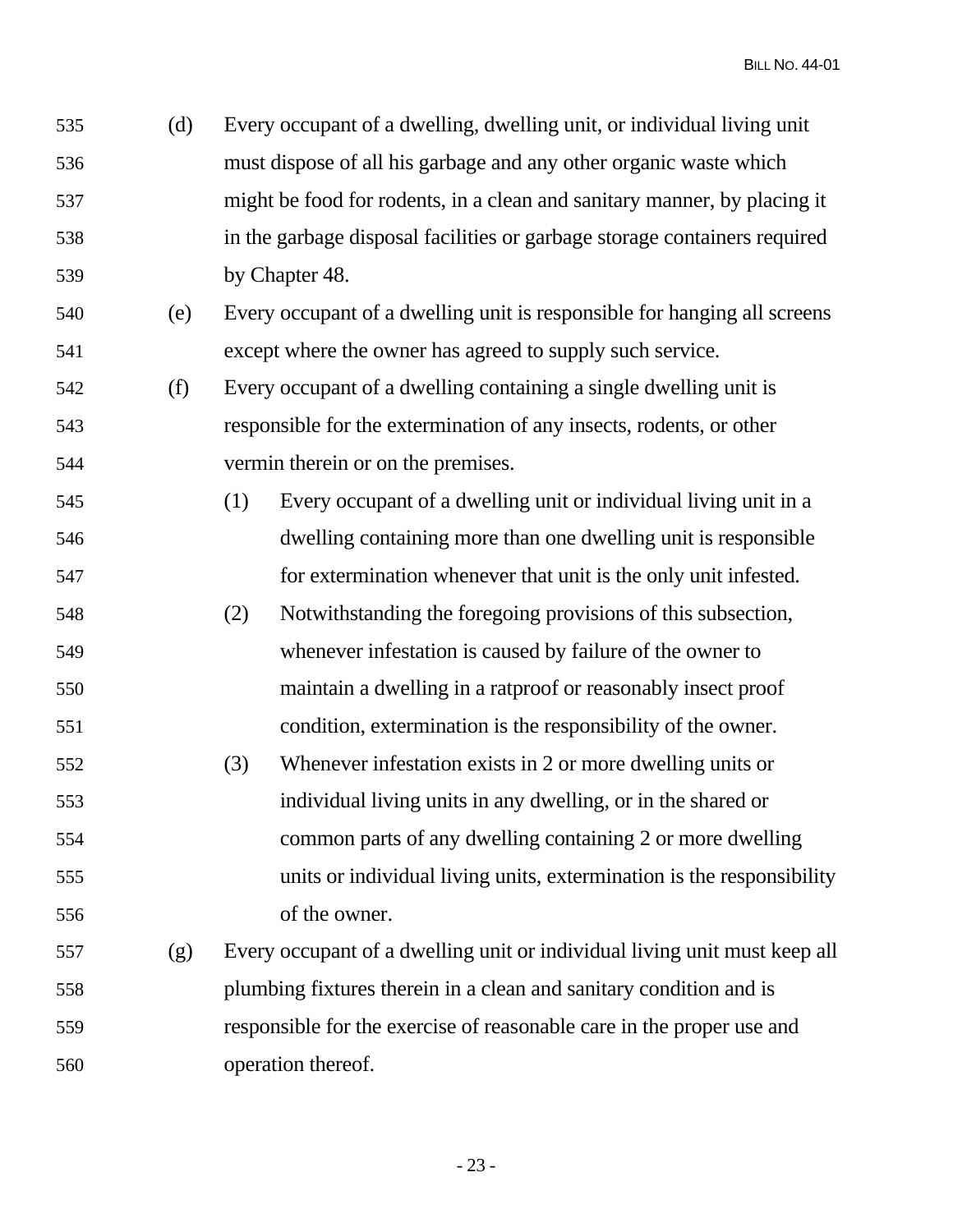(d) Every occupant of a dwelling, dwelling unit, or individual living unit must dispose of all his garbage and any other organic waste which might be food for rodents, in a clean and sanitary manner, by placing it in the garbage disposal facilities or garbage storage containers required by Chapter 48.

(e) Every occupant of a dwelling unit is responsible for hanging all screens except where the owner has agreed to supply such service.

(f) Every occupant of a dwelling containing a single dwelling unit is responsible for the extermination of any insects, rodents, or other vermin therein or on the premises.

  (1) Every occupant of a dwelling unit or individual living unit in a dwelling containing more than one dwelling unit is responsible for extermination whenever that unit is the only unit infested.

  (2) Notwithstanding the foregoing provisions of this subsection, whenever infestation is caused by failure of the owner to maintain a dwelling in a ratproof or reasonably insect proof condition, extermination is the responsibility of the owner.

  (3) Whenever infestation exists in 2 or more dwelling units or individual living units in any dwelling, or in the shared or common parts of any dwelling containing 2 or more dwelling units or individual living units, extermination is the responsibility of the owner.

(g) Every occupant of a dwelling unit or individual living unit must keep all plumbing fixtures therein in a clean and sanitary condition and is responsible for the exercise of reasonable care in the proper use and operation thereof.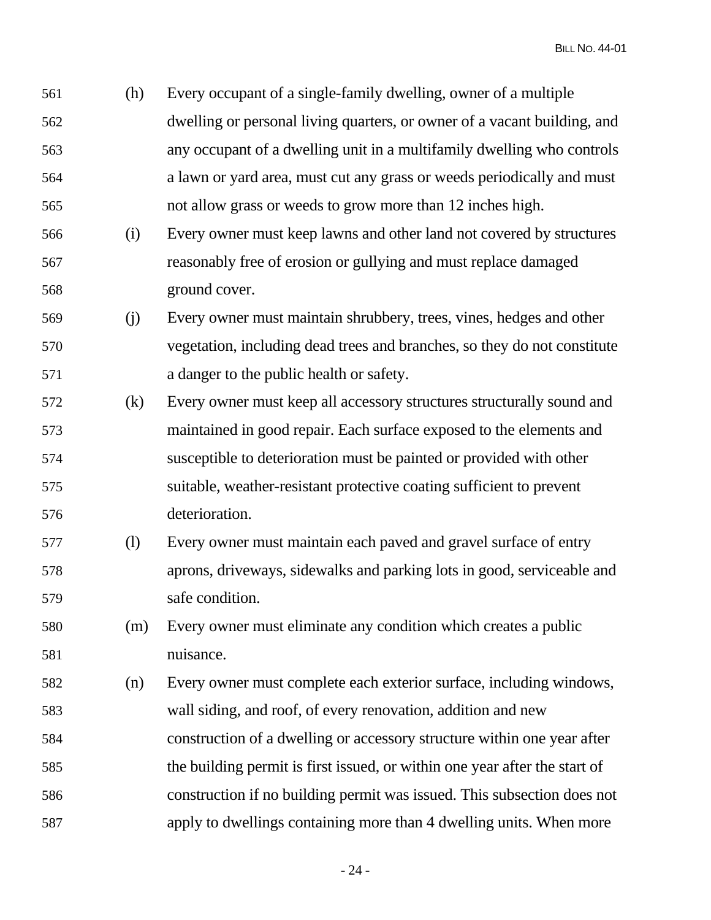(h) Every occupant of a single-family dwelling, owner of a multiple dwelling or personal living quarters, or owner of a vacant building, and any occupant of a dwelling unit in a multifamily dwelling who controls a lawn or yard area, must cut any grass or weeds periodically and must not allow grass or weeds to grow more than 12 inches high.

(i) Every owner must keep lawns and other land not covered by structures reasonably free of erosion or gullying and must replace damaged ground cover.

(j) Every owner must maintain shrubbery, trees, vines, hedges and other vegetation, including dead trees and branches, so they do not constitute a danger to the public health or safety.

(k) Every owner must keep all accessory structures structurally sound and maintained in good repair. Each surface exposed to the elements and susceptible to deterioration must be painted or provided with other suitable, weather-resistant protective coating sufficient to prevent deterioration.

(l) Every owner must maintain each paved and gravel surface of entry aprons, driveways, sidewalks and parking lots in good, serviceable and safe condition.

(m) Every owner must eliminate any condition which creates a public nuisance.

(n) Every owner must complete each exterior surface, including windows, wall siding, and roof, of every renovation, addition and new construction of a dwelling or accessory structure within one year after the building permit is first issued, or within one year after the start of construction if no building permit was issued. This subsection does not apply to dwellings containing more than 4 dwelling units. When more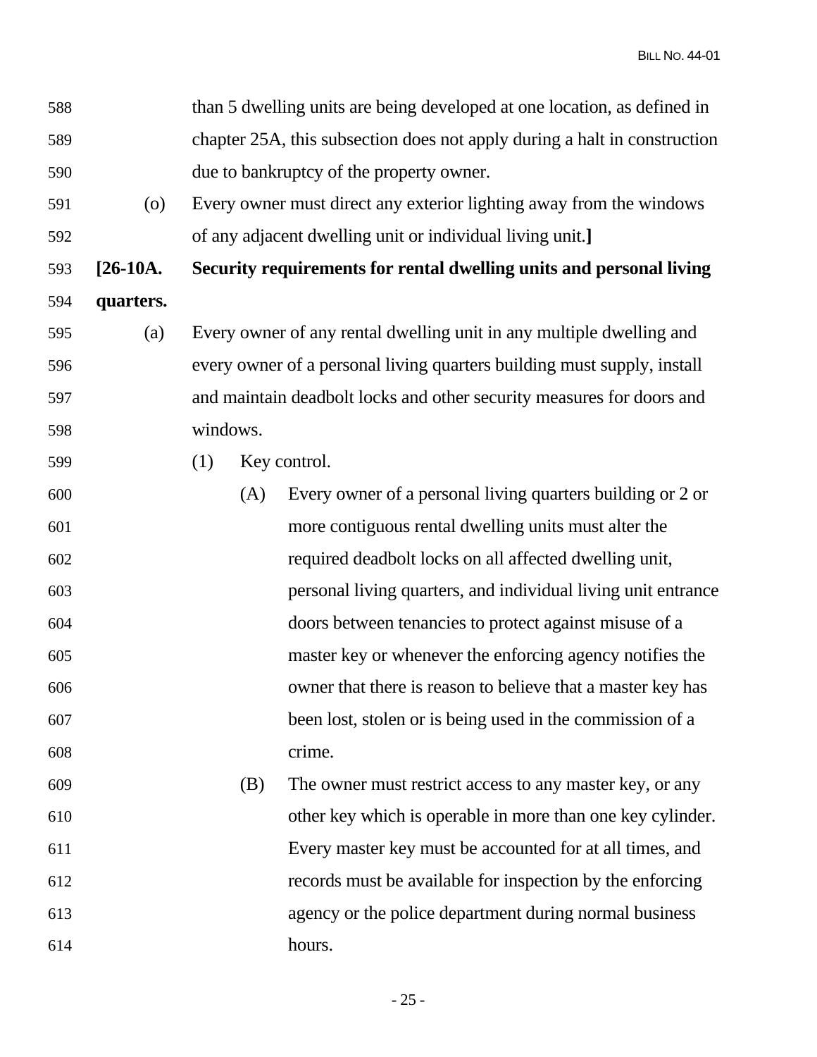than 5 dwelling units are being developed at one location, as defined in chapter 25A, this subsection does not apply during a halt in construction due to bankruptcy of the property owner.

(o) Every owner must direct any exterior lighting away from the windows of any adjacent dwelling unit or individual living unit.**]**

**[26-10A. Security requirements for rental dwelling units and personal living quarters.**

(a) Every owner of any rental dwelling unit in any multiple dwelling and every owner of a personal living quarters building must supply, install and maintain deadbolt locks and other security measures for doors and windows.

(1) Key control.

(A) Every owner of a personal living quarters building or 2 or more contiguous rental dwelling units must alter the required deadbolt locks on all affected dwelling unit, personal living quarters, and individual living unit entrance doors between tenancies to protect against misuse of a master key or whenever the enforcing agency notifies the owner that there is reason to believe that a master key has been lost, stolen or is being used in the commission of a crime.

(B) The owner must restrict access to any master key, or any other key which is operable in more than one key cylinder. Every master key must be accounted for at all times, and records must be available for inspection by the enforcing agency or the police department during normal business hours.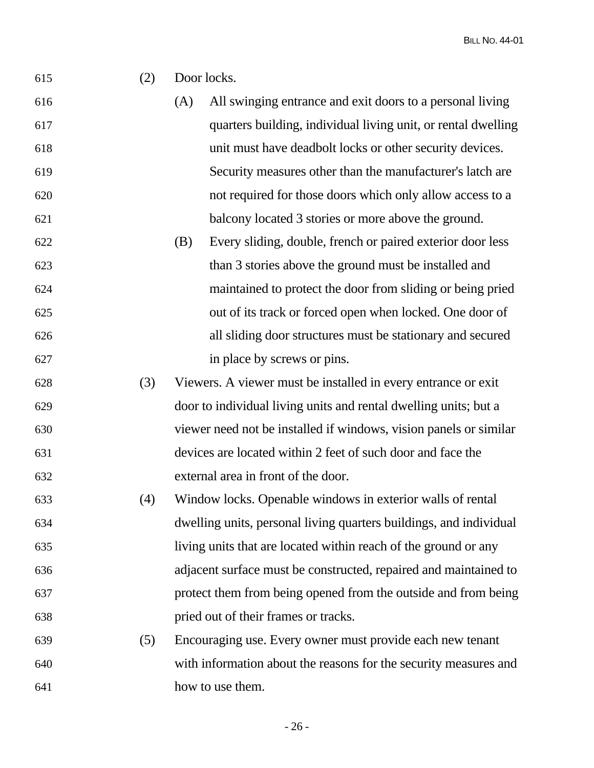(2) Door locks.

(A) All swinging entrance and exit doors to a personal living quarters building, individual living unit, or rental dwelling unit must have deadbolt locks or other security devices. Security measures other than the manufacturer's latch are not required for those doors which only allow access to a balcony located 3 stories or more above the ground.

(B) Every sliding, double, french or paired exterior door less than 3 stories above the ground must be installed and maintained to protect the door from sliding or being pried out of its track or forced open when locked. One door of all sliding door structures must be stationary and secured in place by screws or pins.

(3) Viewers. A viewer must be installed in every entrance or exit door to individual living units and rental dwelling units; but a viewer need not be installed if windows, vision panels or similar devices are located within 2 feet of such door and face the external area in front of the door.

(4) Window locks. Openable windows in exterior walls of rental dwelling units, personal living quarters buildings, and individual living units that are located within reach of the ground or any adjacent surface must be constructed, repaired and maintained to protect them from being opened from the outside and from being pried out of their frames or tracks.

(5) Encouraging use. Every owner must provide each new tenant with information about the reasons for the security measures and how to use them.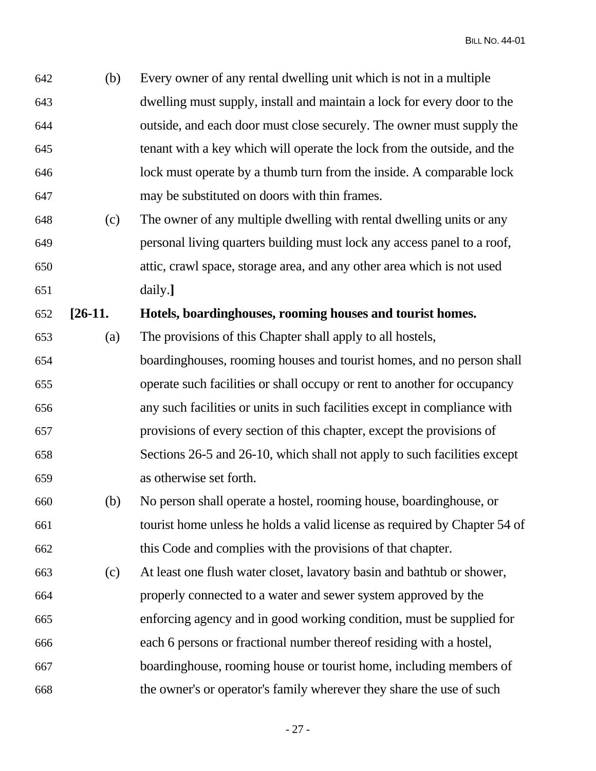(b) Every owner of any rental dwelling unit which is not in a multiple dwelling must supply, install and maintain a lock for every door to the outside, and each door must close securely. The owner must supply the tenant with a key which will operate the lock from the outside, and the lock must operate by a thumb turn from the inside. A comparable lock may be substituted on doors with thin frames.

(c) The owner of any multiple dwelling with rental dwelling units or any personal living quarters building must lock any access panel to a roof, attic, crawl space, storage area, and any other area which is not used daily.**]**

**[26-11. Hotels, boardinghouses, rooming houses and tourist homes.**

(a) The provisions of this Chapter shall apply to all hostels, boardinghouses, rooming houses and tourist homes, and no person shall operate such facilities or shall occupy or rent to another for occupancy any such facilities or units in such facilities except in compliance with provisions of every section of this chapter, except the provisions of Sections 26-5 and 26-10, which shall not apply to such facilities except as otherwise set forth.

(b) No person shall operate a hostel, rooming house, boardinghouse, or tourist home unless he holds a valid license as required by Chapter 54 of this Code and complies with the provisions of that chapter.

(c) At least one flush water closet, lavatory basin and bathtub or shower, properly connected to a water and sewer system approved by the enforcing agency and in good working condition, must be supplied for each 6 persons or fractional number thereof residing with a hostel, boardinghouse, rooming house or tourist home, including members of the owner's or operator's family wherever they share the use of such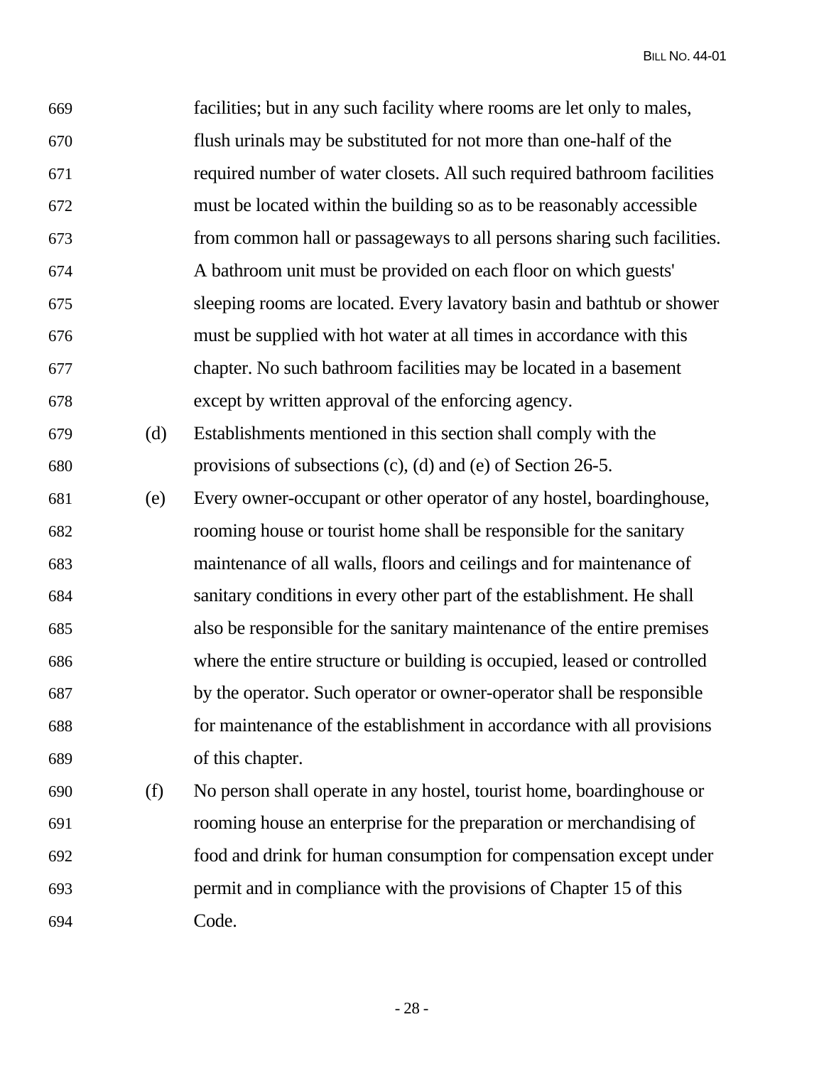facilities; but in any such facility where rooms are let only to males, flush urinals may be substituted for not more than one-half of the required number of water closets. All such required bathroom facilities must be located within the building so as to be reasonably accessible from common hall or passageways to all persons sharing such facilities. A bathroom unit must be provided on each floor on which guests' sleeping rooms are located. Every lavatory basin and bathtub or shower must be supplied with hot water at all times in accordance with this chapter. No such bathroom facilities may be located in a basement except by written approval of the enforcing agency.

(d) Establishments mentioned in this section shall comply with the provisions of subsections (c), (d) and (e) of Section 26-5.

(e) Every owner-occupant or other operator of any hostel, boardinghouse, rooming house or tourist home shall be responsible for the sanitary maintenance of all walls, floors and ceilings and for maintenance of sanitary conditions in every other part of the establishment. He shall also be responsible for the sanitary maintenance of the entire premises where the entire structure or building is occupied, leased or controlled by the operator. Such operator or owner-operator shall be responsible for maintenance of the establishment in accordance with all provisions of this chapter.

(f) No person shall operate in any hostel, tourist home, boardinghouse or rooming house an enterprise for the preparation or merchandising of food and drink for human consumption for compensation except under permit and in compliance with the provisions of Chapter 15 of this Code.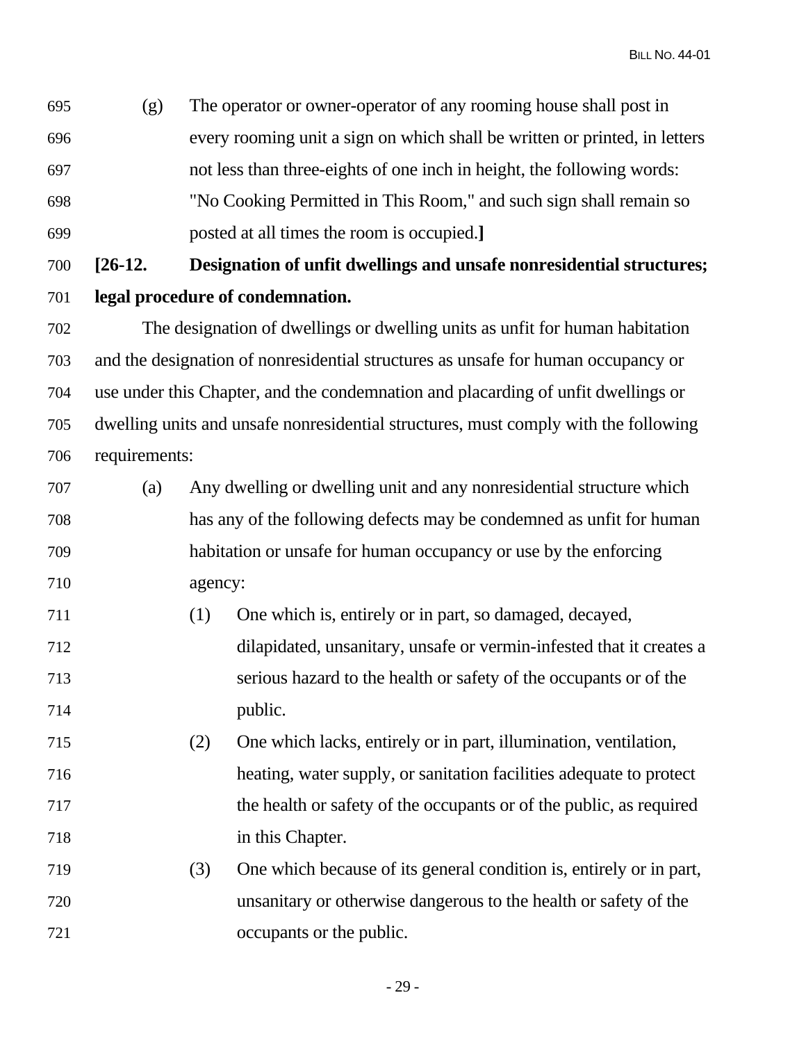(g) The operator or owner-operator of any rooming house shall post in every rooming unit a sign on which shall be written or printed, in letters not less than three-eights of one inch in height, the following words: "No Cooking Permitted in This Room," and such sign shall remain so posted at all times the room is occupied.**]**

**[26-12. Designation of unfit dwellings and unsafe nonresidential structures; legal procedure of condemnation.**

The designation of dwellings or dwelling units as unfit for human habitation and the designation of nonresidential structures as unsafe for human occupancy or use under this Chapter, and the condemnation and placarding of unfit dwellings or dwelling units and unsafe nonresidential structures, must comply with the following requirements:

(a) Any dwelling or dwelling unit and any nonresidential structure which has any of the following defects may be condemned as unfit for human habitation or unsafe for human occupancy or use by the enforcing agency:

(1) One which is, entirely or in part, so damaged, decayed, dilapidated, unsanitary, unsafe or vermin-infested that it creates a serious hazard to the health or safety of the occupants or of the public.

(2) One which lacks, entirely or in part, illumination, ventilation, heating, water supply, or sanitation facilities adequate to protect the health or safety of the occupants or of the public, as required in this Chapter.

(3) One which because of its general condition is, entirely or in part, unsanitary or otherwise dangerous to the health or safety of the occupants or the public.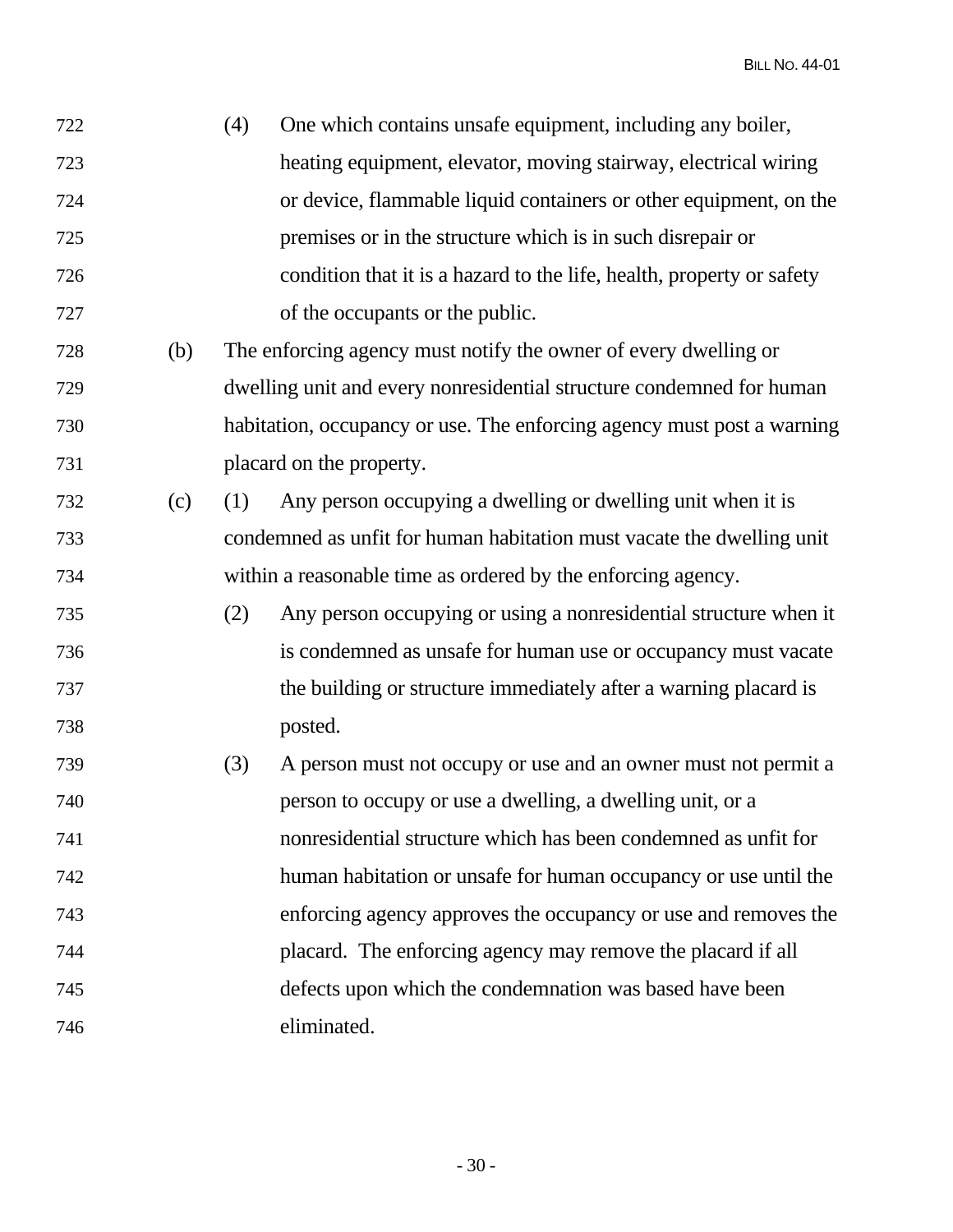(4) One which contains unsafe equipment, including any boiler, heating equipment, elevator, moving stairway, electrical wiring or device, flammable liquid containers or other equipment, on the premises or in the structure which is in such disrepair or condition that it is a hazard to the life, health, property or safety of the occupants or the public.

(b) The enforcing agency must notify the owner of every dwelling or dwelling unit and every nonresidential structure condemned for human habitation, occupancy or use. The enforcing agency must post a warning placard on the property.

(c) (1) Any person occupying a dwelling or dwelling unit when it is condemned as unfit for human habitation must vacate the dwelling unit within a reasonable time as ordered by the enforcing agency.

(2) Any person occupying or using a nonresidential structure when it is condemned as unsafe for human use or occupancy must vacate the building or structure immediately after a warning placard is posted.

(3) A person must not occupy or use and an owner must not permit a person to occupy or use a dwelling, a dwelling unit, or a nonresidential structure which has been condemned as unfit for human habitation or unsafe for human occupancy or use until the enforcing agency approves the occupancy or use and removes the placard. The enforcing agency may remove the placard if all defects upon which the condemnation was based have been eliminated.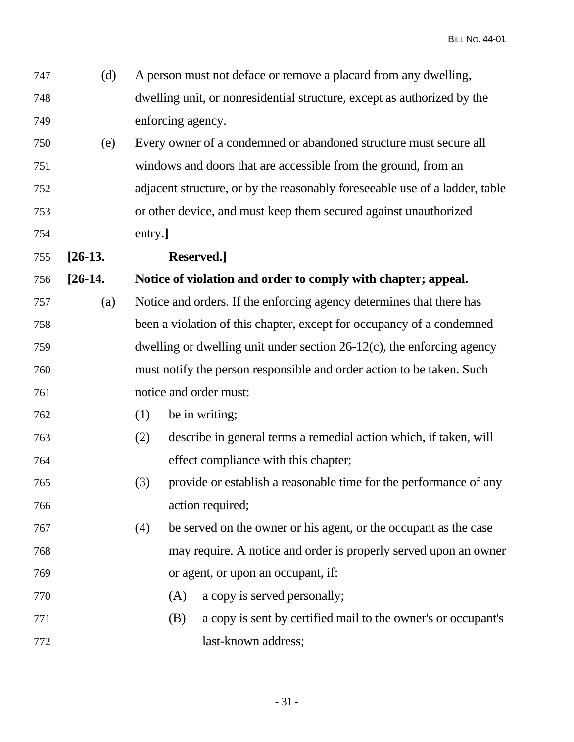(d) A person must not deface or remove a placard from any dwelling, dwelling unit, or nonresidential structure, except as authorized by the enforcing agency.

(e) Every owner of a condemned or abandoned structure must secure all windows and doors that are accessible from the ground, from an adjacent structure, or by the reasonably foreseeable use of a ladder, table or other device, and must keep them secured against unauthorized entry.**]**

**[26-13. Reserved.]**

**[26-14. Notice of violation and order to comply with chapter; appeal.**

(a) Notice and orders. If the enforcing agency determines that there has been a violation of this chapter, except for occupancy of a condemned dwelling or dwelling unit under section 26-12(c), the enforcing agency must notify the person responsible and order action to be taken. Such notice and order must:

(1) be in writing;

(2) describe in general terms a remedial action which, if taken, will effect compliance with this chapter;

(3) provide or establish a reasonable time for the performance of any action required;

(4) be served on the owner or his agent, or the occupant as the case may require. A notice and order is properly served upon an owner or agent, or upon an occupant, if:

(A) a copy is served personally;

(B) a copy is sent by certified mail to the owner's or occupant's last-known address;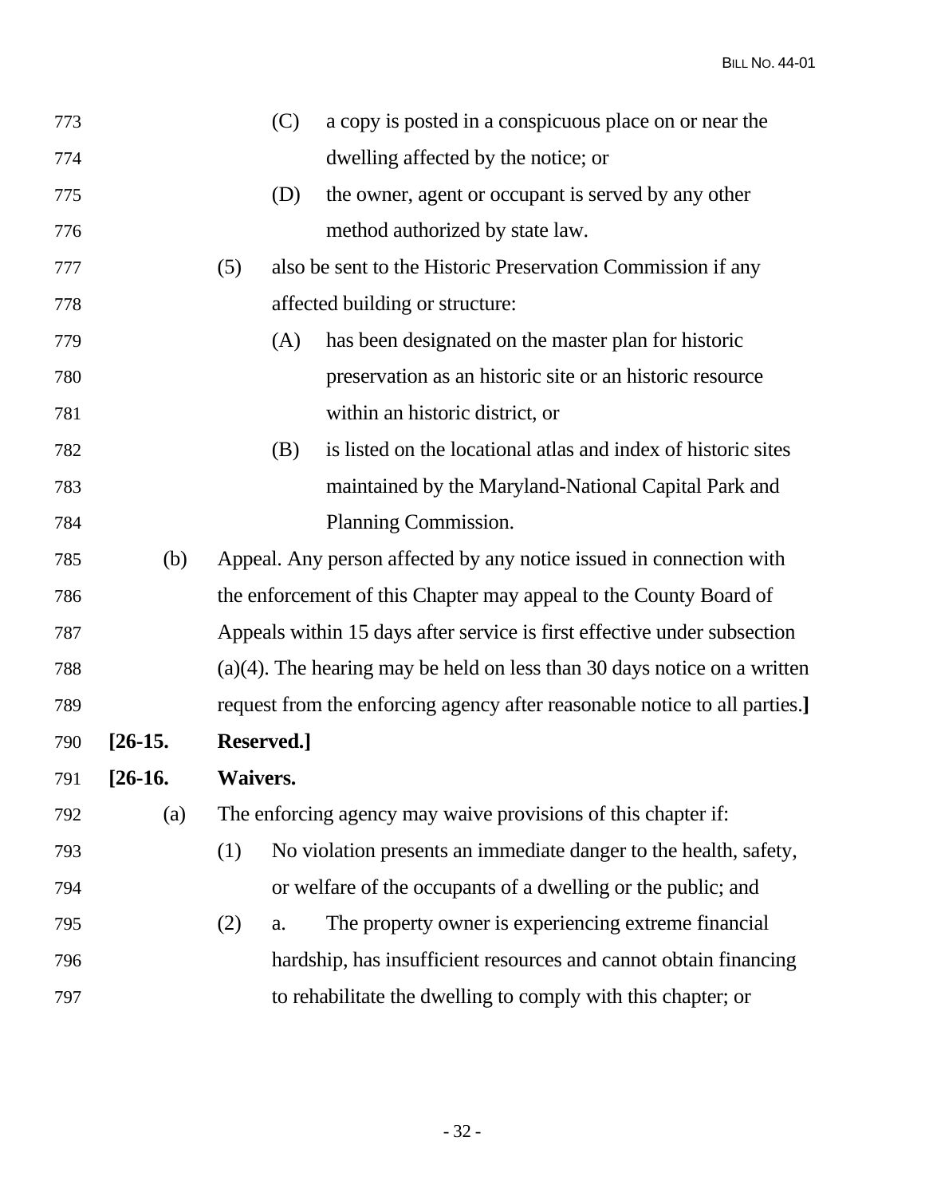(C) a copy is posted in a conspicuous place on or near the dwelling affected by the notice; or

(D) the owner, agent or occupant is served by any other method authorized by state law.

(5) also be sent to the Historic Preservation Commission if any affected building or structure:

(A) has been designated on the master plan for historic preservation as an historic site or an historic resource within an historic district, or

(B) is listed on the locational atlas and index of historic sites maintained by the Maryland-National Capital Park and Planning Commission.

(b) Appeal. Any person affected by any notice issued in connection with the enforcement of this Chapter may appeal to the County Board of Appeals within 15 days after service is first effective under subsection (a)(4). The hearing may be held on less than 30 days notice on a written request from the enforcing agency after reasonable notice to all parties.**]**

**[26-15. Reserved.]**

**[26-16. Waivers.**

(a) The enforcing agency may waive provisions of this chapter if:

(1) No violation presents an immediate danger to the health, safety, or welfare of the occupants of a dwelling or the public; and

(2) a. The property owner is experiencing extreme financial hardship, has insufficient resources and cannot obtain financing to rehabilitate the dwelling to comply with this chapter; or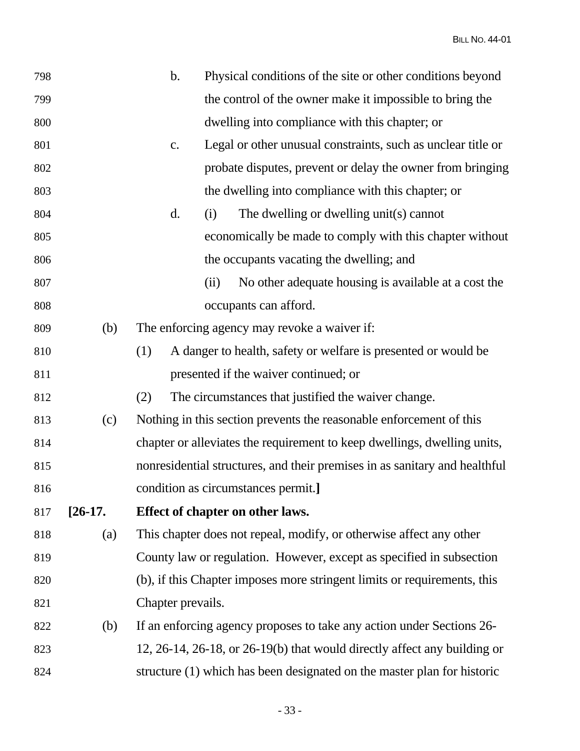b. Physical conditions of the site or other conditions beyond the control of the owner make it impossible to bring the dwelling into compliance with this chapter; or

c. Legal or other unusual constraints, such as unclear title or probate disputes, prevent or delay the owner from bringing the dwelling into compliance with this chapter; or

d. (i) The dwelling or dwelling unit(s) cannot economically be made to comply with this chapter without the occupants vacating the dwelling; and

(ii) No other adequate housing is available at a cost the occupants can afford.

(b) The enforcing agency may revoke a waiver if:

(1) A danger to health, safety or welfare is presented or would be presented if the waiver continued; or

(2) The circumstances that justified the waiver change.

(c) Nothing in this section prevents the reasonable enforcement of this chapter or alleviates the requirement to keep dwellings, dwelling units, nonresidential structures, and their premises in as sanitary and healthful condition as circumstances permit.**]**

**[26-17. Effect of chapter on other laws.**

(a) This chapter does not repeal, modify, or otherwise affect any other County law or regulation. However, except as specified in subsection (b), if this Chapter imposes more stringent limits or requirements, this Chapter prevails.

(b) If an enforcing agency proposes to take any action under Sections 26-12, 26-14, 26-18, or 26-19(b) that would directly affect any building or structure (1) which has been designated on the master plan for historic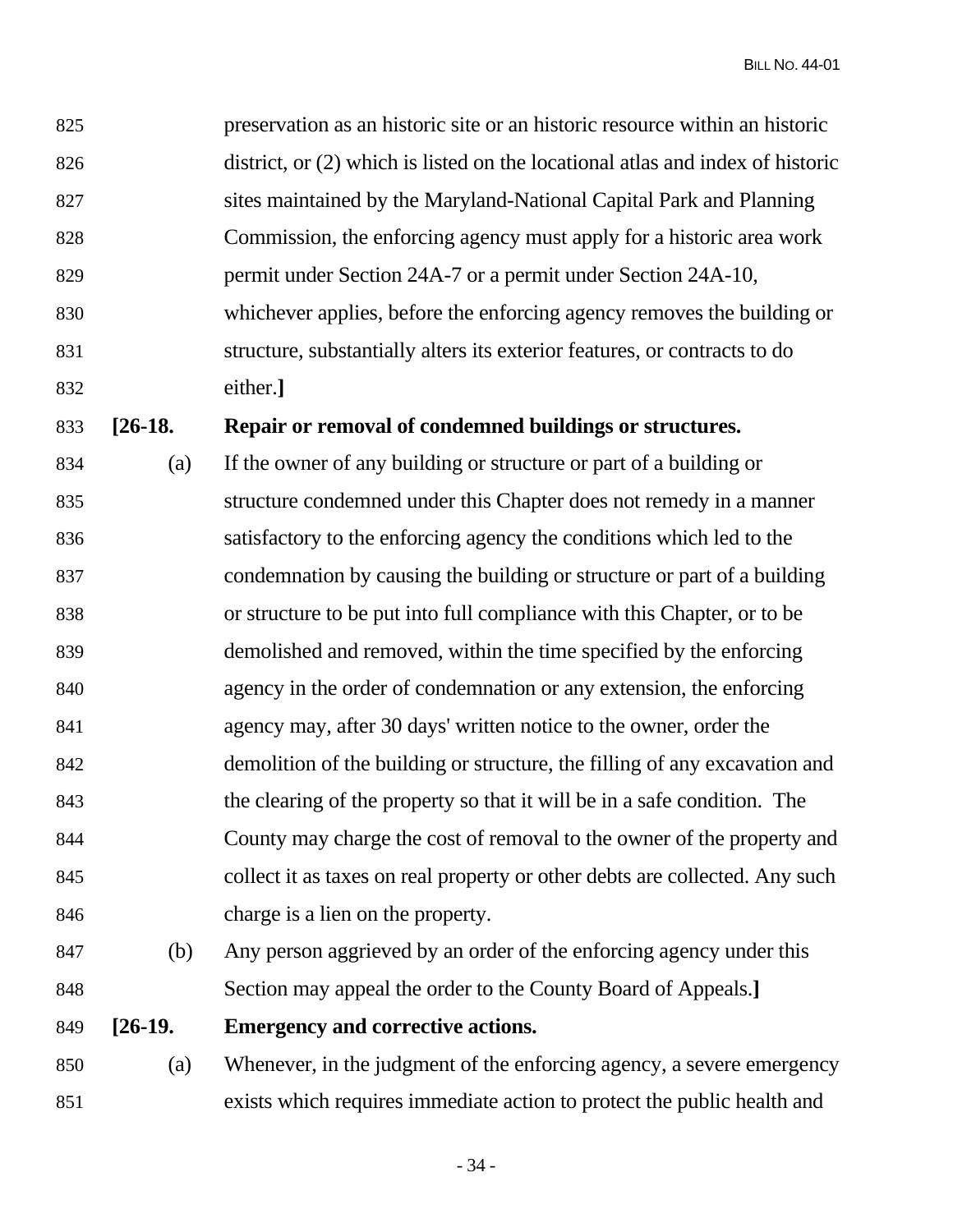825 preservation as an historic site or an historic resource within an historic
826 district, or (2) which is listed on the locational atlas and index of historic
827 sites maintained by the Maryland-National Capital Park and Planning
828 Commission, the enforcing agency must apply for a historic area work
829 permit under Section 24A-7 or a permit under Section 24A-10,
830 whichever applies, before the enforcing agency removes the building or
831 structure, substantially alters its exterior features, or contracts to do
832 either.**]**

833 **[26-18. Repair or removal of condemned buildings or structures.**

834 (a) If the owner of any building or structure or part of a building or
835 structure condemned under this Chapter does not remedy in a manner
836 satisfactory to the enforcing agency the conditions which led to the
837 condemnation by causing the building or structure or part of a building
838 or structure to be put into full compliance with this Chapter, or to be
839 demolished and removed, within the time specified by the enforcing
840 agency in the order of condemnation or any extension, the enforcing
841 agency may, after 30 days' written notice to the owner, order the
842 demolition of the building or structure, the filling of any excavation and
843 the clearing of the property so that it will be in a safe condition. The
844 County may charge the cost of removal to the owner of the property and
845 collect it as taxes on real property or other debts are collected. Any such
846 charge is a lien on the property.

847 (b) Any person aggrieved by an order of the enforcing agency under this
848 Section may appeal the order to the County Board of Appeals.**]**

849 **[26-19. Emergency and corrective actions.**

850 (a) Whenever, in the judgment of the enforcing agency, a severe emergency
851 exists which requires immediate action to protect the public health and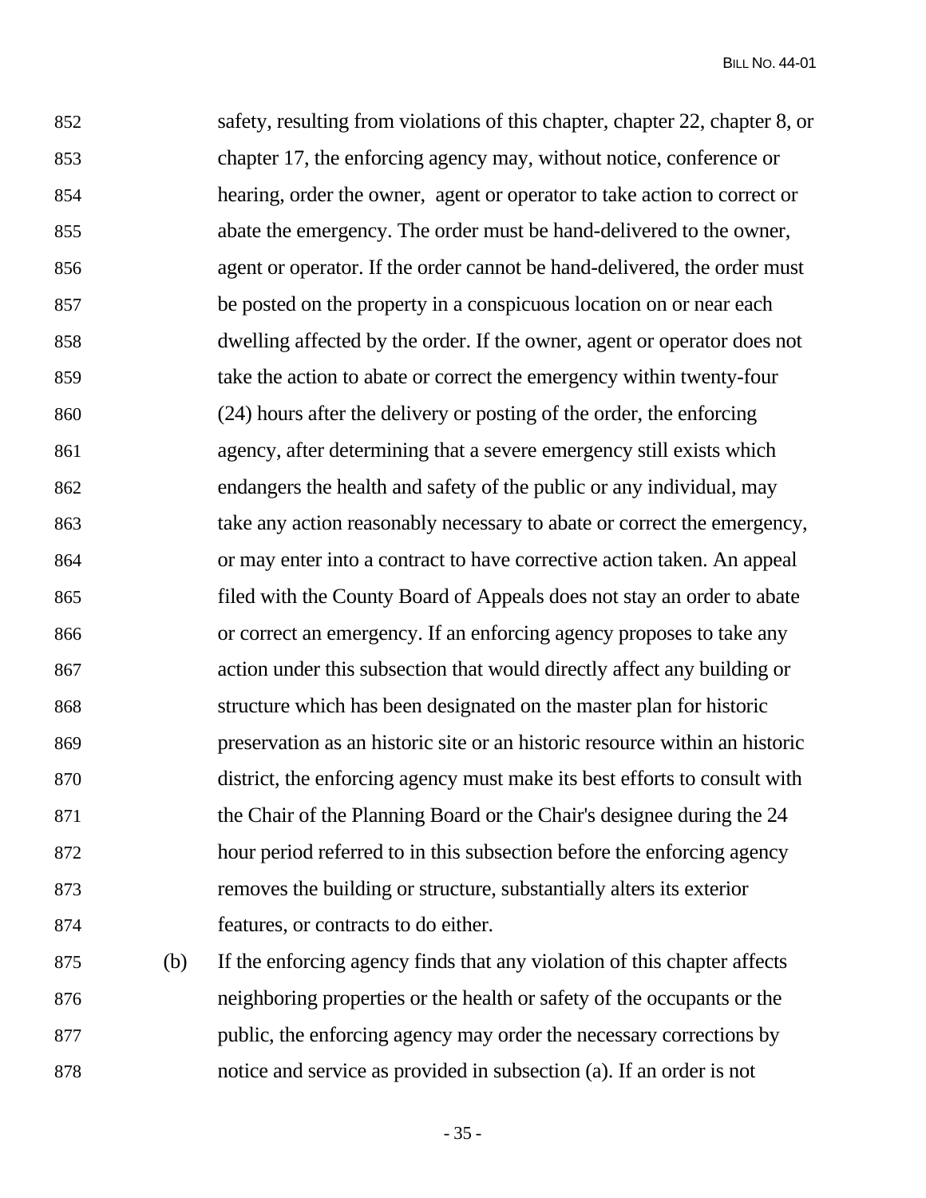safety, resulting from violations of this chapter, chapter 22, chapter 8, or chapter 17, the enforcing agency may, without notice, conference or hearing, order the owner, agent or operator to take action to correct or abate the emergency. The order must be hand-delivered to the owner, agent or operator. If the order cannot be hand-delivered, the order must be posted on the property in a conspicuous location on or near each dwelling affected by the order. If the owner, agent or operator does not take the action to abate or correct the emergency within twenty-four (24) hours after the delivery or posting of the order, the enforcing agency, after determining that a severe emergency still exists which endangers the health and safety of the public or any individual, may take any action reasonably necessary to abate or correct the emergency, or may enter into a contract to have corrective action taken. An appeal filed with the County Board of Appeals does not stay an order to abate or correct an emergency. If an enforcing agency proposes to take any action under this subsection that would directly affect any building or structure which has been designated on the master plan for historic preservation as an historic site or an historic resource within an historic district, the enforcing agency must make its best efforts to consult with the Chair of the Planning Board or the Chair's designee during the 24 hour period referred to in this subsection before the enforcing agency removes the building or structure, substantially alters its exterior features, or contracts to do either.

(b) If the enforcing agency finds that any violation of this chapter affects neighboring properties or the health or safety of the occupants or the public, the enforcing agency may order the necessary corrections by notice and service as provided in subsection (a). If an order is not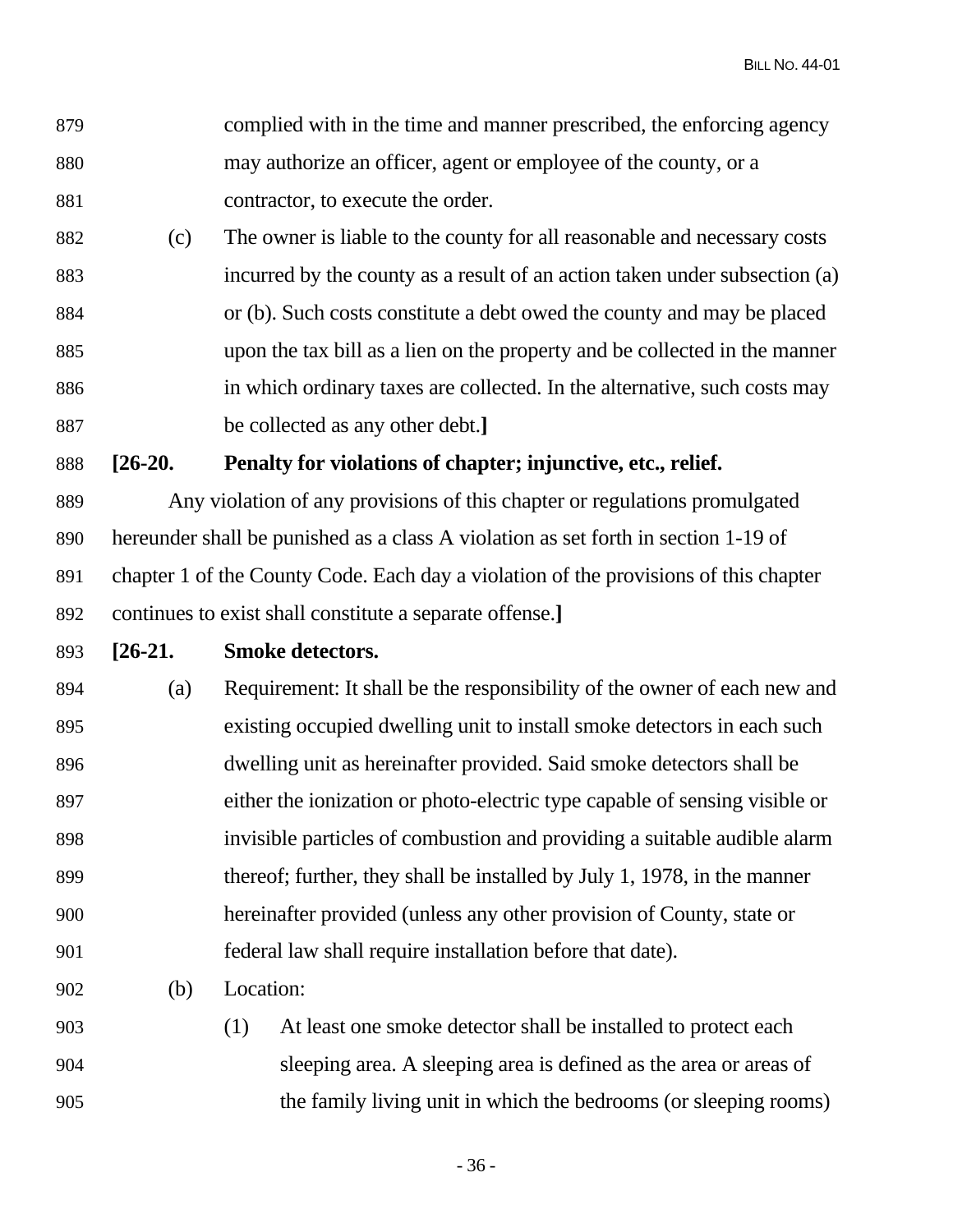complied with in the time and manner prescribed, the enforcing agency may authorize an officer, agent or employee of the county, or a contractor, to execute the order.

(c) The owner is liable to the county for all reasonable and necessary costs incurred by the county as a result of an action taken under subsection (a) or (b). Such costs constitute a debt owed the county and may be placed upon the tax bill as a lien on the property and be collected in the manner in which ordinary taxes are collected. In the alternative, such costs may be collected as any other debt.**]**

**[26-20. Penalty for violations of chapter; injunctive, etc., relief.**

Any violation of any provisions of this chapter or regulations promulgated hereunder shall be punished as a class A violation as set forth in section 1-19 of chapter 1 of the County Code. Each day a violation of the provisions of this chapter continues to exist shall constitute a separate offense.**]**

**[26-21. Smoke detectors.**

(a) Requirement: It shall be the responsibility of the owner of each new and existing occupied dwelling unit to install smoke detectors in each such dwelling unit as hereinafter provided. Said smoke detectors shall be either the ionization or photo-electric type capable of sensing visible or invisible particles of combustion and providing a suitable audible alarm thereof; further, they shall be installed by July 1, 1978, in the manner hereinafter provided (unless any other provision of County, state or federal law shall require installation before that date).

(b) Location:

(1) At least one smoke detector shall be installed to protect each sleeping area. A sleeping area is defined as the area or areas of the family living unit in which the bedrooms (or sleeping rooms)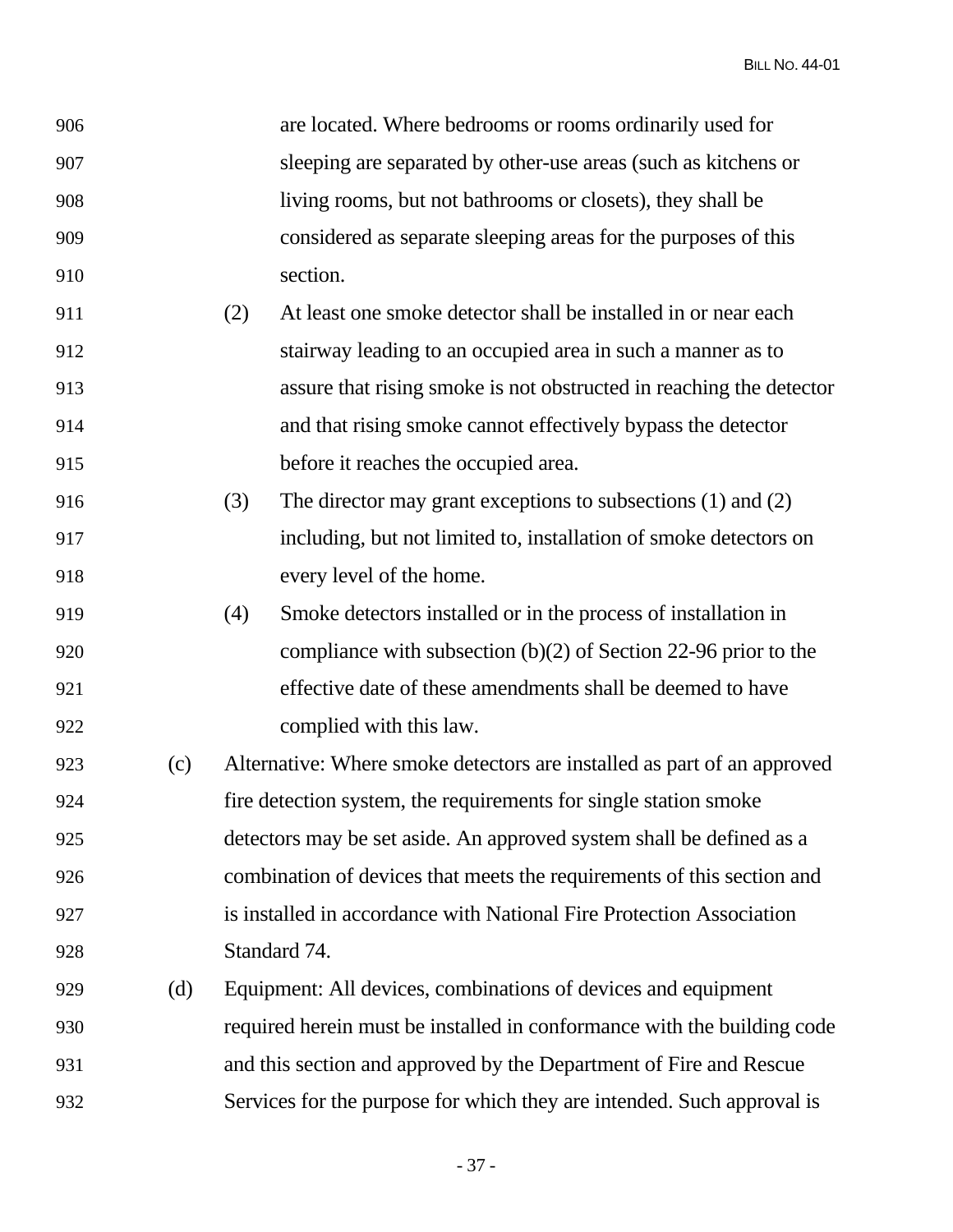are located. Where bedrooms or rooms ordinarily used for sleeping are separated by other-use areas (such as kitchens or living rooms, but not bathrooms or closets), they shall be considered as separate sleeping areas for the purposes of this section.

(2) At least one smoke detector shall be installed in or near each stairway leading to an occupied area in such a manner as to assure that rising smoke is not obstructed in reaching the detector and that rising smoke cannot effectively bypass the detector before it reaches the occupied area.

(3) The director may grant exceptions to subsections (1) and (2) including, but not limited to, installation of smoke detectors on every level of the home.

(4) Smoke detectors installed or in the process of installation in compliance with subsection (b)(2) of Section 22-96 prior to the effective date of these amendments shall be deemed to have complied with this law.

(c) Alternative: Where smoke detectors are installed as part of an approved fire detection system, the requirements for single station smoke detectors may be set aside. An approved system shall be defined as a combination of devices that meets the requirements of this section and is installed in accordance with National Fire Protection Association Standard 74.

(d) Equipment: All devices, combinations of devices and equipment required herein must be installed in conformance with the building code and this section and approved by the Department of Fire and Rescue Services for the purpose for which they are intended. Such approval is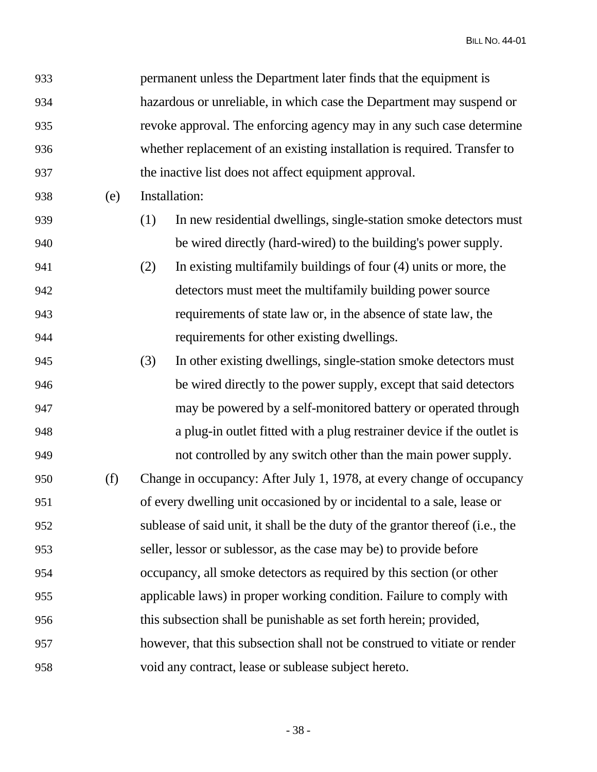permanent unless the Department later finds that the equipment is hazardous or unreliable, in which case the Department may suspend or revoke approval. The enforcing agency may in any such case determine whether replacement of an existing installation is required. Transfer to the inactive list does not affect equipment approval.

(e) Installation:

(1) In new residential dwellings, single-station smoke detectors must be wired directly (hard-wired) to the building's power supply.

(2) In existing multifamily buildings of four (4) units or more, the detectors must meet the multifamily building power source requirements of state law or, in the absence of state law, the requirements for other existing dwellings.

(3) In other existing dwellings, single-station smoke detectors must be wired directly to the power supply, except that said detectors may be powered by a self-monitored battery or operated through a plug-in outlet fitted with a plug restrainer device if the outlet is not controlled by any switch other than the main power supply.

(f) Change in occupancy: After July 1, 1978, at every change of occupancy of every dwelling unit occasioned by or incidental to a sale, lease or sublease of said unit, it shall be the duty of the grantor thereof (i.e., the seller, lessor or sublessor, as the case may be) to provide before occupancy, all smoke detectors as required by this section (or other applicable laws) in proper working condition. Failure to comply with this subsection shall be punishable as set forth herein; provided, however, that this subsection shall not be construed to vitiate or render void any contract, lease or sublease subject hereto.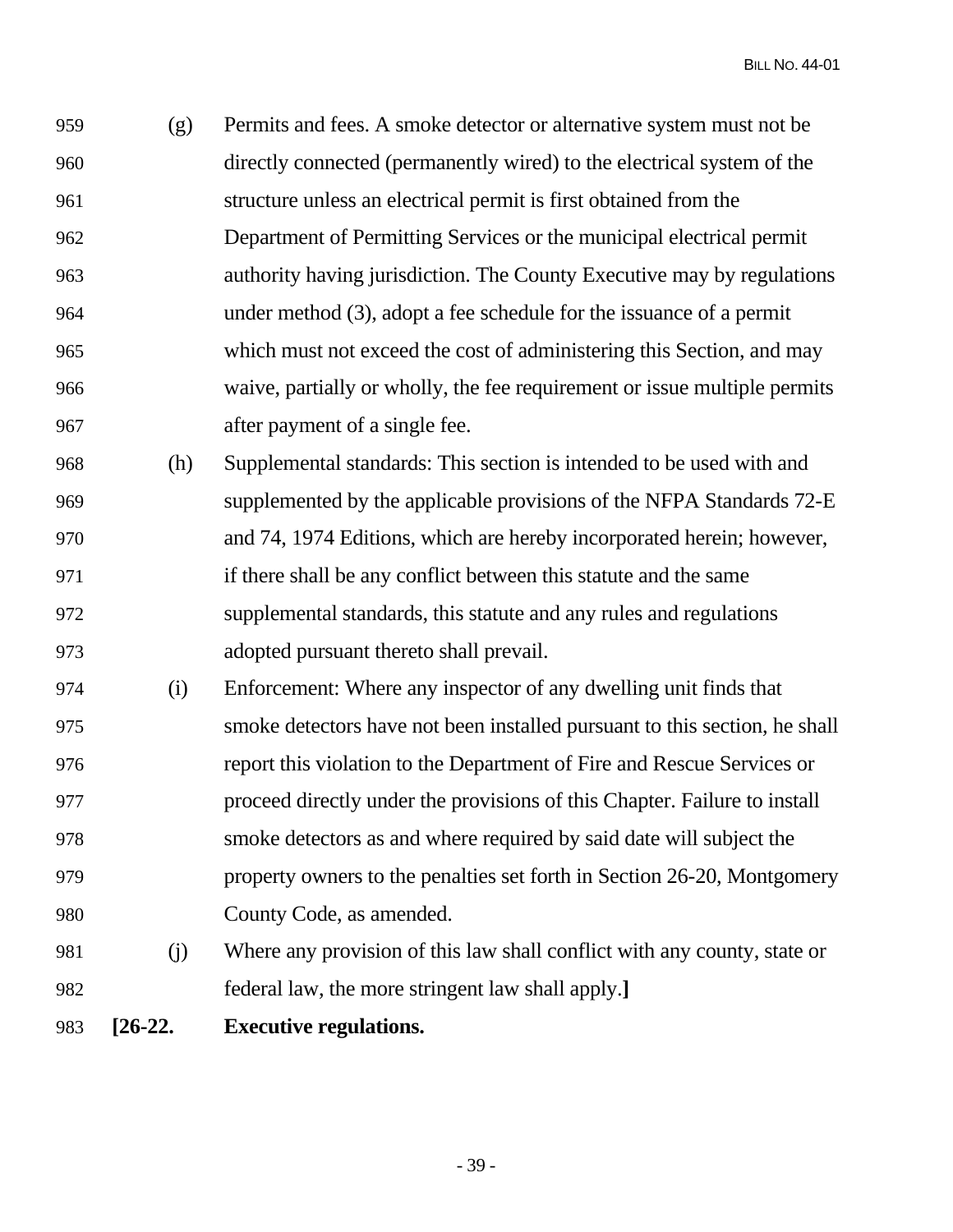959 (g) Permits and fees. A smoke detector or alternative system must not be
960 directly connected (permanently wired) to the electrical system of the
961 structure unless an electrical permit is first obtained from the
962 Department of Permitting Services or the municipal electrical permit
963 authority having jurisdiction. The County Executive may by regulations
964 under method (3), adopt a fee schedule for the issuance of a permit
965 which must not exceed the cost of administering this Section, and may
966 waive, partially or wholly, the fee requirement or issue multiple permits
967 after payment of a single fee.

968 (h) Supplemental standards: This section is intended to be used with and
969 supplemented by the applicable provisions of the NFPA Standards 72-E
970 and 74, 1974 Editions, which are hereby incorporated herein; however,
971 if there shall be any conflict between this statute and the same
972 supplemental standards, this statute and any rules and regulations
973 adopted pursuant thereto shall prevail.

974 (i) Enforcement: Where any inspector of any dwelling unit finds that
975 smoke detectors have not been installed pursuant to this section, he shall
976 report this violation to the Department of Fire and Rescue Services or
977 proceed directly under the provisions of this Chapter. Failure to install
978 smoke detectors as and where required by said date will subject the
979 property owners to the penalties set forth in Section 26-20, Montgomery
980 County Code, as amended.

981 (j) Where any provision of this law shall conflict with any county, state or
982 federal law, the more stringent law shall apply.**]**

983 **[26-22. Executive regulations.**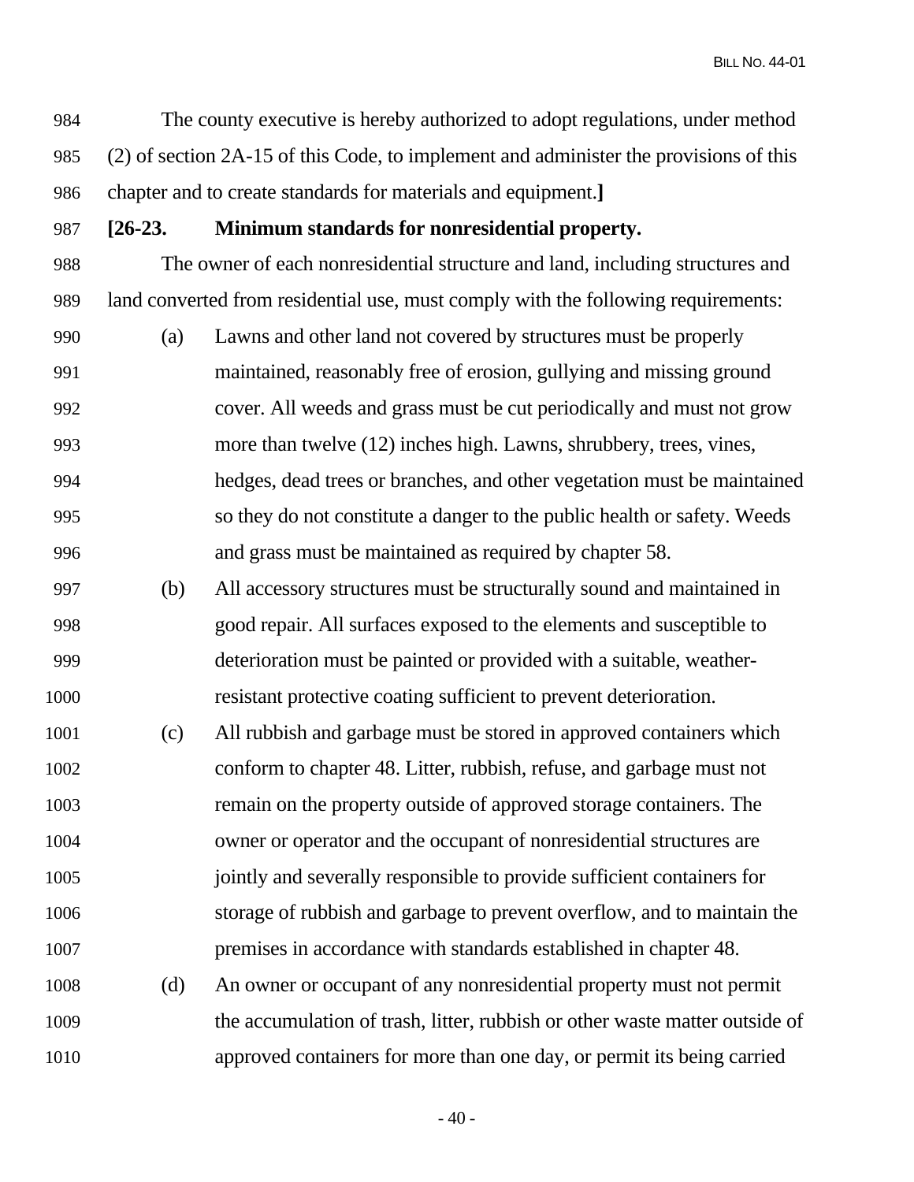The county executive is hereby authorized to adopt regulations, under method (2) of section 2A-15 of this Code, to implement and administer the provisions of this chapter and to create standards for materials and equipment.**]**

**[26-23. Minimum standards for nonresidential property.**

The owner of each nonresidential structure and land, including structures and land converted from residential use, must comply with the following requirements:

(a) Lawns and other land not covered by structures must be properly maintained, reasonably free of erosion, gullying and missing ground cover. All weeds and grass must be cut periodically and must not grow more than twelve (12) inches high. Lawns, shrubbery, trees, vines, hedges, dead trees or branches, and other vegetation must be maintained so they do not constitute a danger to the public health or safety. Weeds and grass must be maintained as required by chapter 58.

(b) All accessory structures must be structurally sound and maintained in good repair. All surfaces exposed to the elements and susceptible to deterioration must be painted or provided with a suitable, weather-resistant protective coating sufficient to prevent deterioration.

(c) All rubbish and garbage must be stored in approved containers which conform to chapter 48. Litter, rubbish, refuse, and garbage must not remain on the property outside of approved storage containers. The owner or operator and the occupant of nonresidential structures are jointly and severally responsible to provide sufficient containers for storage of rubbish and garbage to prevent overflow, and to maintain the premises in accordance with standards established in chapter 48.

(d) An owner or occupant of any nonresidential property must not permit the accumulation of trash, litter, rubbish or other waste matter outside of approved containers for more than one day, or permit its being carried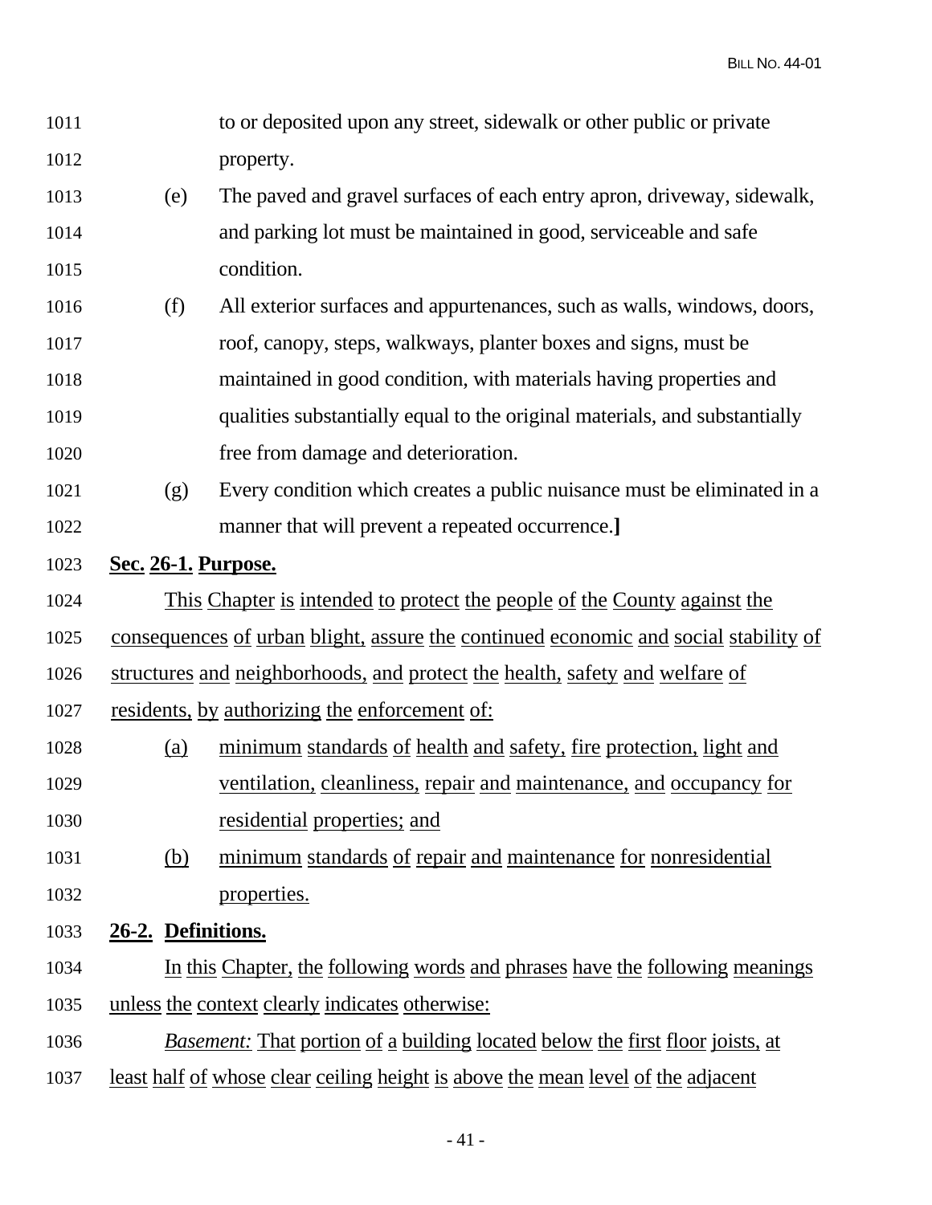to or deposited upon any street, sidewalk or other public or private property.

(e) The paved and gravel surfaces of each entry apron, driveway, sidewalk, and parking lot must be maintained in good, serviceable and safe condition.

(f) All exterior surfaces and appurtenances, such as walls, windows, doors, roof, canopy, steps, walkways, planter boxes and signs, must be maintained in good condition, with materials having properties and qualities substantially equal to the original materials, and substantially free from damage and deterioration.

(g) Every condition which creates a public nuisance must be eliminated in a manner that will prevent a repeated occurrence.**]**

**Sec. 26-1. Purpose.**

This Chapter is intended to protect the people of the County against the consequences of urban blight, assure the continued economic and social stability of structures and neighborhoods, and protect the health, safety and welfare of residents, by authorizing the enforcement of:

(a) minimum standards of health and safety, fire protection, light and ventilation, cleanliness, repair and maintenance, and occupancy for residential properties; and

(b) minimum standards of repair and maintenance for nonresidential properties.

**26-2. Definitions.**

In this Chapter, the following words and phrases have the following meanings unless the context clearly indicates otherwise:

*Basement:* That portion of a building located below the first floor joists, at least half of whose clear ceiling height is above the mean level of the adjacent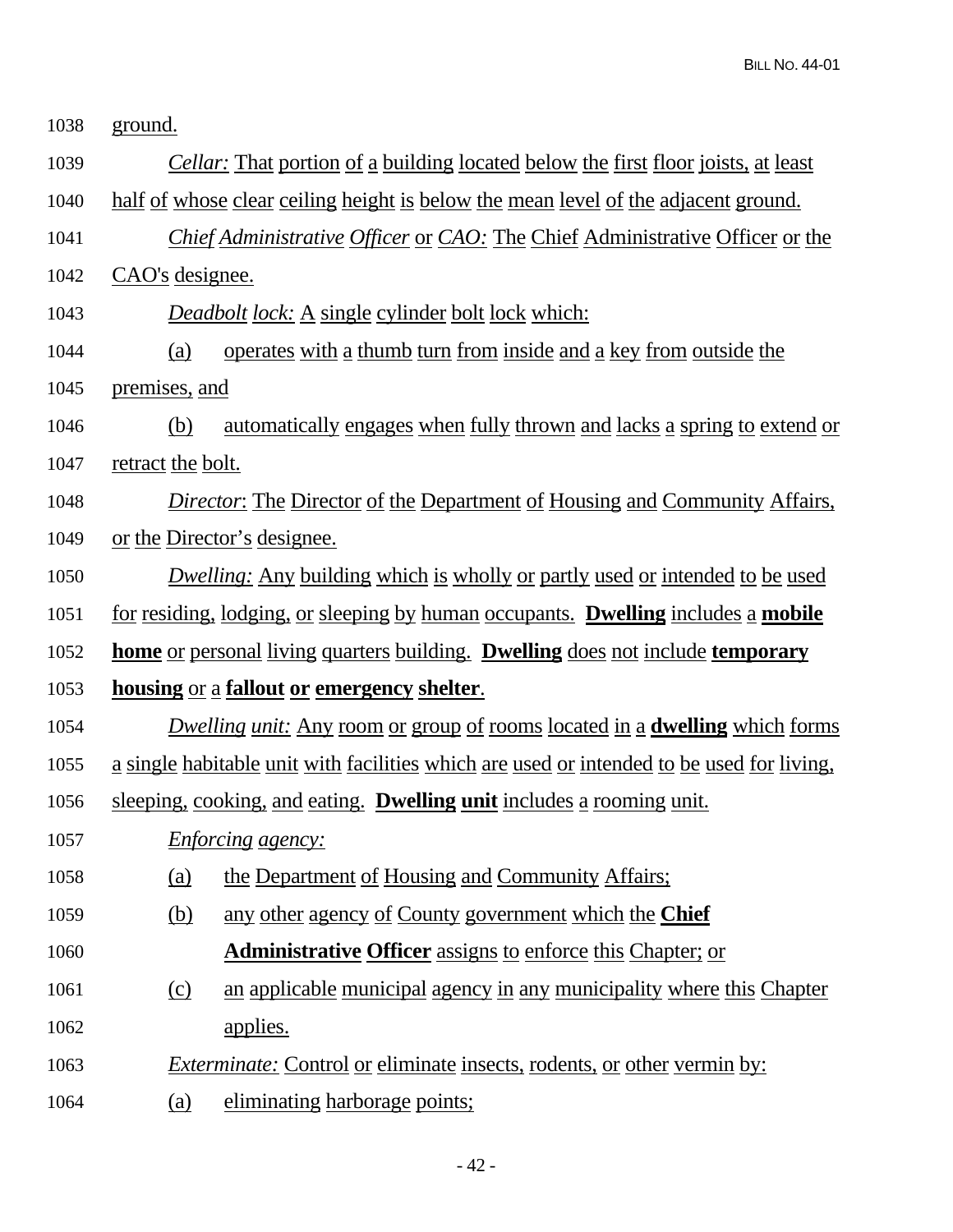ground.

*Cellar:* That portion of a building located below the first floor joists, at least half of whose clear ceiling height is below the mean level of the adjacent ground.

*Chief Administrative Officer* or *CAO:* The Chief Administrative Officer or the CAO's designee.

*Deadbolt lock:* A single cylinder bolt lock which:

(a) operates with a thumb turn from inside and a key from outside the premises, and

(b) automatically engages when fully thrown and lacks a spring to extend or retract the bolt.

*Director*: The Director of the Department of Housing and Community Affairs, or the Director's designee.

*Dwelling:* Any building which is wholly or partly used or intended to be used for residing, lodging, or sleeping by human occupants. **Dwelling** includes a **mobile home** or personal living quarters building. **Dwelling** does not include **temporary housing** or a **fallout or emergency shelter**.

*Dwelling unit:* Any room or group of rooms located in a **dwelling** which forms a single habitable unit with facilities which are used or intended to be used for living, sleeping, cooking, and eating. **Dwelling unit** includes a rooming unit.

*Enforcing agency:*

(a) the Department of Housing and Community Affairs;

(b) any other agency of County government which the **Chief Administrative Officer** assigns to enforce this Chapter; or

(c) an applicable municipal agency in any municipality where this Chapter applies.

*Exterminate:* Control or eliminate insects, rodents, or other vermin by:

(a) eliminating harborage points;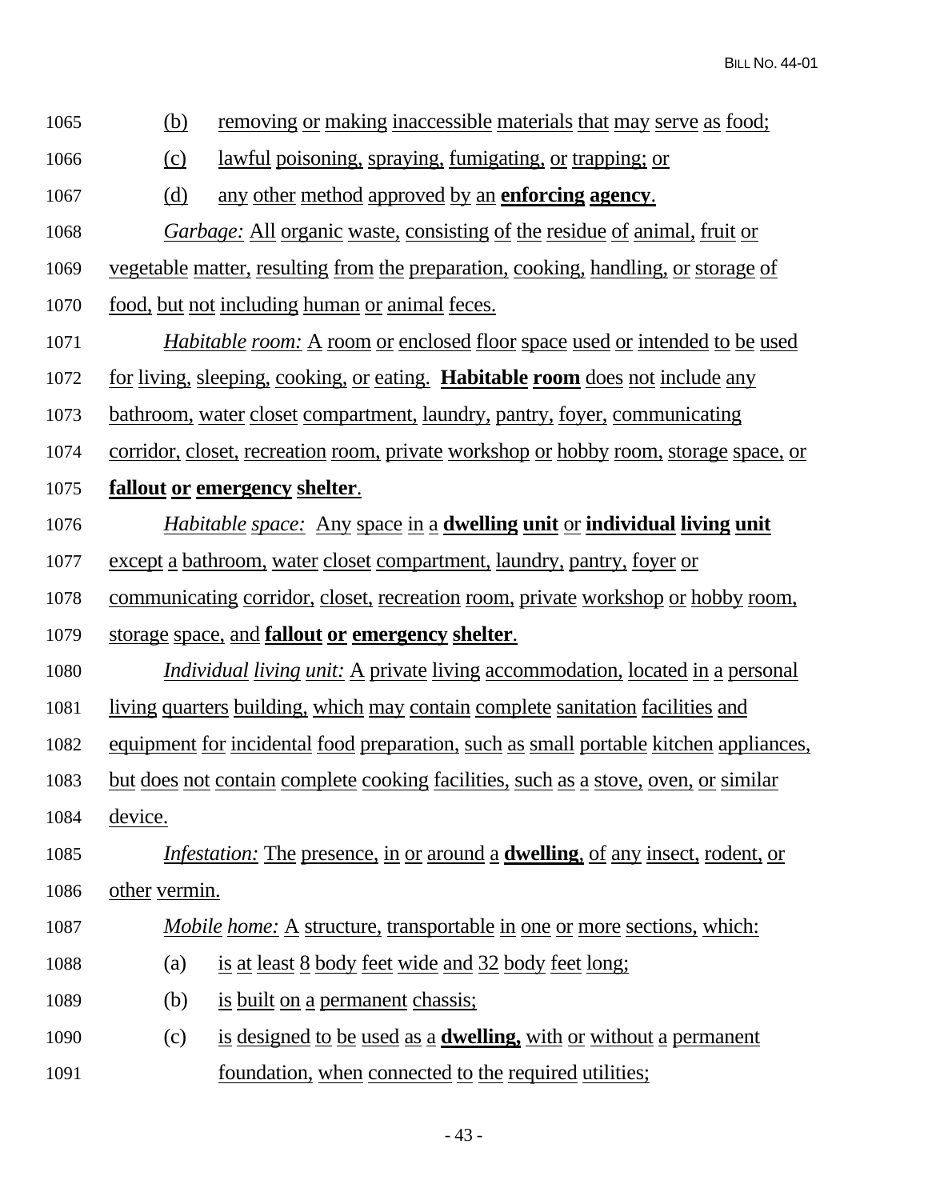(b) removing or making inaccessible materials that may serve as food;

(c) lawful poisoning, spraying, fumigating, or trapping; or

(d) any other method approved by an **enforcing agency**.

*Garbage:* All organic waste, consisting of the residue of animal, fruit or vegetable matter, resulting from the preparation, cooking, handling, or storage of food, but not including human or animal feces.

*Habitable room:* A room or enclosed floor space used or intended to be used for living, sleeping, cooking, or eating. **Habitable room** does not include any bathroom, water closet compartment, laundry, pantry, foyer, communicating corridor, closet, recreation room, private workshop or hobby room, storage space, or **fallout or emergency shelter**.

*Habitable space:* Any space in a **dwelling unit** or **individual living unit** except a bathroom, water closet compartment, laundry, pantry, foyer or communicating corridor, closet, recreation room, private workshop or hobby room, storage space, and **fallout or emergency shelter**.

*Individual living unit:* A private living accommodation, located in a personal living quarters building, which may contain complete sanitation facilities and equipment for incidental food preparation, such as small portable kitchen appliances, but does not contain complete cooking facilities, such as a stove, oven, or similar device.

*Infestation:* The presence, in or around a **dwelling**, of any insect, rodent, or other vermin.

*Mobile home:* A structure, transportable in one or more sections, which:

(a) is at least 8 body feet wide and 32 body feet long;

(b) is built on a permanent chassis;

(c) is designed to be used as a **dwelling,** with or without a permanent foundation, when connected to the required utilities;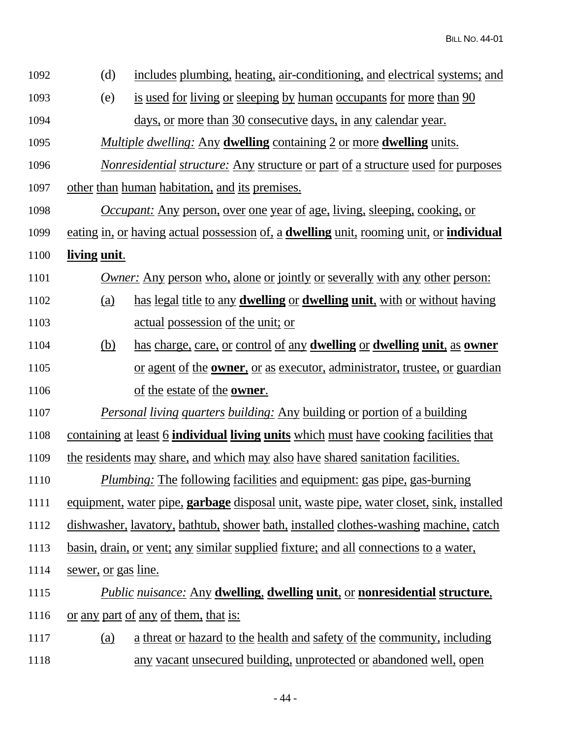(d) includes plumbing, heating, air-conditioning, and electrical systems; and

(e) is used for living or sleeping by human occupants for more than 90 days, or more than 30 consecutive days, in any calendar year.

*Multiple dwelling:* Any **dwelling** containing 2 or more **dwelling** units.

*Nonresidential structure:* Any structure or part of a structure used for purposes other than human habitation, and its premises.

*Occupant:* Any person, over one year of age, living, sleeping, cooking, or eating in, or having actual possession of, a **dwelling** unit, rooming unit, or **individual living unit**.

*Owner:* Any person who, alone or jointly or severally with any other person:

(a) has legal title to any **dwelling** or **dwelling unit**, with or without having actual possession of the unit; or

(b) has charge, care, or control of any **dwelling** or **dwelling unit**, as **owner** or agent of the **owner**, or as executor, administrator, trustee, or guardian of the estate of the **owner**.

*Personal living quarters building:* Any building or portion of a building containing at least 6 **individual living units** which must have cooking facilities that the residents may share, and which may also have shared sanitation facilities.

*Plumbing:* The following facilities and equipment: gas pipe, gas-burning equipment, water pipe, **garbage** disposal unit, waste pipe, water closet, sink, installed dishwasher, lavatory, bathtub, shower bath, installed clothes-washing machine, catch basin, drain, or vent; any similar supplied fixture; and all connections to a water, sewer, or gas line.

*Public nuisance:* Any **dwelling**, **dwelling unit**, or **nonresidential structure**, or any part of any of them, that is:

(a) a threat or hazard to the health and safety of the community, including any vacant unsecured building, unprotected or abandoned well, open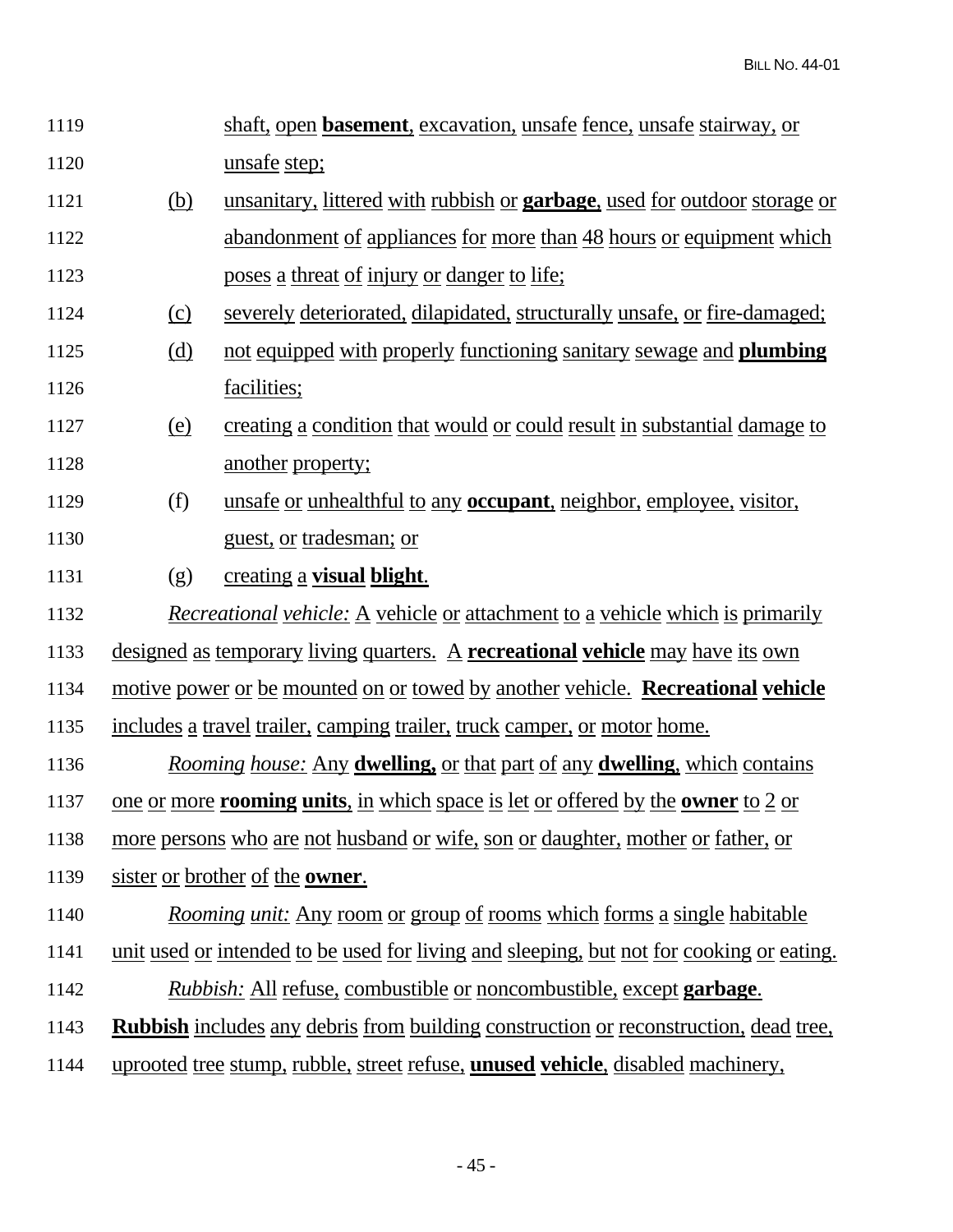shaft, open **basement**, excavation, unsafe fence, unsafe stairway, or unsafe step;

(b) unsanitary, littered with rubbish or **garbage**, used for outdoor storage or abandonment of appliances for more than 48 hours or equipment which poses a threat of injury or danger to life;

(c) severely deteriorated, dilapidated, structurally unsafe, or fire-damaged;

(d) not equipped with properly functioning sanitary sewage and **plumbing** facilities;

(e) creating a condition that would or could result in substantial damage to another property;

(f) unsafe or unhealthful to any **occupant**, neighbor, employee, visitor, guest, or tradesman; or

(g) creating a **visual blight**.

*Recreational vehicle:* A vehicle or attachment to a vehicle which is primarily designed as temporary living quarters. A **recreational vehicle** may have its own motive power or be mounted on or towed by another vehicle. **Recreational vehicle** includes a travel trailer, camping trailer, truck camper, or motor home.

*Rooming house:* Any **dwelling,** or that part of any **dwelling**, which contains one or more **rooming units**, in which space is let or offered by the **owner** to 2 or more persons who are not husband or wife, son or daughter, mother or father, or sister or brother of the **owner**.

*Rooming unit:* Any room or group of rooms which forms a single habitable unit used or intended to be used for living and sleeping, but not for cooking or eating.

*Rubbish:* All refuse, combustible or noncombustible, except **garbage**. **Rubbish** includes any debris from building construction or reconstruction, dead tree, uprooted tree stump, rubble, street refuse, **unused vehicle**, disabled machinery,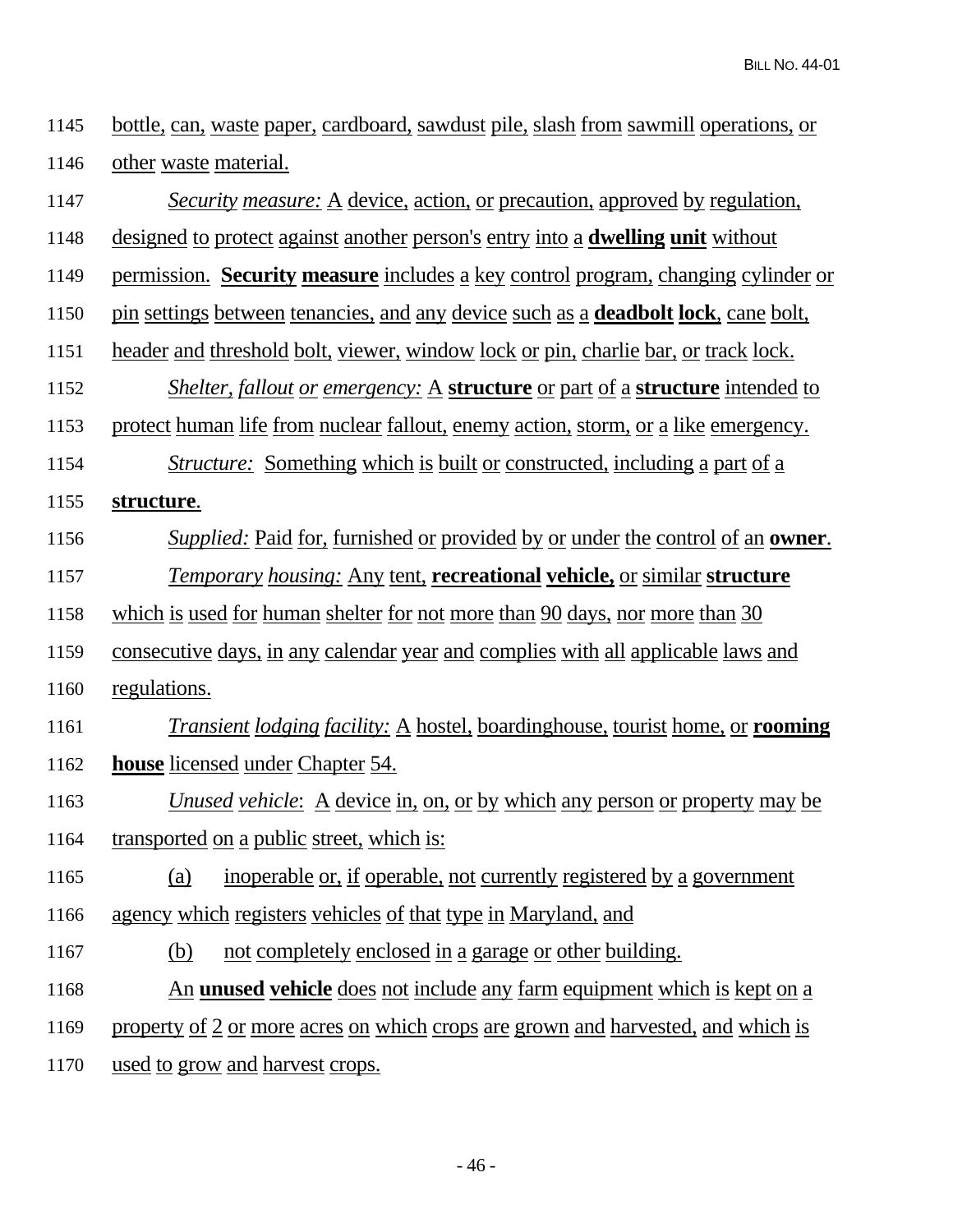bottle, can, waste paper, cardboard, sawdust pile, slash from sawmill operations, or other waste material.

*Security measure:* A device, action, or precaution, approved by regulation, designed to protect against another person's entry into a **dwelling unit** without permission. **Security measure** includes a key control program, changing cylinder or pin settings between tenancies, and any device such as a **deadbolt lock**, cane bolt, header and threshold bolt, viewer, window lock or pin, charlie bar, or track lock.

*Shelter, fallout or emergency:* A **structure** or part of a **structure** intended to protect human life from nuclear fallout, enemy action, storm, or a like emergency.

*Structure:* Something which is built or constructed, including a part of a **structure**.

*Supplied:* Paid for, furnished or provided by or under the control of an **owner**.

*Temporary housing:* Any tent, **recreational vehicle,** or similar **structure** which is used for human shelter for not more than 90 days, nor more than 30 consecutive days, in any calendar year and complies with all applicable laws and regulations.

*Transient lodging facility:* A hostel, boardinghouse, tourist home, or **rooming house** licensed under Chapter 54.

*Unused vehicle*: A device in, on, or by which any person or property may be transported on a public street, which is:

(a) inoperable or, if operable, not currently registered by a government agency which registers vehicles of that type in Maryland, and

(b) not completely enclosed in a garage or other building.

An **unused vehicle** does not include any farm equipment which is kept on a property of 2 or more acres on which crops are grown and harvested, and which is used to grow and harvest crops.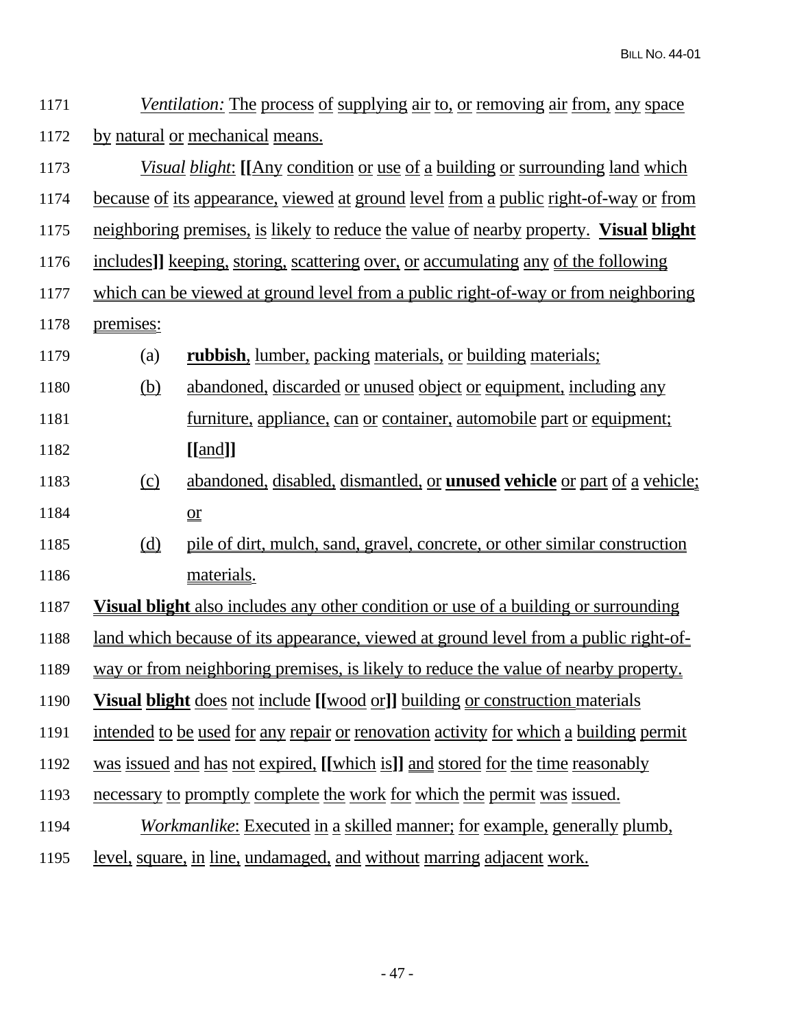*Ventilation:* The process of supplying air to, or removing air from, any space by natural or mechanical means.

*Visual blight*: [[Any condition or use of a building or surrounding land which because of its appearance, viewed at ground level from a public right-of-way or from neighboring premises, is likely to reduce the value of nearby property. **Visual blight** includes]] keeping, storing, scattering over, or accumulating any of the following which can be viewed at ground level from a public right-of-way or from neighboring premises:

(a) **rubbish**, lumber, packing materials, or building materials;

(b) abandoned, discarded or unused object or equipment, including any furniture, appliance, can or container, automobile part or equipment; [[and]]

(c) abandoned, disabled, dismantled, or **unused vehicle** or part of a vehicle; or

(d) pile of dirt, mulch, sand, gravel, concrete, or other similar construction materials.

**Visual blight** also includes any other condition or use of a building or surrounding land which because of its appearance, viewed at ground level from a public right-of-way or from neighboring premises, is likely to reduce the value of nearby property. **Visual blight** does not include [[wood or]] building or construction materials intended to be used for any repair or renovation activity for which a building permit was issued and has not expired, [[which is]] and stored for the time reasonably necessary to promptly complete the work for which the permit was issued.

*Workmanlike*: Executed in a skilled manner; for example, generally plumb, level, square, in line, undamaged, and without marring adjacent work.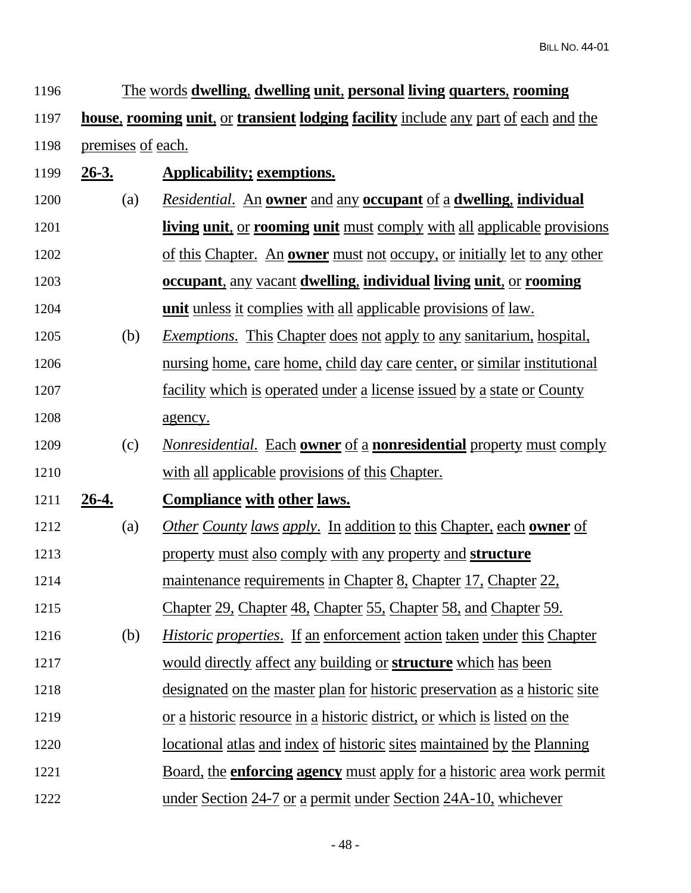The words **dwelling**, **dwelling unit**, **personal living quarters**, **rooming house**, **rooming unit**, or **transient lodging facility** include any part of each and the premises of each.

**26-3. Applicability; exemptions.**

(a) *Residential*. An **owner** and any **occupant** of a **dwelling**, **individual living unit**, or **rooming unit** must comply with all applicable provisions of this Chapter. An **owner** must not occupy, or initially let to any other **occupant**, any vacant **dwelling**, **individual living unit**, or **rooming unit** unless it complies with all applicable provisions of law.

(b) *Exemptions*. This Chapter does not apply to any sanitarium, hospital, nursing home, care home, child day care center, or similar institutional facility which is operated under a license issued by a state or County agency.

(c) *Nonresidential*. Each **owner** of a **nonresidential** property must comply with all applicable provisions of this Chapter.

**26-4. Compliance with other laws.**

(a) *Other County laws apply*. In addition to this Chapter, each **owner** of property must also comply with any property and **structure** maintenance requirements in Chapter 8, Chapter 17, Chapter 22, Chapter 29, Chapter 48, Chapter 55, Chapter 58, and Chapter 59.

(b) *Historic properties*. If an enforcement action taken under this Chapter would directly affect any building or **structure** which has been designated on the master plan for historic preservation as a historic site or a historic resource in a historic district, or which is listed on the locational atlas and index of historic sites maintained by the Planning Board, the **enforcing agency** must apply for a historic area work permit under Section 24-7 or a permit under Section 24A-10, whichever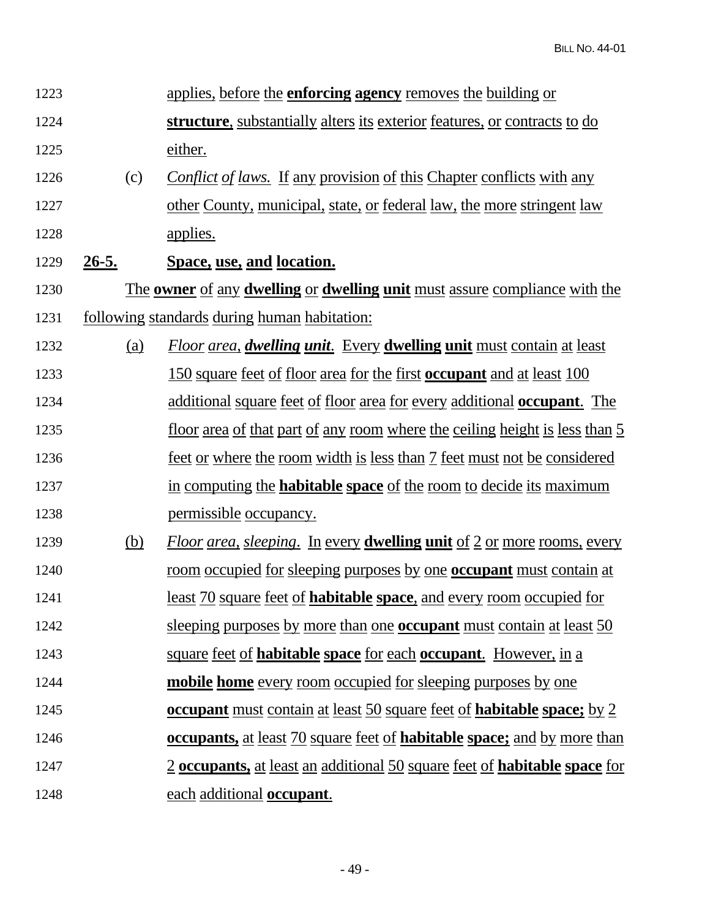applies, before the **enforcing agency** removes the building or **structure**, substantially alters its exterior features, or contracts to do either.

(c) *Conflict of laws.* If any provision of this Chapter conflicts with any other County, municipal, state, or federal law, the more stringent law applies.

## 26-5. Space, use, and location.

The **owner** of any **dwelling** or **dwelling unit** must assure compliance with the following standards during human habitation:

(a) *Floor area, **dwelling unit**.* Every **dwelling unit** must contain at least 150 square feet of floor area for the first **occupant** and at least 100 additional square feet of floor area for every additional **occupant**. The floor area of that part of any room where the ceiling height is less than 5 feet or where the room width is less than 7 feet must not be considered in computing the **habitable space** of the room to decide its maximum permissible occupancy.

(b) *Floor area, sleeping.* In every **dwelling unit** of 2 or more rooms, every room occupied for sleeping purposes by one **occupant** must contain at least 70 square feet of **habitable space**, and every room occupied for sleeping purposes by more than one **occupant** must contain at least 50 square feet of **habitable space** for each **occupant**. However, in a **mobile home** every room occupied for sleeping purposes by one **occupant** must contain at least 50 square feet of **habitable space;** by 2 **occupants,** at least 70 square feet of **habitable space;** and by more than 2 **occupants,** at least an additional 50 square feet of **habitable space** for each additional **occupant**.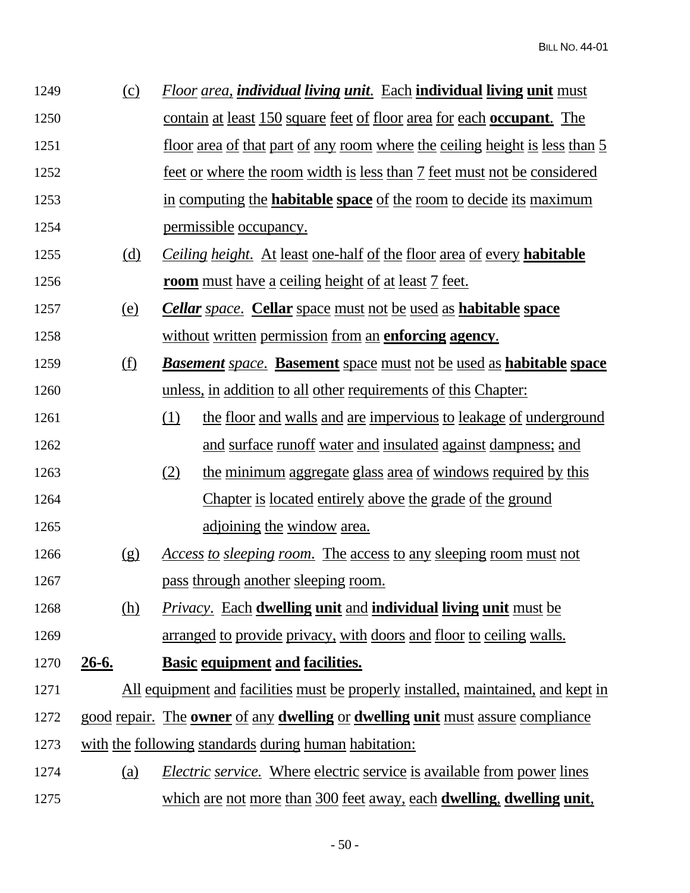(c) *Floor area, **individual living unit**.* Each **individual living unit** must contain at least 150 square feet of floor area for each **occupant**. The floor area of that part of any room where the ceiling height is less than 5 feet or where the room width is less than 7 feet must not be considered in computing the **habitable space** of the room to decide its maximum permissible occupancy.

(d) *Ceiling height.* At least one-half of the floor area of every **habitable room** must have a ceiling height of at least 7 feet.

(e) ***Cellar** space*. **Cellar** space must not be used as **habitable space** without written permission from an **enforcing agency**.

(f) ***Basement** space*. **Basement** space must not be used as **habitable space** unless, in addition to all other requirements of this Chapter:

(1) the floor and walls and are impervious to leakage of underground and surface runoff water and insulated against dampness; and

(2) the minimum aggregate glass area of windows required by this Chapter is located entirely above the grade of the ground adjoining the window area.

(g) *Access to sleeping room.* The access to any sleeping room must not pass through another sleeping room.

(h) *Privacy*. Each **dwelling unit** and **individual living unit** must be arranged to provide privacy, with doors and floor to ceiling walls.

**26-6. Basic equipment and facilities.**

All equipment and facilities must be properly installed, maintained, and kept in good repair. The **owner** of any **dwelling** or **dwelling unit** must assure compliance with the following standards during human habitation:

(a) *Electric service.* Where electric service is available from power lines which are not more than 300 feet away, each **dwelling**, **dwelling unit**,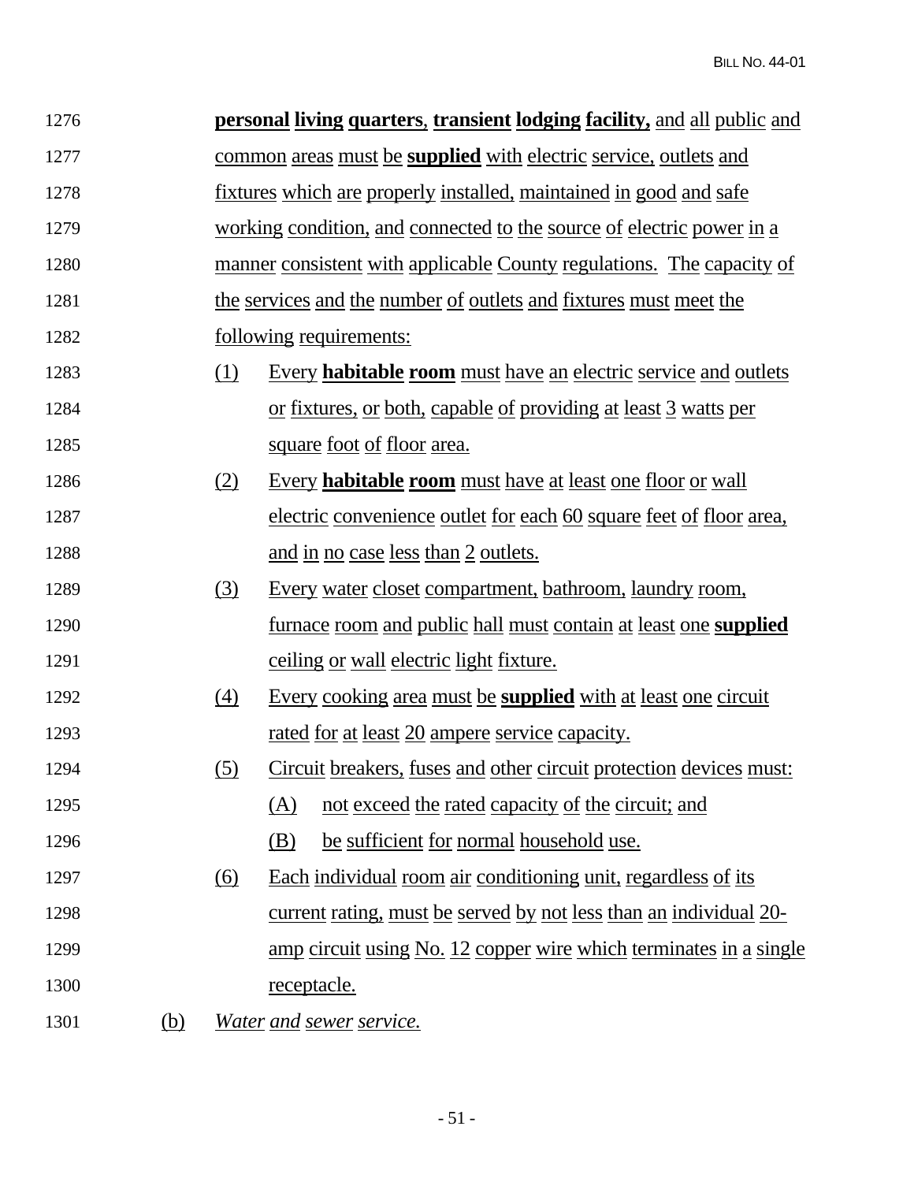**personal living quarters**, **transient lodging facility,** and all public and common areas must be **supplied** with electric service, outlets and fixtures which are properly installed, maintained in good and safe working condition, and connected to the source of electric power in a manner consistent with applicable County regulations. The capacity of the services and the number of outlets and fixtures must meet the following requirements:

(1) Every **habitable room** must have an electric service and outlets or fixtures, or both, capable of providing at least 3 watts per square foot of floor area.

(2) Every **habitable room** must have at least one floor or wall electric convenience outlet for each 60 square feet of floor area, and in no case less than 2 outlets.

(3) Every water closet compartment, bathroom, laundry room, furnace room and public hall must contain at least one **supplied** ceiling or wall electric light fixture.

(4) Every cooking area must be **supplied** with at least one circuit rated for at least 20 ampere service capacity.

(5) Circuit breakers, fuses and other circuit protection devices must:

 (A) not exceed the rated capacity of the circuit; and

 (B) be sufficient for normal household use.

(6) Each individual room air conditioning unit, regardless of its current rating, must be served by not less than an individual 20-amp circuit using No. 12 copper wire which terminates in a single receptacle.

(b) *Water and sewer service.*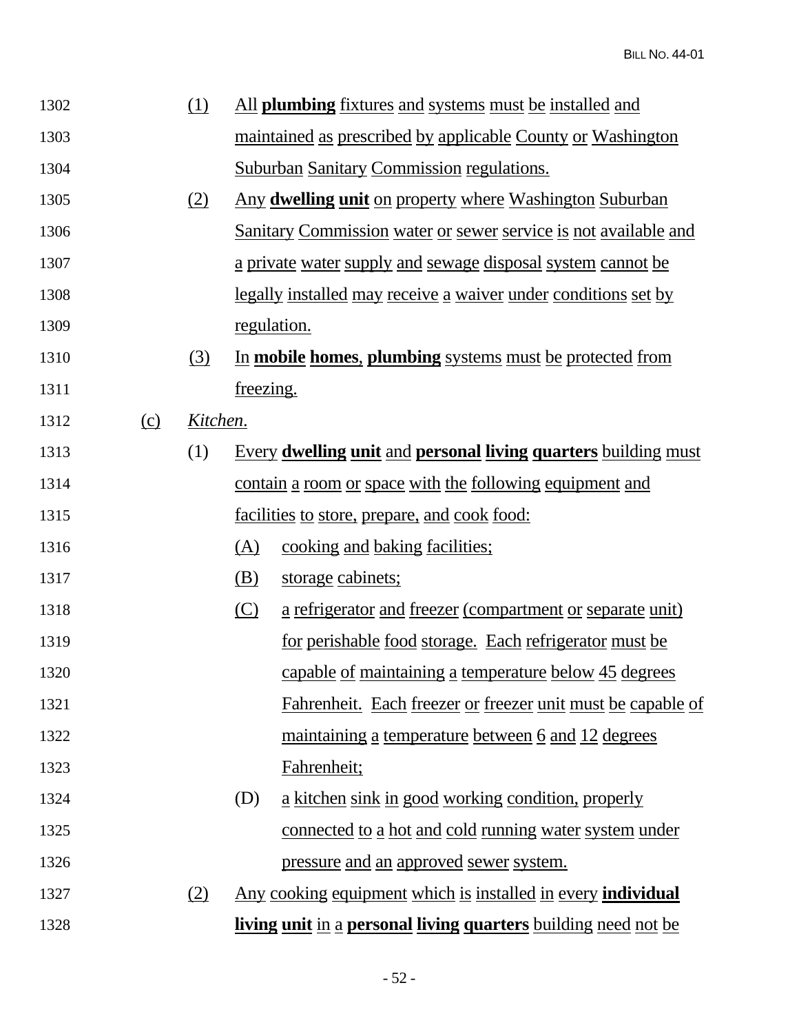(1) All **plumbing** fixtures and systems must be installed and maintained as prescribed by applicable County or Washington Suburban Sanitary Commission regulations.

(2) Any **dwelling unit** on property where Washington Suburban Sanitary Commission water or sewer service is not available and a private water supply and sewage disposal system cannot be legally installed may receive a waiver under conditions set by regulation.

(3) In **mobile homes**, **plumbing** systems must be protected from freezing.

(c) *Kitchen.*

(1) Every **dwelling unit** and **personal living quarters** building must contain a room or space with the following equipment and facilities to store, prepare, and cook food:

(A) cooking and baking facilities;

(B) storage cabinets;

(C) a refrigerator and freezer (compartment or separate unit) for perishable food storage. Each refrigerator must be capable of maintaining a temperature below 45 degrees Fahrenheit. Each freezer or freezer unit must be capable of maintaining a temperature between 6 and 12 degrees Fahrenheit;

(D) a kitchen sink in good working condition, properly connected to a hot and cold running water system under pressure and an approved sewer system.

(2) Any cooking equipment which is installed in every **individual living unit** in a **personal living quarters** building need not be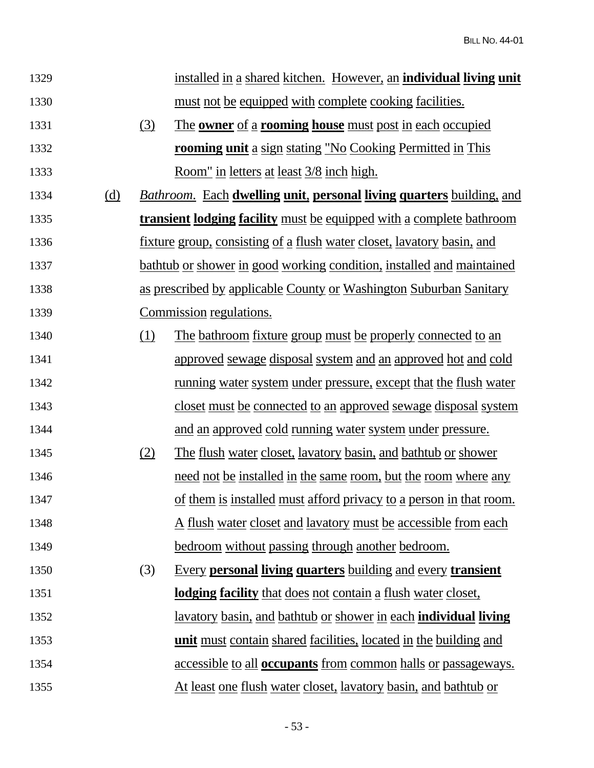installed in a shared kitchen. However, an **individual living unit** must not be equipped with complete cooking facilities.

(3) The **owner** of a **rooming house** must post in each occupied **rooming unit** a sign stating "No Cooking Permitted in This Room" in letters at least 3/8 inch high.

(d) *Bathroom.* Each **dwelling unit**, **personal living quarters** building, and **transient lodging facility** must be equipped with a complete bathroom fixture group, consisting of a flush water closet, lavatory basin, and bathtub or shower in good working condition, installed and maintained as prescribed by applicable County or Washington Suburban Sanitary Commission regulations.

(1) The bathroom fixture group must be properly connected to an approved sewage disposal system and an approved hot and cold running water system under pressure, except that the flush water closet must be connected to an approved sewage disposal system and an approved cold running water system under pressure.

(2) The flush water closet, lavatory basin, and bathtub or shower need not be installed in the same room, but the room where any of them is installed must afford privacy to a person in that room. A flush water closet and lavatory must be accessible from each bedroom without passing through another bedroom.

(3) Every **personal living quarters** building and every **transient lodging facility** that does not contain a flush water closet, lavatory basin, and bathtub or shower in each **individual living unit** must contain shared facilities, located in the building and accessible to all **occupants** from common halls or passageways. At least one flush water closet, lavatory basin, and bathtub or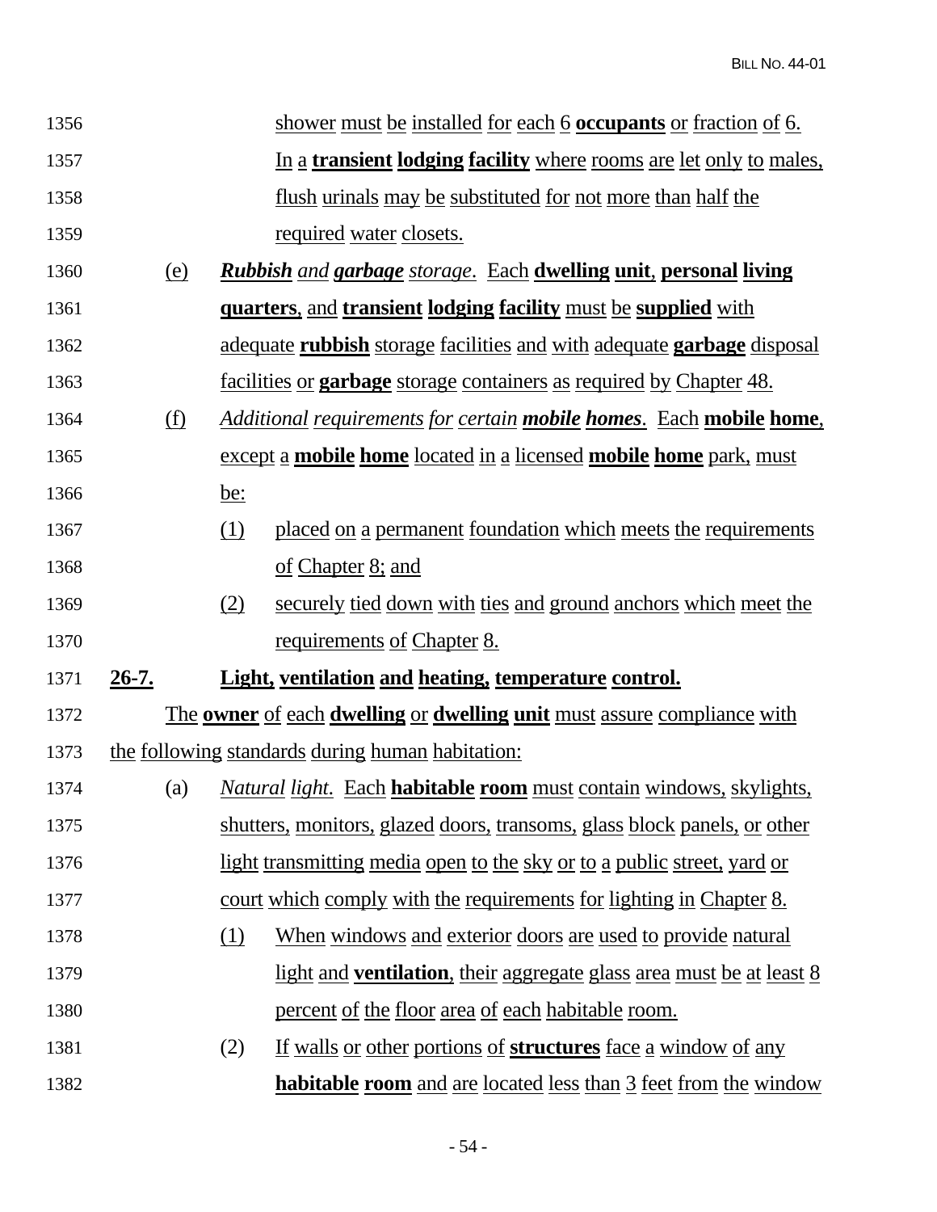shower must be installed for each 6 **occupants** or fraction of 6. In a **transient lodging facility** where rooms are let only to males, flush urinals may be substituted for not more than half the required water closets.

(e) ***Rubbish** and **garbage** storage*. Each **dwelling unit**, **personal living quarters**, and **transient lodging facility** must be **supplied** with adequate **rubbish** storage facilities and with adequate **garbage** disposal facilities or **garbage** storage containers as required by Chapter 48.

(f) *Additional requirements for certain **mobile homes***. Each **mobile home**, except a **mobile home** located in a licensed **mobile home** park, must be:

(1) placed on a permanent foundation which meets the requirements of Chapter 8; and

(2) securely tied down with ties and ground anchors which meet the requirements of Chapter 8.

**26-7. Light, ventilation and heating, temperature control.**

The **owner** of each **dwelling** or **dwelling unit** must assure compliance with the following standards during human habitation:

(a) *Natural light*. Each **habitable room** must contain windows, skylights, shutters, monitors, glazed doors, transoms, glass block panels, or other light transmitting media open to the sky or to a public street, yard or court which comply with the requirements for lighting in Chapter 8.

(1) When windows and exterior doors are used to provide natural light and **ventilation**, their aggregate glass area must be at least 8 percent of the floor area of each habitable room.

(2) If walls or other portions of **structures** face a window of any **habitable room** and are located less than 3 feet from the window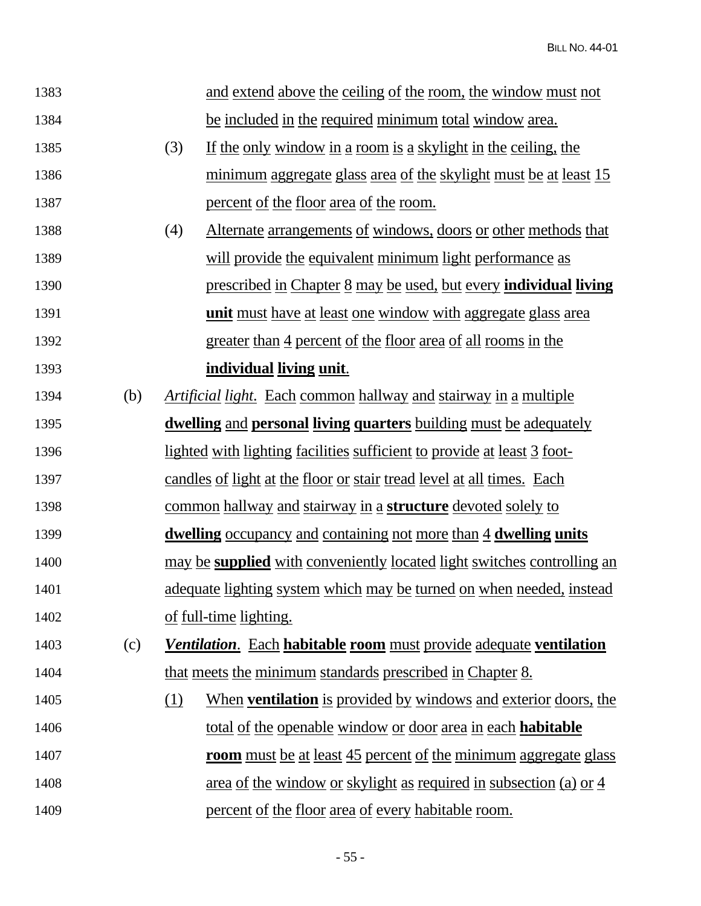and extend above the ceiling of the room, the window must not be included in the required minimum total window area.

(3) If the only window in a room is a skylight in the ceiling, the minimum aggregate glass area of the skylight must be at least 15 percent of the floor area of the room.

(4) Alternate arrangements of windows, doors or other methods that will provide the equivalent minimum light performance as prescribed in Chapter 8 may be used, but every **individual living unit** must have at least one window with aggregate glass area greater than 4 percent of the floor area of all rooms in the **individual living unit**.

(b) *Artificial light*. Each common hallway and stairway in a multiple **dwelling** and **personal living quarters** building must be adequately lighted with lighting facilities sufficient to provide at least 3 foot-candles of light at the floor or stair tread level at all times. Each common hallway and stairway in a **structure** devoted solely to **dwelling** occupancy and containing not more than 4 **dwelling units** may be **supplied** with conveniently located light switches controlling an adequate lighting system which may be turned on when needed, instead of full-time lighting.

(c) ***Ventilation***. Each **habitable room** must provide adequate **ventilation** that meets the minimum standards prescribed in Chapter 8.

(1) When **ventilation** is provided by windows and exterior doors, the total of the openable window or door area in each **habitable room** must be at least 45 percent of the minimum aggregate glass area of the window or skylight as required in subsection (a) or 4 percent of the floor area of every habitable room.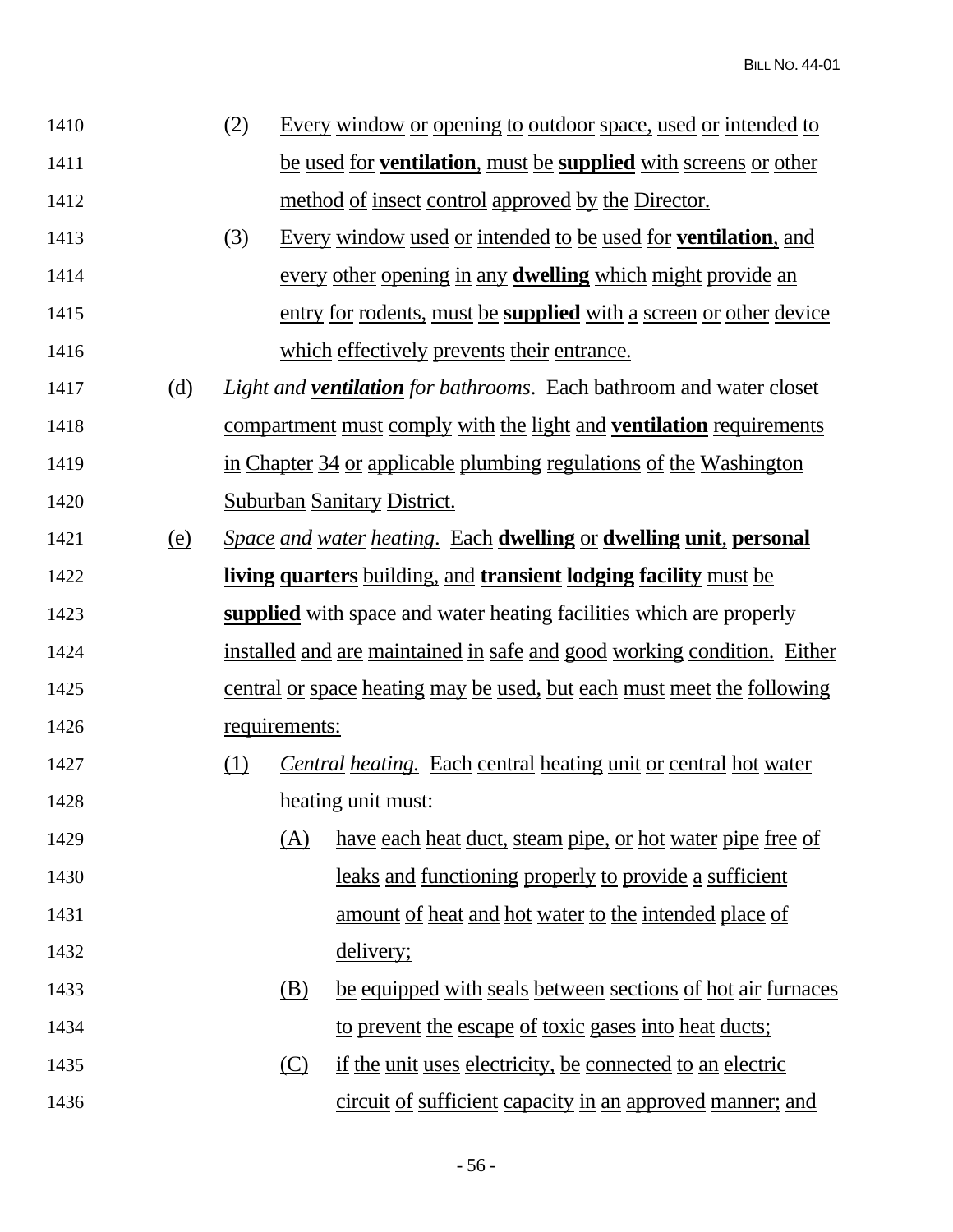(2) Every window or opening to outdoor space, used or intended to be used for **ventilation**, must be **supplied** with screens or other method of insect control approved by the Director.

(3) Every window used or intended to be used for **ventilation**, and every other opening in any **dwelling** which might provide an entry for rodents, must be **supplied** with a screen or other device which effectively prevents their entrance.

(d) *Light and **ventilation** for bathrooms*. Each bathroom and water closet compartment must comply with the light and **ventilation** requirements in Chapter 34 or applicable plumbing regulations of the Washington Suburban Sanitary District.

(e) *Space and water heating*. Each **dwelling** or **dwelling unit**, **personal living quarters** building, and **transient lodging facility** must be **supplied** with space and water heating facilities which are properly installed and are maintained in safe and good working condition. Either central or space heating may be used, but each must meet the following requirements:

(1) *Central heating.* Each central heating unit or central hot water heating unit must:

(A) have each heat duct, steam pipe, or hot water pipe free of leaks and functioning properly to provide a sufficient amount of heat and hot water to the intended place of delivery;

(B) be equipped with seals between sections of hot air furnaces to prevent the escape of toxic gases into heat ducts;

(C) if the unit uses electricity, be connected to an electric circuit of sufficient capacity in an approved manner; and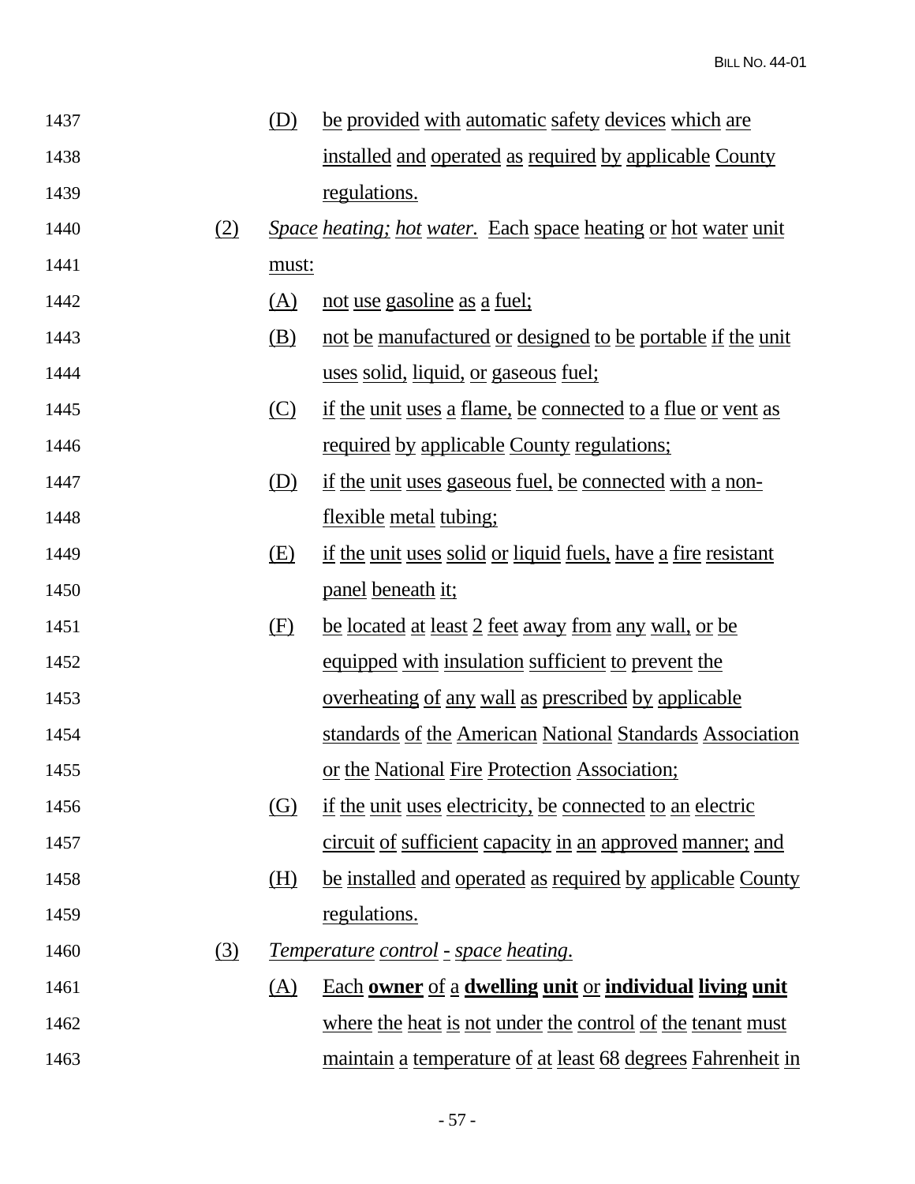(D) be provided with automatic safety devices which are installed and operated as required by applicable County regulations.

(2) *Space heating; hot water.* Each space heating or hot water unit must:

(A) not use gasoline as a fuel;

(B) not be manufactured or designed to be portable if the unit uses solid, liquid, or gaseous fuel;

(C) if the unit uses a flame, be connected to a flue or vent as required by applicable County regulations;

(D) if the unit uses gaseous fuel, be connected with a non-flexible metal tubing;

(E) if the unit uses solid or liquid fuels, have a fire resistant panel beneath it;

(F) be located at least 2 feet away from any wall, or be equipped with insulation sufficient to prevent the overheating of any wall as prescribed by applicable standards of the American National Standards Association or the National Fire Protection Association;

(G) if the unit uses electricity, be connected to an electric circuit of sufficient capacity in an approved manner; and

(H) be installed and operated as required by applicable County regulations.

(3) *Temperature control - space heating.*

(A) Each **owner** of a **dwelling unit** or **individual living unit** where the heat is not under the control of the tenant must maintain a temperature of at least 68 degrees Fahrenheit in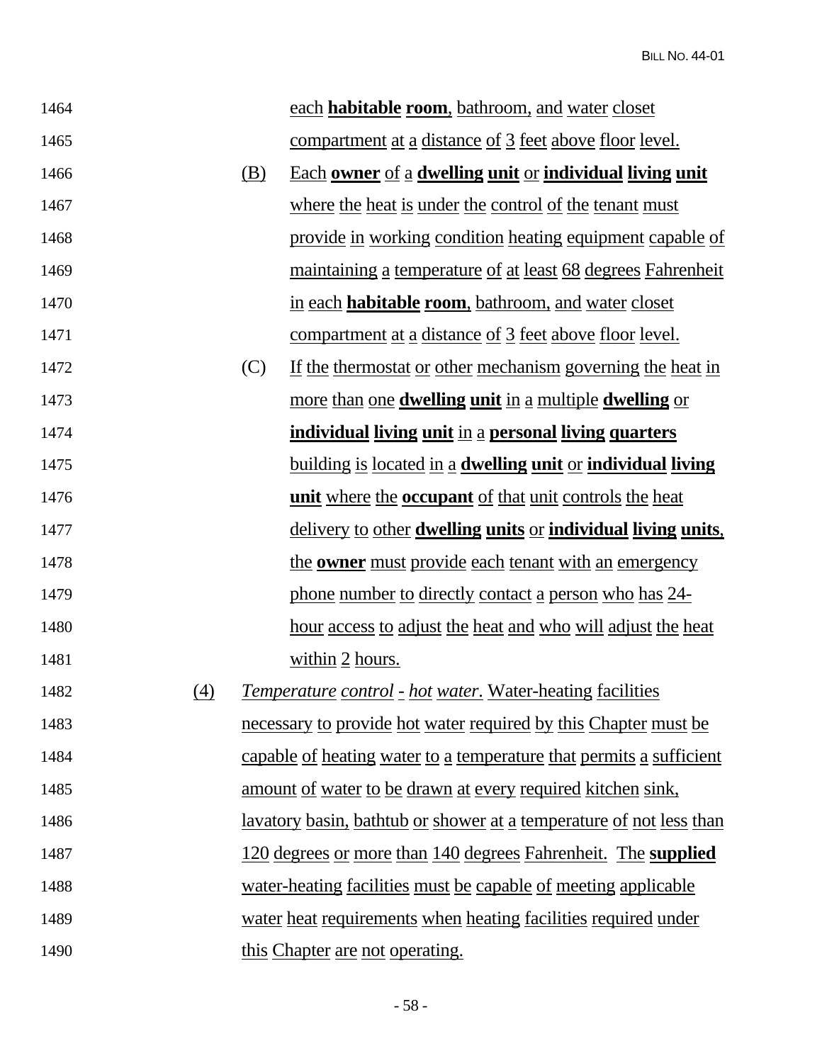each **habitable room**, bathroom, and water closet compartment at a distance of 3 feet above floor level.

(B) Each **owner** of a **dwelling unit** or **individual living unit** where the heat is under the control of the tenant must provide in working condition heating equipment capable of maintaining a temperature of at least 68 degrees Fahrenheit in each **habitable room**, bathroom, and water closet compartment at a distance of 3 feet above floor level.

(C) If the thermostat or other mechanism governing the heat in more than one **dwelling unit** in a multiple **dwelling** or **individual living unit** in a **personal living quarters** building is located in a **dwelling unit** or **individual living unit** where the **occupant** of that unit controls the heat delivery to other **dwelling units** or **individual living units**, the **owner** must provide each tenant with an emergency phone number to directly contact a person who has 24-hour access to adjust the heat and who will adjust the heat within 2 hours.

(4) *Temperature control - hot water*. Water-heating facilities necessary to provide hot water required by this Chapter must be capable of heating water to a temperature that permits a sufficient amount of water to be drawn at every required kitchen sink, lavatory basin, bathtub or shower at a temperature of not less than 120 degrees or more than 140 degrees Fahrenheit. The **supplied** water-heating facilities must be capable of meeting applicable water heat requirements when heating facilities required under this Chapter are not operating.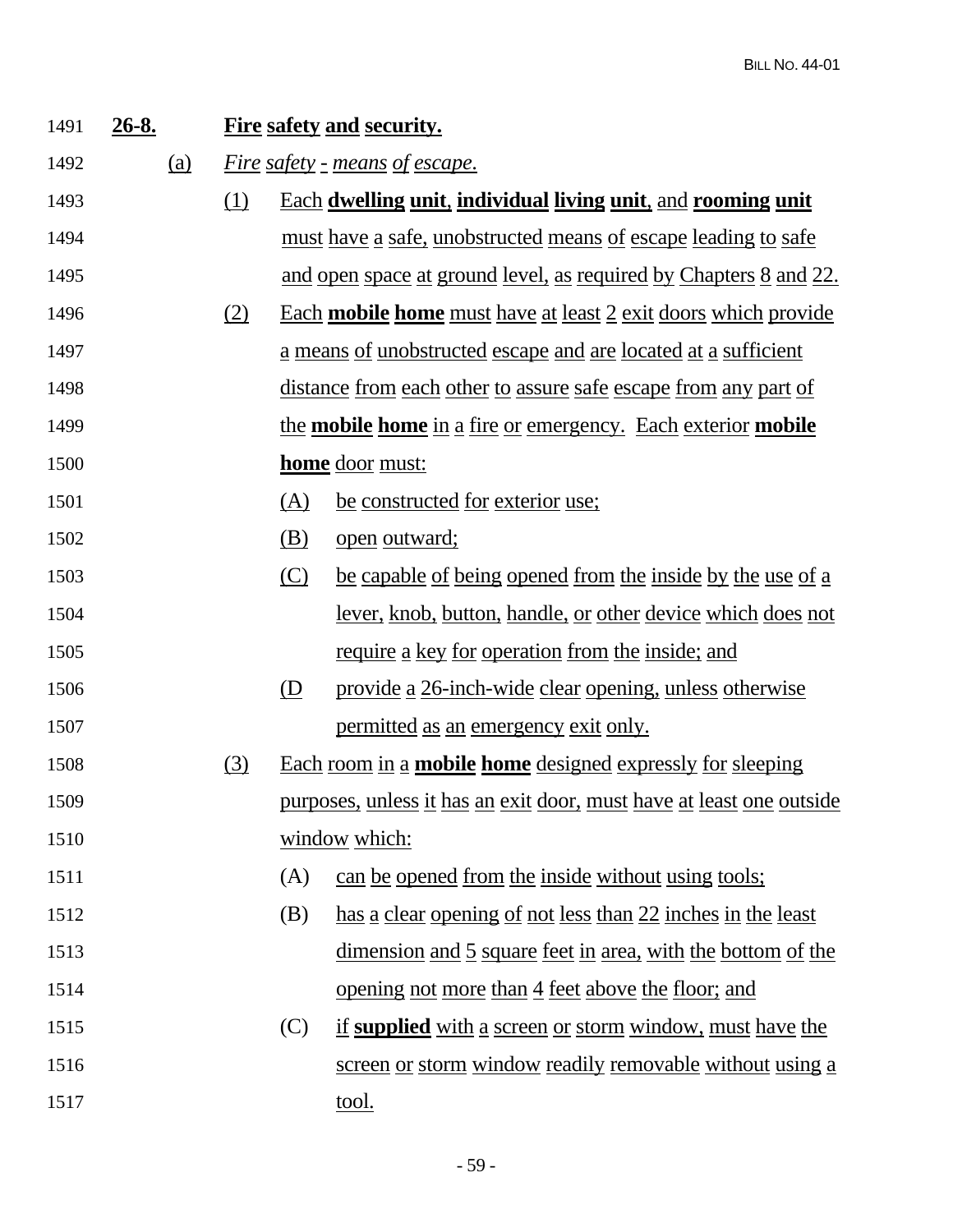**26-8. Fire safety and security.**

(a) *Fire safety - means of escape.*

(1) Each **dwelling unit**, **individual living unit**, and **rooming unit** must have a safe, unobstructed means of escape leading to safe and open space at ground level, as required by Chapters 8 and 22.

(2) Each **mobile home** must have at least 2 exit doors which provide a means of unobstructed escape and are located at a sufficient distance from each other to assure safe escape from any part of the **mobile home** in a fire or emergency. Each exterior **mobile home** door must:

(A) be constructed for exterior use;

(B) open outward;

(C) be capable of being opened from the inside by the use of a lever, knob, button, handle, or other device which does not require a key for operation from the inside; and

(D provide a 26-inch-wide clear opening, unless otherwise permitted as an emergency exit only.

(3) Each room in a **mobile home** designed expressly for sleeping purposes, unless it has an exit door, must have at least one outside window which:

(A) can be opened from the inside without using tools;

(B) has a clear opening of not less than 22 inches in the least dimension and 5 square feet in area, with the bottom of the opening not more than 4 feet above the floor; and

(C) if **supplied** with a screen or storm window, must have the screen or storm window readily removable without using a tool.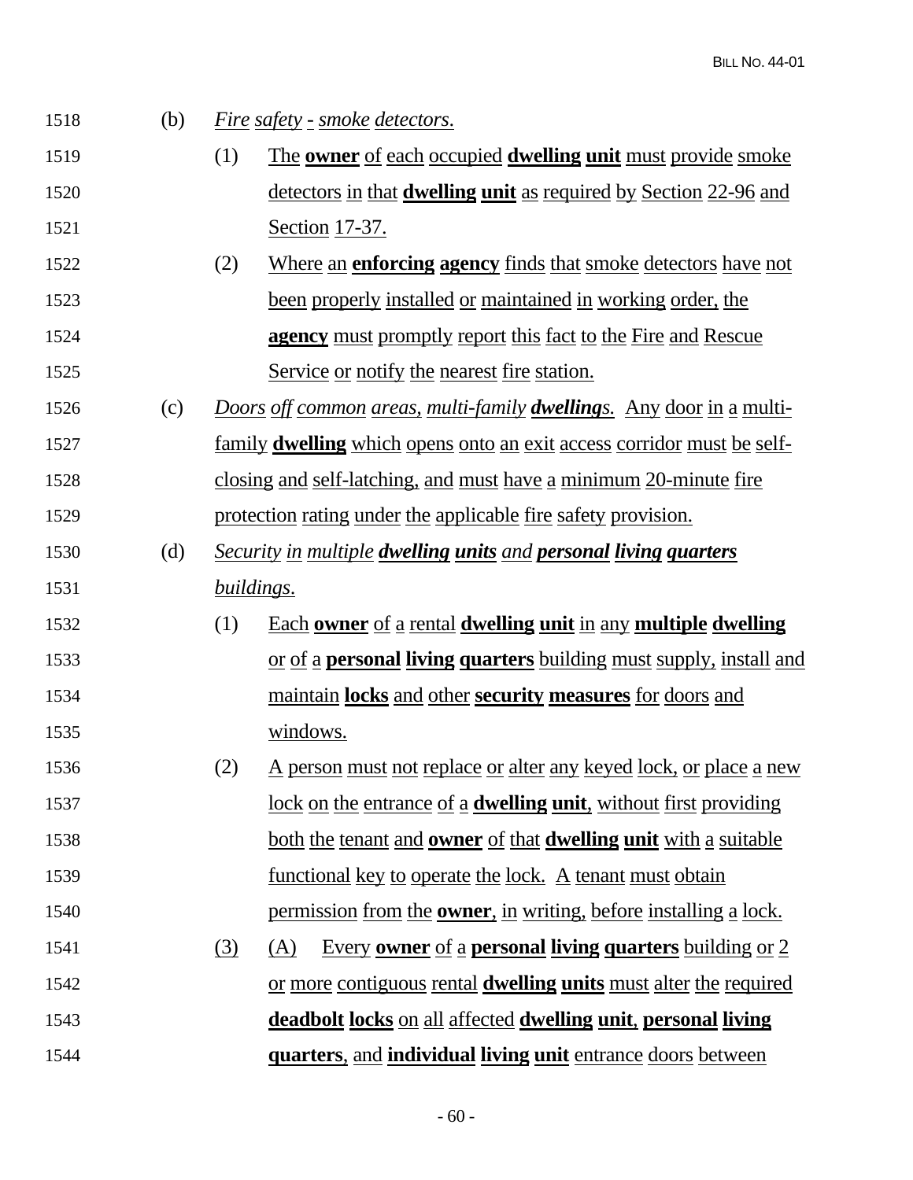(b) *Fire safety - smoke detectors.*

(1) The **owner** of each occupied **dwelling unit** must provide smoke detectors in that **dwelling unit** as required by Section 22-96 and Section 17-37.

(2) Where an **enforcing agency** finds that smoke detectors have not been properly installed or maintained in working order, the **agency** must promptly report this fact to the Fire and Rescue Service or notify the nearest fire station.

(c) *Doors off common areas, multi-family **dwellings**.* Any door in a multi-family **dwelling** which opens onto an exit access corridor must be self-closing and self-latching, and must have a minimum 20-minute fire protection rating under the applicable fire safety provision.

(d) *Security in multiple **dwelling units** and **personal living quarters** buildings.*

(1) Each **owner** of a rental **dwelling unit** in any **multiple dwelling** or of a **personal living quarters** building must supply, install and maintain **locks** and other **security measures** for doors and windows.

(2) A person must not replace or alter any keyed lock, or place a new lock on the entrance of a **dwelling unit**, without first providing both the tenant and **owner** of that **dwelling unit** with a suitable functional key to operate the lock. A tenant must obtain permission from the **owner**, in writing, before installing a lock.

(3) (A) Every **owner** of a **personal living quarters** building or 2 or more contiguous rental **dwelling units** must alter the required **deadbolt locks** on all affected **dwelling unit**, **personal living quarters**, and **individual living unit** entrance doors between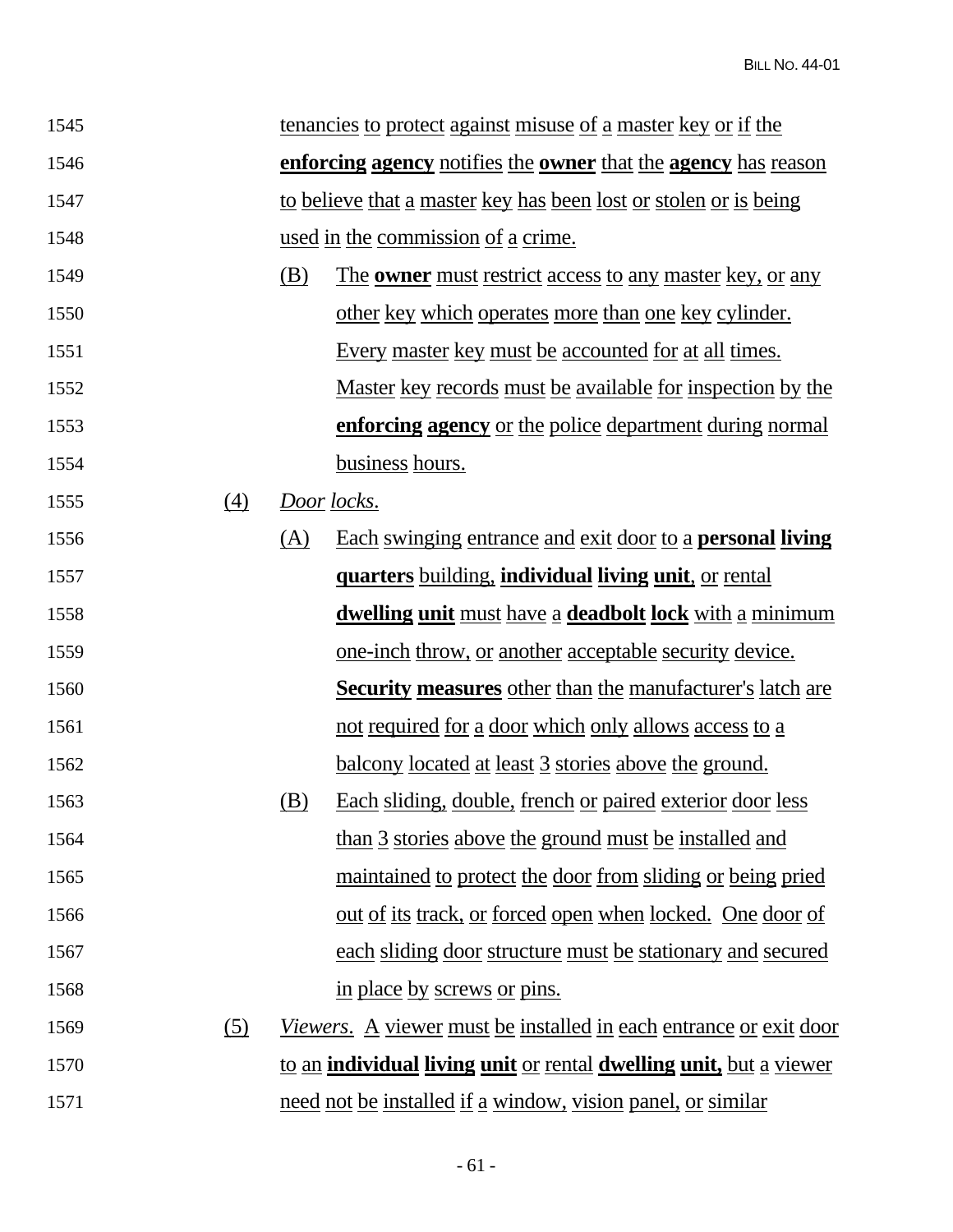tenancies to protect against misuse of a master key or if the **enforcing agency** notifies the **owner** that the **agency** has reason to believe that a master key has been lost or stolen or is being used in the commission of a crime.

(B) The **owner** must restrict access to any master key, or any other key which operates more than one key cylinder. Every master key must be accounted for at all times. Master key records must be available for inspection by the **enforcing agency** or the police department during normal business hours.

(4) *Door locks*.

(A) Each swinging entrance and exit door to a **personal living quarters** building, **individual living unit**, or rental **dwelling unit** must have a **deadbolt lock** with a minimum one-inch throw, or another acceptable security device. **Security measures** other than the manufacturer's latch are not required for a door which only allows access to a balcony located at least 3 stories above the ground.

(B) Each sliding, double, french or paired exterior door less than 3 stories above the ground must be installed and maintained to protect the door from sliding or being pried out of its track, or forced open when locked. One door of each sliding door structure must be stationary and secured in place by screws or pins.

(5) *Viewers*. A viewer must be installed in each entrance or exit door to an **individual living unit** or rental **dwelling unit,** but a viewer need not be installed if a window, vision panel, or similar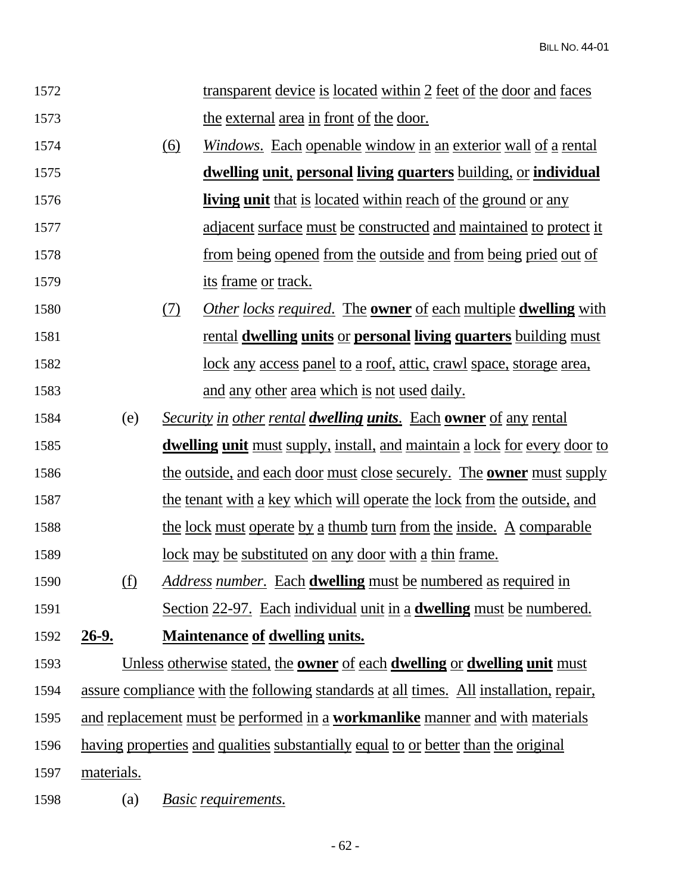transparent device is located within 2 feet of the door and faces the external area in front of the door.

(6) *Windows*. Each openable window in an exterior wall of a rental **dwelling unit**, **personal living quarters** building, or **individual living unit** that is located within reach of the ground or any adjacent surface must be constructed and maintained to protect it from being opened from the outside and from being pried out of its frame or track.

(7) *Other locks required*. The **owner** of each multiple **dwelling** with rental **dwelling units** or **personal living quarters** building must lock any access panel to a roof, attic, crawl space, storage area, and any other area which is not used daily.

(e) *Security in other rental **dwelling units***. Each **owner** of any rental **dwelling unit** must supply, install, and maintain a lock for every door to the outside, and each door must close securely. The **owner** must supply the tenant with a key which will operate the lock from the outside, and the lock must operate by a thumb turn from the inside. A comparable lock may be substituted on any door with a thin frame.

(f) *Address number*. Each **dwelling** must be numbered as required in Section 22-97. Each individual unit in a **dwelling** must be numbered.

## 26-9. Maintenance of dwelling units.

Unless otherwise stated, the **owner** of each **dwelling** or **dwelling unit** must assure compliance with the following standards at all times. All installation, repair, and replacement must be performed in a **workmanlike** manner and with materials having properties and qualities substantially equal to or better than the original materials.

(a) *Basic requirements*.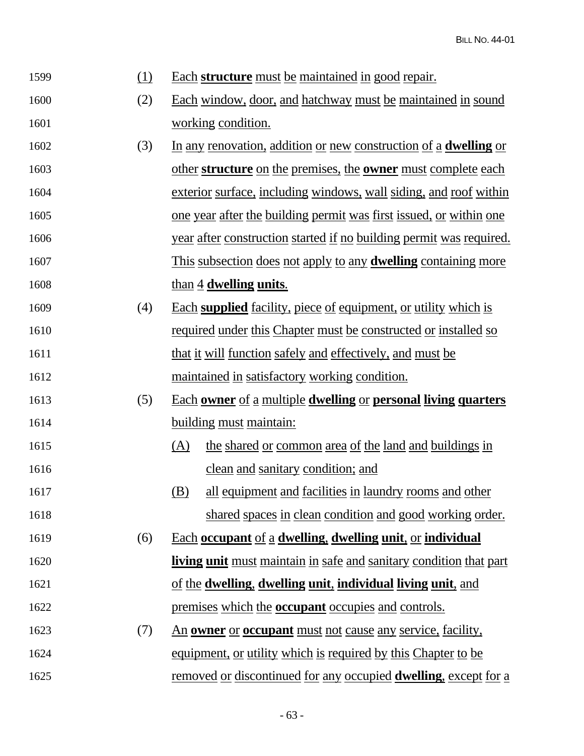(1) Each **structure** must be maintained in good repair.

(2) Each window, door, and hatchway must be maintained in sound working condition.

(3) In any renovation, addition or new construction of a **dwelling** or other **structure** on the premises, the **owner** must complete each exterior surface, including windows, wall siding, and roof within one year after the building permit was first issued, or within one year after construction started if no building permit was required. This subsection does not apply to any **dwelling** containing more than 4 **dwelling units**.

(4) Each **supplied** facility, piece of equipment, or utility which is required under this Chapter must be constructed or installed so that it will function safely and effectively, and must be maintained in satisfactory working condition.

(5) Each **owner** of a multiple **dwelling** or **personal living quarters** building must maintain:

   (A) the shared or common area of the land and buildings in clean and sanitary condition; and

   (B) all equipment and facilities in laundry rooms and other shared spaces in clean condition and good working order.

(6) Each **occupant** of a **dwelling**, **dwelling unit**, or **individual living unit** must maintain in safe and sanitary condition that part of the **dwelling**, **dwelling unit**, **individual living unit**, and premises which the **occupant** occupies and controls.

(7) An **owner** or **occupant** must not cause any service, facility, equipment, or utility which is required by this Chapter to be removed or discontinued for any occupied **dwelling**, except for a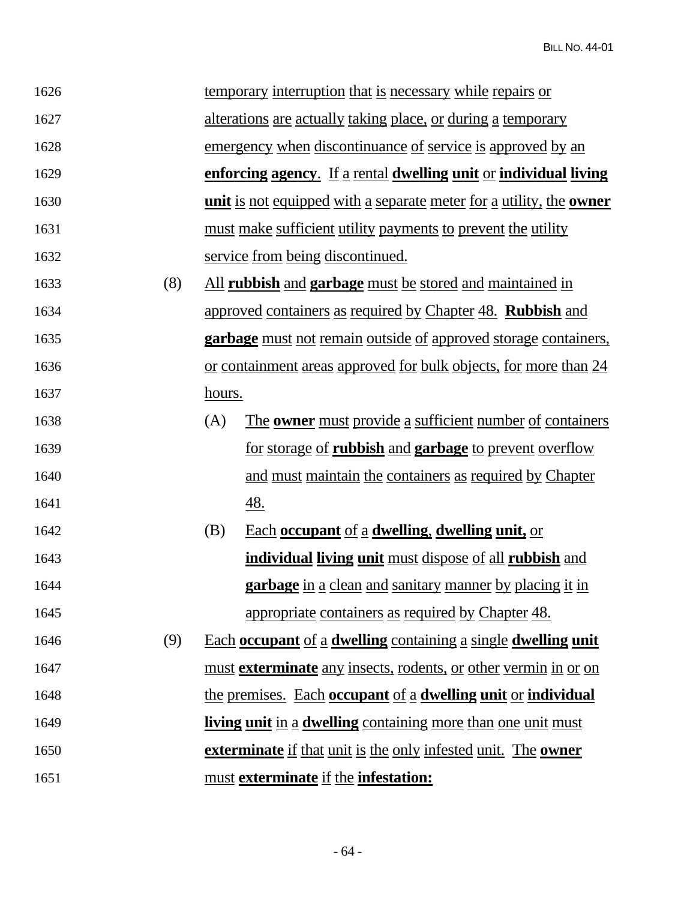temporary interruption that is necessary while repairs or alterations are actually taking place, or during a temporary emergency when discontinuance of service is approved by an **enforcing agency**. If a rental **dwelling unit** or **individual living unit** is not equipped with a separate meter for a utility, the **owner** must make sufficient utility payments to prevent the utility service from being discontinued.

(8) All **rubbish** and **garbage** must be stored and maintained in approved containers as required by Chapter 48. **Rubbish** and **garbage** must not remain outside of approved storage containers, or containment areas approved for bulk objects, for more than 24 hours.

(A) The **owner** must provide a sufficient number of containers for storage of **rubbish** and **garbage** to prevent overflow and must maintain the containers as required by Chapter 48.

(B) Each **occupant** of a **dwelling**, **dwelling unit,** or **individual living unit** must dispose of all **rubbish** and **garbage** in a clean and sanitary manner by placing it in appropriate containers as required by Chapter 48.

(9) Each **occupant** of a **dwelling** containing a single **dwelling unit** must **exterminate** any insects, rodents, or other vermin in or on the premises. Each **occupant** of a **dwelling unit** or **individual living unit** in a **dwelling** containing more than one unit must **exterminate** if that unit is the only infested unit. The **owner** must **exterminate** if the **infestation:**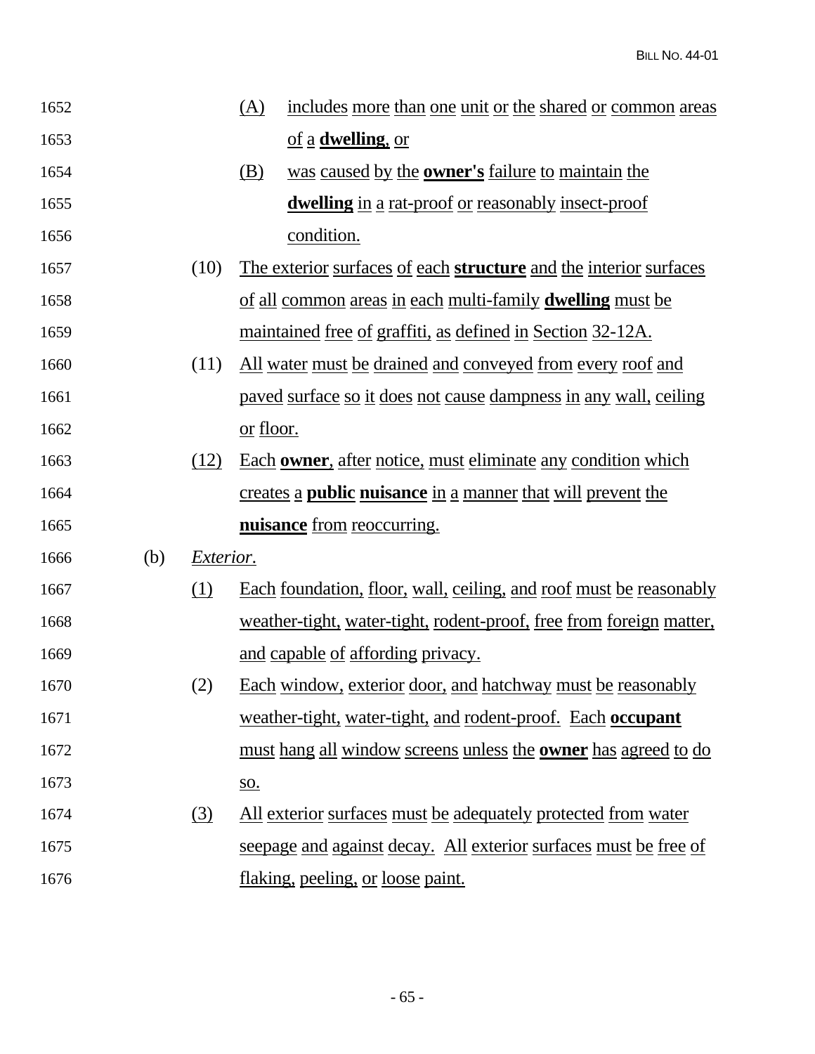(A) includes more than one unit or the shared or common areas of a **dwelling**, or

(B) was caused by the **owner's** failure to maintain the **dwelling** in a rat-proof or reasonably insect-proof condition.

(10) The exterior surfaces of each **structure** and the interior surfaces of all common areas in each multi-family **dwelling** must be maintained free of graffiti, as defined in Section 32-12A.

(11) All water must be drained and conveyed from every roof and paved surface so it does not cause dampness in any wall, ceiling or floor.

(12) Each **owner**, after notice, must eliminate any condition which creates a **public nuisance** in a manner that will prevent the **nuisance** from reoccurring.

(b) *Exterior.*

(1) Each foundation, floor, wall, ceiling, and roof must be reasonably weather-tight, water-tight, rodent-proof, free from foreign matter, and capable of affording privacy.

(2) Each window, exterior door, and hatchway must be reasonably weather-tight, water-tight, and rodent-proof. Each **occupant** must hang all window screens unless the **owner** has agreed to do so.

(3) All exterior surfaces must be adequately protected from water seepage and against decay. All exterior surfaces must be free of flaking, peeling, or loose paint.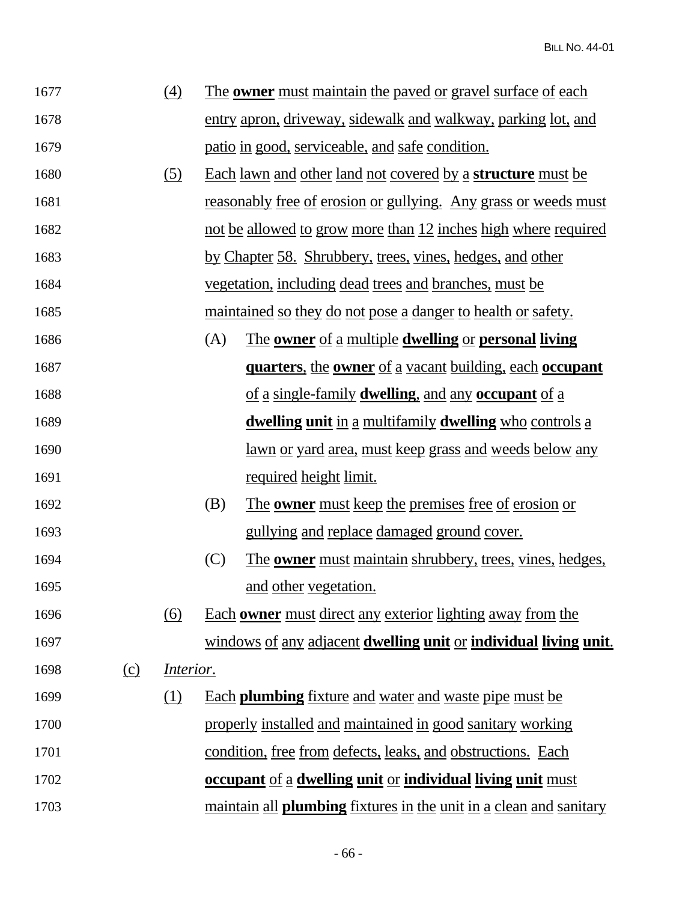(4) The **owner** must maintain the paved or gravel surface of each entry apron, driveway, sidewalk and walkway, parking lot, and patio in good, serviceable, and safe condition.

(5) Each lawn and other land not covered by a **structure** must be reasonably free of erosion or gullying. Any grass or weeds must not be allowed to grow more than 12 inches high where required by Chapter 58. Shrubbery, trees, vines, hedges, and other vegetation, including dead trees and branches, must be maintained so they do not pose a danger to health or safety.

(A) The **owner** of a multiple **dwelling** or **personal living quarters**, the **owner** of a vacant building, each **occupant** of a single-family **dwelling**, and any **occupant** of a **dwelling unit** in a multifamily **dwelling** who controls a lawn or yard area, must keep grass and weeds below any required height limit.

(B) The **owner** must keep the premises free of erosion or gullying and replace damaged ground cover.

(C) The **owner** must maintain shrubbery, trees, vines, hedges, and other vegetation.

(6) Each **owner** must direct any exterior lighting away from the windows of any adjacent **dwelling unit** or **individual living unit**.

(c) *Interior*.

(1) Each **plumbing** fixture and water and waste pipe must be properly installed and maintained in good sanitary working condition, free from defects, leaks, and obstructions. Each **occupant** of a **dwelling unit** or **individual living unit** must maintain all **plumbing** fixtures in the unit in a clean and sanitary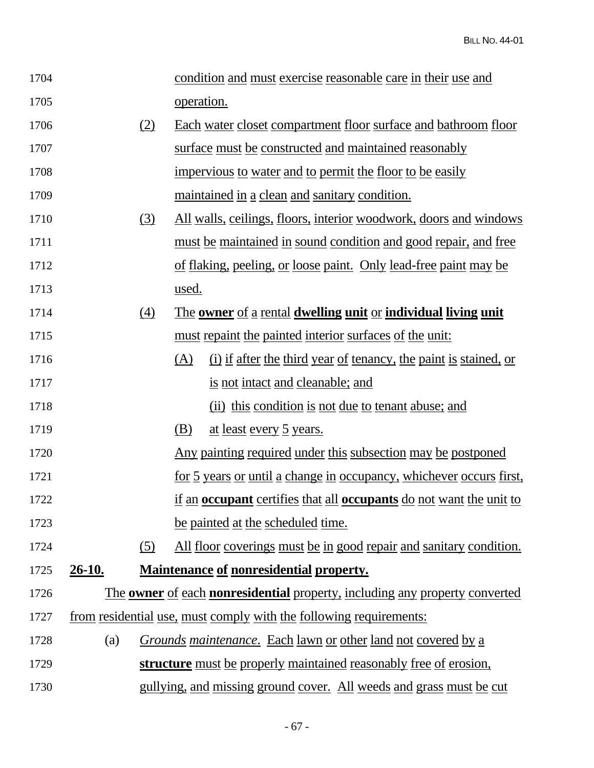condition and must exercise reasonable care in their use and operation.

(2) Each water closet compartment floor surface and bathroom floor surface must be constructed and maintained reasonably impervious to water and to permit the floor to be easily maintained in a clean and sanitary condition.

(3) All walls, ceilings, floors, interior woodwork, doors and windows must be maintained in sound condition and good repair, and free of flaking, peeling, or loose paint. Only lead-free paint may be used.

(4) The **owner** of a rental **dwelling unit** or **individual living unit** must repaint the painted interior surfaces of the unit:

(A) (i) if after the third year of tenancy, the paint is stained, or is not intact and cleanable; and

(ii) this condition is not due to tenant abuse; and

(B) at least every 5 years.

Any painting required under this subsection may be postponed for 5 years or until a change in occupancy, whichever occurs first, if an **occupant** certifies that all **occupants** do not want the unit to be painted at the scheduled time.

(5) All floor coverings must be in good repair and sanitary condition.

**26-10. Maintenance of nonresidential property.**

The **owner** of each **nonresidential** property, including any property converted from residential use, must comply with the following requirements:

(a) *Grounds maintenance.* Each lawn or other land not covered by a **structure** must be properly maintained reasonably free of erosion, gullying, and missing ground cover. All weeds and grass must be cut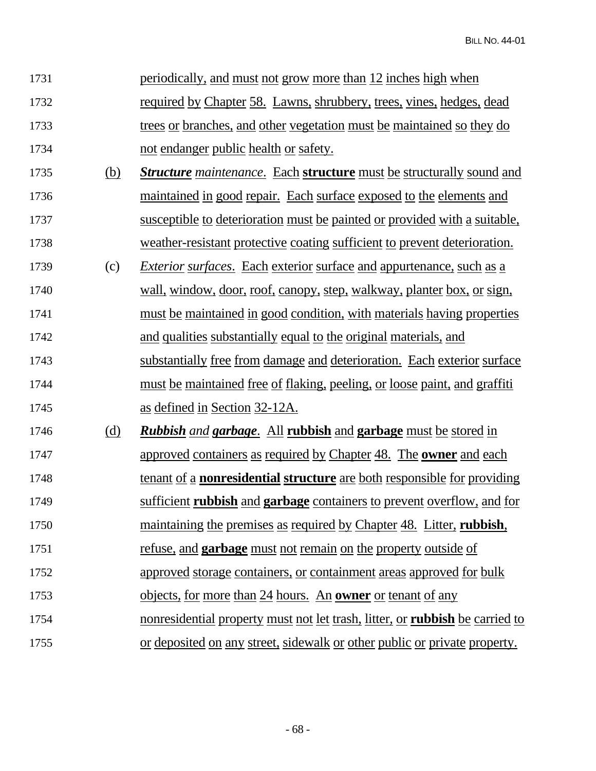periodically, and must not grow more than 12 inches high when required by Chapter 58. Lawns, shrubbery, trees, vines, hedges, dead trees or branches, and other vegetation must be maintained so they do not endanger public health or safety.

(b) ***Structure** maintenance*. Each **structure** must be structurally sound and maintained in good repair. Each surface exposed to the elements and susceptible to deterioration must be painted or provided with a suitable, weather-resistant protective coating sufficient to prevent deterioration.

(c) *Exterior surfaces*. Each exterior surface and appurtenance, such as a wall, window, door, roof, canopy, step, walkway, planter box, or sign, must be maintained in good condition, with materials having properties and qualities substantially equal to the original materials, and substantially free from damage and deterioration. Each exterior surface must be maintained free of flaking, peeling, or loose paint, and graffiti as defined in Section 32-12A.

(d) ***Rubbish** and **garbage***. All **rubbish** and **garbage** must be stored in approved containers as required by Chapter 48. The **owner** and each tenant of a **nonresidential structure** are both responsible for providing sufficient **rubbish** and **garbage** containers to prevent overflow, and for maintaining the premises as required by Chapter 48. Litter, **rubbish**, refuse, and **garbage** must not remain on the property outside of approved storage containers, or containment areas approved for bulk objects, for more than 24 hours. An **owner** or tenant of any nonresidential property must not let trash, litter, or **rubbish** be carried to or deposited on any street, sidewalk or other public or private property.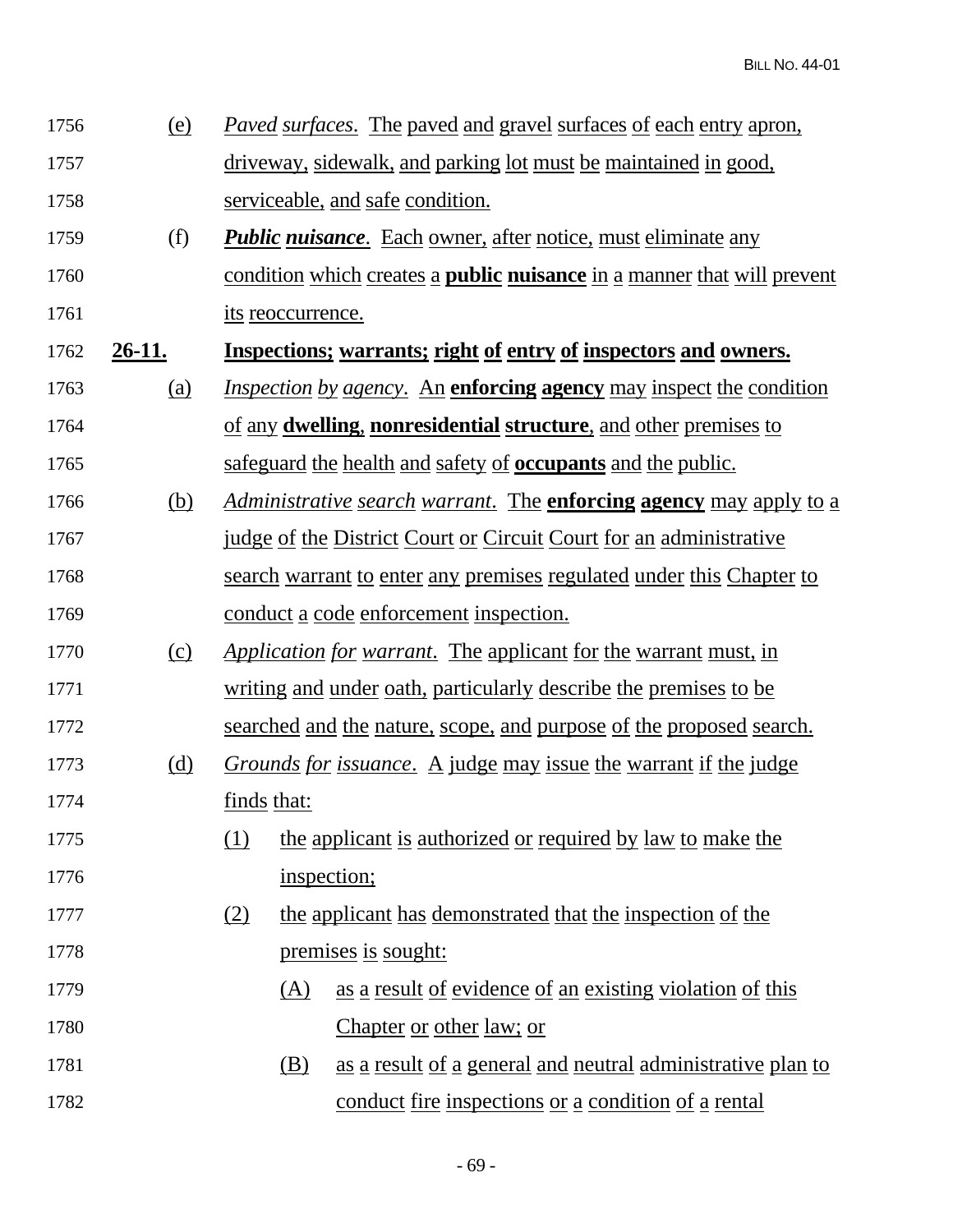1756 (e) *Paved surfaces*. The paved and gravel surfaces of each entry apron,
1757 driveway, sidewalk, and parking lot must be maintained in good,
1758 serviceable, and safe condition.

1759 (f) ***Public nuisance***. Each owner, after notice, must eliminate any
1760 condition which creates a **public nuisance** in a manner that will prevent
1761 its reoccurrence.

1762 **26-11. Inspections; warrants; right of entry of inspectors and owners.**

1763 (a) *Inspection by agency*. An **enforcing agency** may inspect the condition
1764 of any **dwelling**, **nonresidential structure**, and other premises to
1765 safeguard the health and safety of **occupants** and the public.

1766 (b) *Administrative search warrant*. The **enforcing agency** may apply to a
1767 judge of the District Court or Circuit Court for an administrative
1768 search warrant to enter any premises regulated under this Chapter to
1769 conduct a code enforcement inspection.

1770 (c) *Application for warrant*. The applicant for the warrant must, in
1771 writing and under oath, particularly describe the premises to be
1772 searched and the nature, scope, and purpose of the proposed search.

1773 (d) *Grounds for issuance*. A judge may issue the warrant if the judge
1774 finds that:

1775 (1) the applicant is authorized or required by law to make the
1776 inspection;

1777 (2) the applicant has demonstrated that the inspection of the
1778 premises is sought:

1779 (A) as a result of evidence of an existing violation of this
1780 Chapter or other law; or

1781 (B) as a result of a general and neutral administrative plan to
1782 conduct fire inspections or a condition of a rental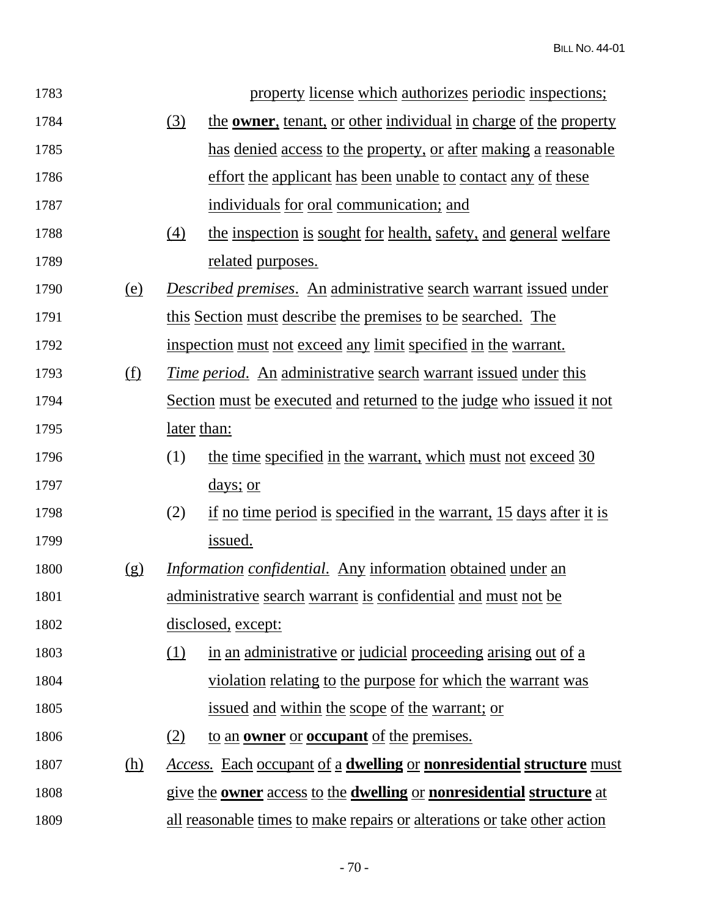property license which authorizes periodic inspections;

(3) the **owner**, tenant, or other individual in charge of the property has denied access to the property, or after making a reasonable effort the applicant has been unable to contact any of these individuals for oral communication; and

(4) the inspection is sought for health, safety, and general welfare related purposes.

(e) *Described premises*. An administrative search warrant issued under this Section must describe the premises to be searched. The inspection must not exceed any limit specified in the warrant.

(f) *Time period*. An administrative search warrant issued under this Section must be executed and returned to the judge who issued it not later than:

(1) the time specified in the warrant, which must not exceed 30 days; or

(2) if no time period is specified in the warrant, 15 days after it is issued.

(g) *Information confidential*. Any information obtained under an administrative search warrant is confidential and must not be disclosed, except:

(1) in an administrative or judicial proceeding arising out of a violation relating to the purpose for which the warrant was issued and within the scope of the warrant; or

(2) to an **owner** or **occupant** of the premises.

(h) *Access.* Each occupant of a **dwelling** or **nonresidential structure** must give the **owner** access to the **dwelling** or **nonresidential structure** at all reasonable times to make repairs or alterations or take other action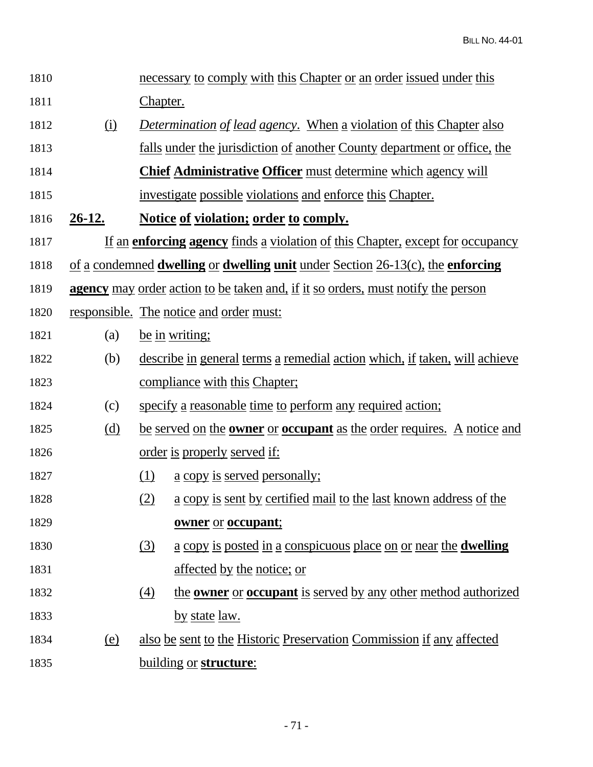necessary to comply with this Chapter or an order issued under this Chapter.

(i) *Determination of lead agency*. When a violation of this Chapter also falls under the jurisdiction of another County department or office, the **Chief Administrative Officer** must determine which agency will investigate possible violations and enforce this Chapter.

**26-12. Notice of violation; order to comply.**

If an **enforcing agency** finds a violation of this Chapter, except for occupancy of a condemned **dwelling** or **dwelling unit** under Section 26-13(c), the **enforcing agency** may order action to be taken and, if it so orders, must notify the person responsible. The notice and order must:

(a) be in writing;

(b) describe in general terms a remedial action which, if taken, will achieve compliance with this Chapter;

(c) specify a reasonable time to perform any required action;

(d) be served on the **owner** or **occupant** as the order requires. A notice and order is properly served if:

(1) a copy is served personally;

(2) a copy is sent by certified mail to the last known address of the **owner** or **occupant**;

(3) a copy is posted in a conspicuous place on or near the **dwelling** affected by the notice; or

(4) the **owner** or **occupant** is served by any other method authorized by state law.

(e) also be sent to the Historic Preservation Commission if any affected building or **structure**: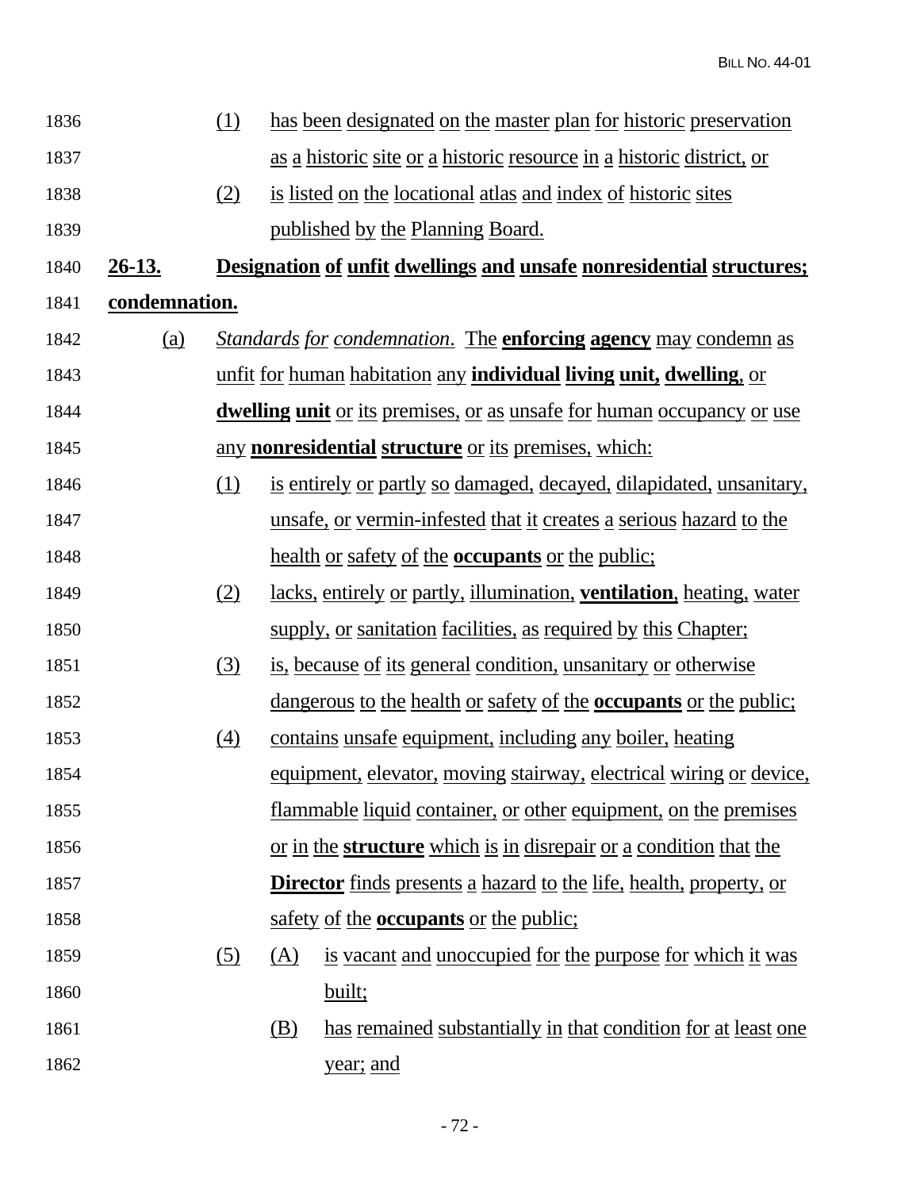(1) has been designated on the master plan for historic preservation as a historic site or a historic resource in a historic district, or

(2) is listed on the locational atlas and index of historic sites published by the Planning Board.

**26-13. Designation of unfit dwellings and unsafe nonresidential structures; condemnation.**

(a) *Standards for condemnation*. The **enforcing agency** may condemn as unfit for human habitation any **individual living unit, dwelling**, or **dwelling unit** or its premises, or as unsafe for human occupancy or use any **nonresidential structure** or its premises, which:

(1) is entirely or partly so damaged, decayed, dilapidated, unsanitary, unsafe, or vermin-infested that it creates a serious hazard to the health or safety of the **occupants** or the public;

(2) lacks, entirely or partly, illumination, **ventilation**, heating, water supply, or sanitation facilities, as required by this Chapter;

(3) is, because of its general condition, unsanitary or otherwise dangerous to the health or safety of the **occupants** or the public;

(4) contains unsafe equipment, including any boiler, heating equipment, elevator, moving stairway, electrical wiring or device, flammable liquid container, or other equipment, on the premises or in the **structure** which is in disrepair or a condition that the **Director** finds presents a hazard to the life, health, property, or safety of the **occupants** or the public;

(5) (A) is vacant and unoccupied for the purpose for which it was built;

(B) has remained substantially in that condition for at least one year; and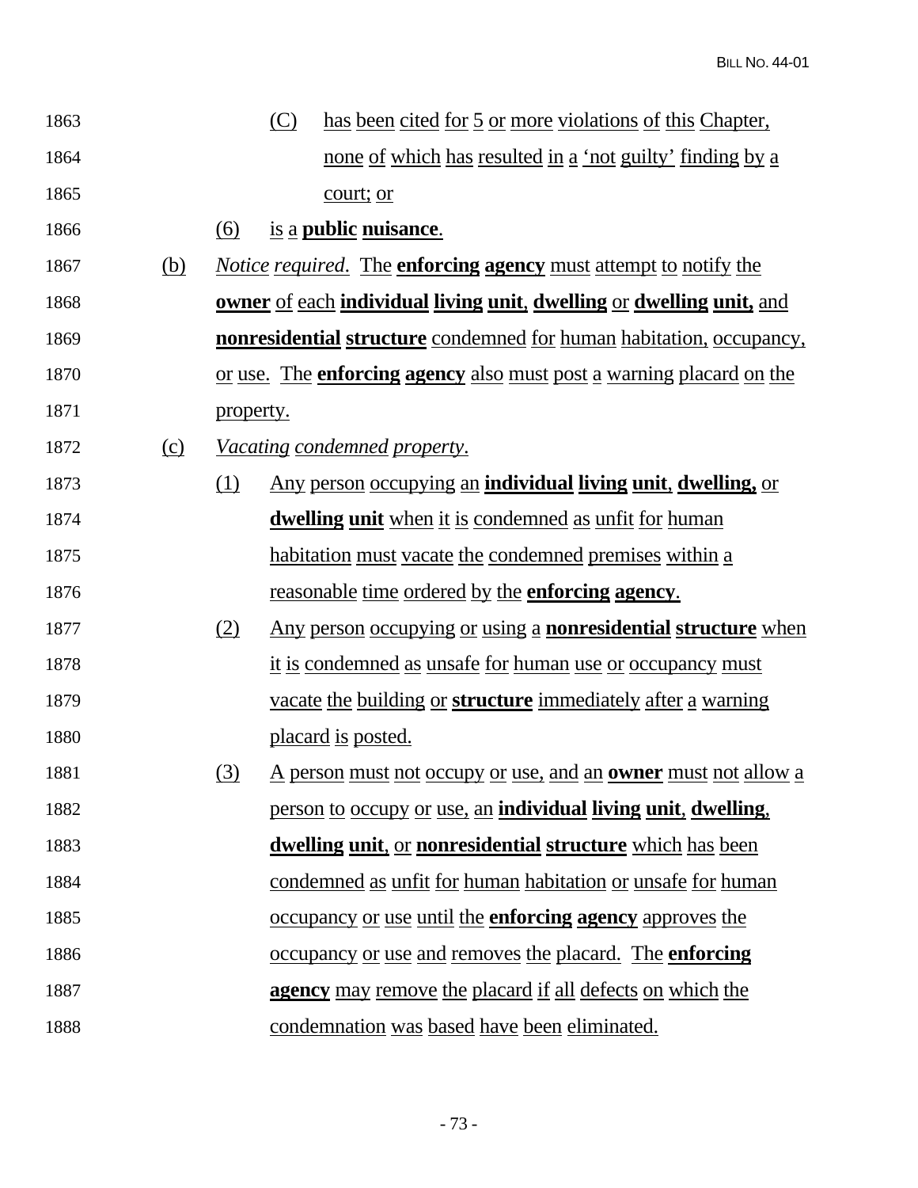(C) has been cited for 5 or more violations of this Chapter, none of which has resulted in a 'not guilty' finding by a court; or

(6) is a **public nuisance**.

(b) *Notice required*. The **enforcing agency** must attempt to notify the **owner** of each **individual living unit**, **dwelling** or **dwelling unit,** and **nonresidential structure** condemned for human habitation, occupancy, or use. The **enforcing agency** also must post a warning placard on the property.

(c) *Vacating condemned property*.

(1) Any person occupying an **individual living unit**, **dwelling,** or **dwelling unit** when it is condemned as unfit for human habitation must vacate the condemned premises within a reasonable time ordered by the **enforcing agency**.

(2) Any person occupying or using a **nonresidential structure** when it is condemned as unsafe for human use or occupancy must vacate the building or **structure** immediately after a warning placard is posted.

(3) A person must not occupy or use, and an **owner** must not allow a person to occupy or use, an **individual living unit**, **dwelling**, **dwelling unit**, or **nonresidential structure** which has been condemned as unfit for human habitation or unsafe for human occupancy or use until the **enforcing agency** approves the occupancy or use and removes the placard. The **enforcing agency** may remove the placard if all defects on which the condemnation was based have been eliminated.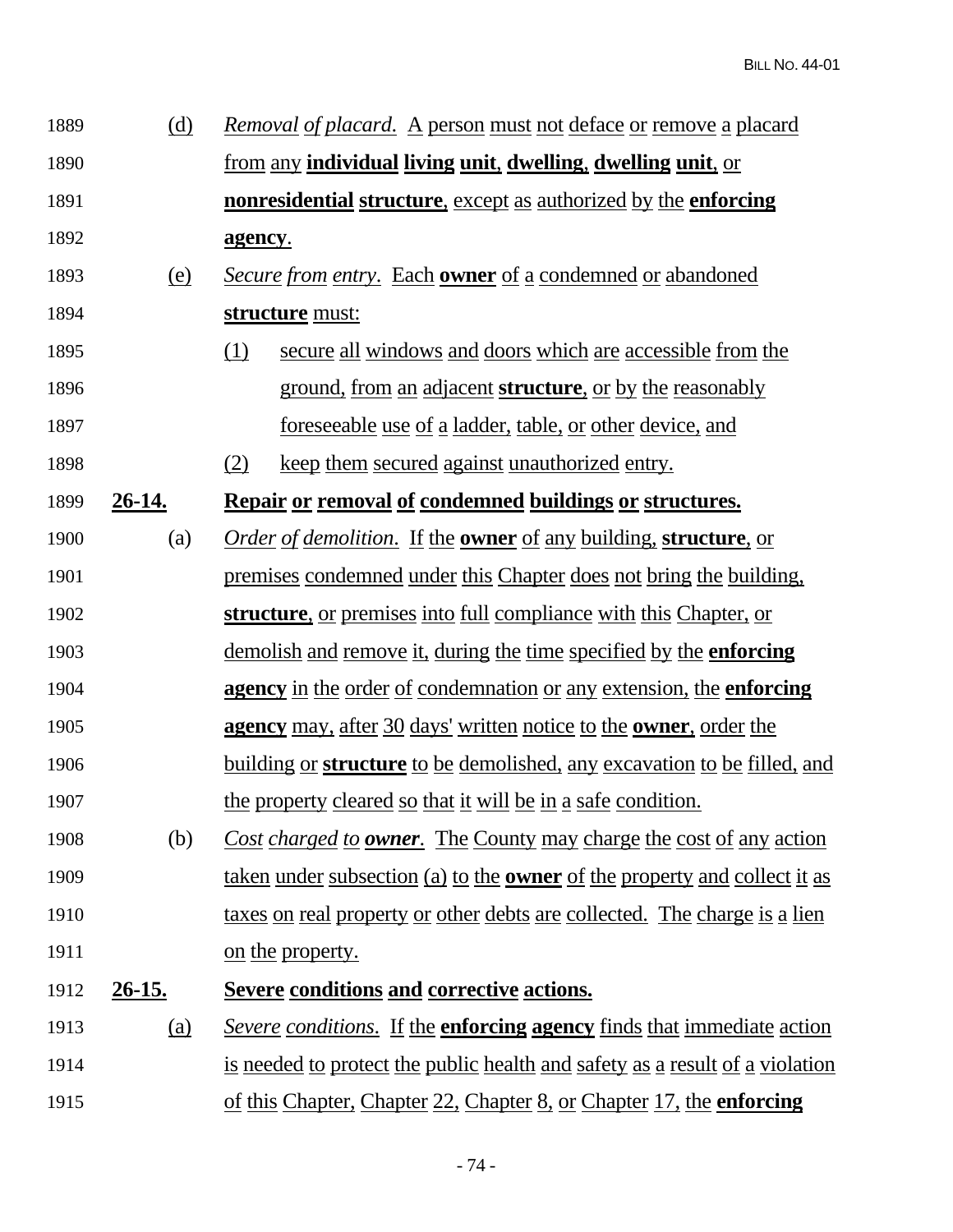(d) *Removal of placard.* A person must not deface or remove a placard from any **individual living unit**, **dwelling**, **dwelling unit**, or **nonresidential structure**, except as authorized by the **enforcing agency**.

(e) *Secure from entry*. Each **owner** of a condemned or abandoned **structure** must:

(1) secure all windows and doors which are accessible from the ground, from an adjacent **structure**, or by the reasonably foreseeable use of a ladder, table, or other device, and

(2) keep them secured against unauthorized entry.

**26-14. Repair or removal of condemned buildings or structures.**

(a) *Order of demolition*. If the **owner** of any building, **structure**, or premises condemned under this Chapter does not bring the building, **structure**, or premises into full compliance with this Chapter, or demolish and remove it, during the time specified by the **enforcing agency** in the order of condemnation or any extension, the **enforcing agency** may, after 30 days' written notice to the **owner**, order the building or **structure** to be demolished, any excavation to be filled, and the property cleared so that it will be in a safe condition.

(b) *Cost charged to **owner***. The County may charge the cost of any action taken under subsection (a) to the **owner** of the property and collect it as taxes on real property or other debts are collected. The charge is a lien on the property.

**26-15. Severe conditions and corrective actions.**

(a) *Severe conditions*. If the **enforcing agency** finds that immediate action is needed to protect the public health and safety as a result of a violation of this Chapter, Chapter 22, Chapter 8, or Chapter 17, the **enforcing**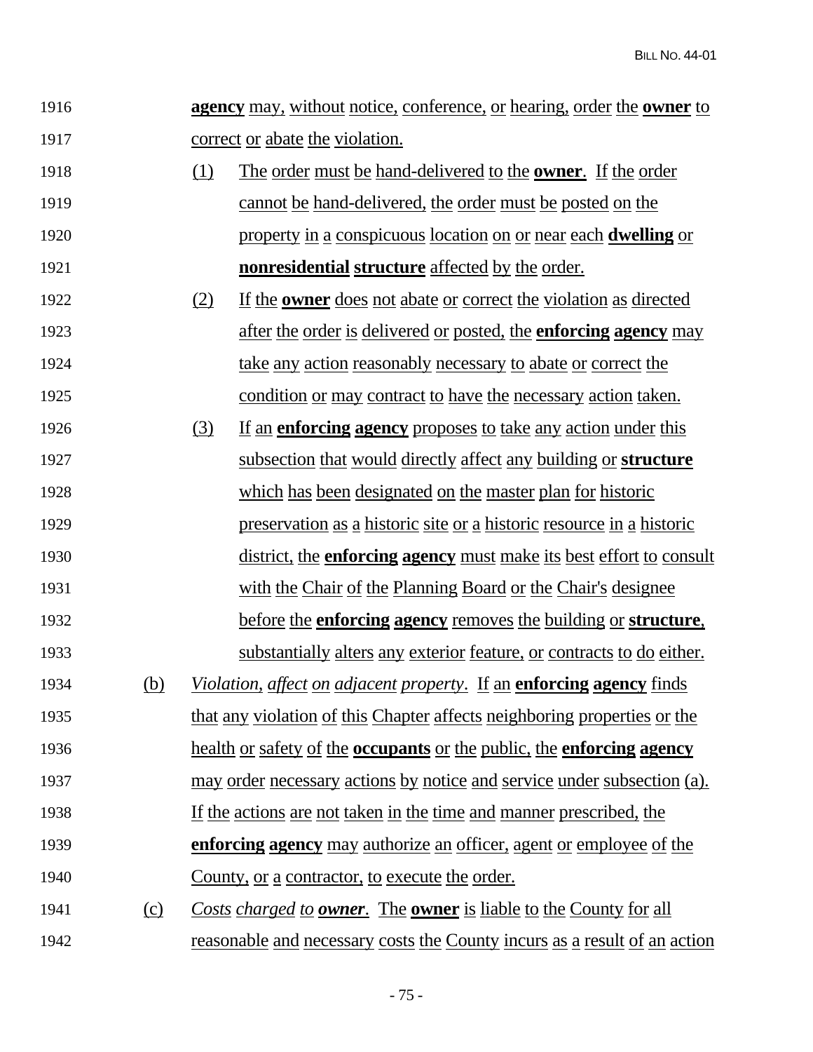**agency** may, without notice, conference, or hearing, order the **owner** to correct or abate the violation.

(1) The order must be hand-delivered to the **owner**. If the order cannot be hand-delivered, the order must be posted on the property in a conspicuous location on or near each **dwelling** or **nonresidential structure** affected by the order.

(2) If the **owner** does not abate or correct the violation as directed after the order is delivered or posted, the **enforcing agency** may take any action reasonably necessary to abate or correct the condition or may contract to have the necessary action taken.

(3) If an **enforcing agency** proposes to take any action under this subsection that would directly affect any building or **structure** which has been designated on the master plan for historic preservation as a historic site or a historic resource in a historic district, the **enforcing agency** must make its best effort to consult with the Chair of the Planning Board or the Chair's designee before the **enforcing agency** removes the building or **structure**, substantially alters any exterior feature, or contracts to do either.

(b) *Violation, affect on adjacent property*. If an **enforcing agency** finds that any violation of this Chapter affects neighboring properties or the health or safety of the **occupants** or the public, the **enforcing agency** may order necessary actions by notice and service under subsection (a). If the actions are not taken in the time and manner prescribed, the **enforcing agency** may authorize an officer, agent or employee of the County, or a contractor, to execute the order.

(c) *Costs charged to **owner***. The **owner** is liable to the County for all reasonable and necessary costs the County incurs as a result of an action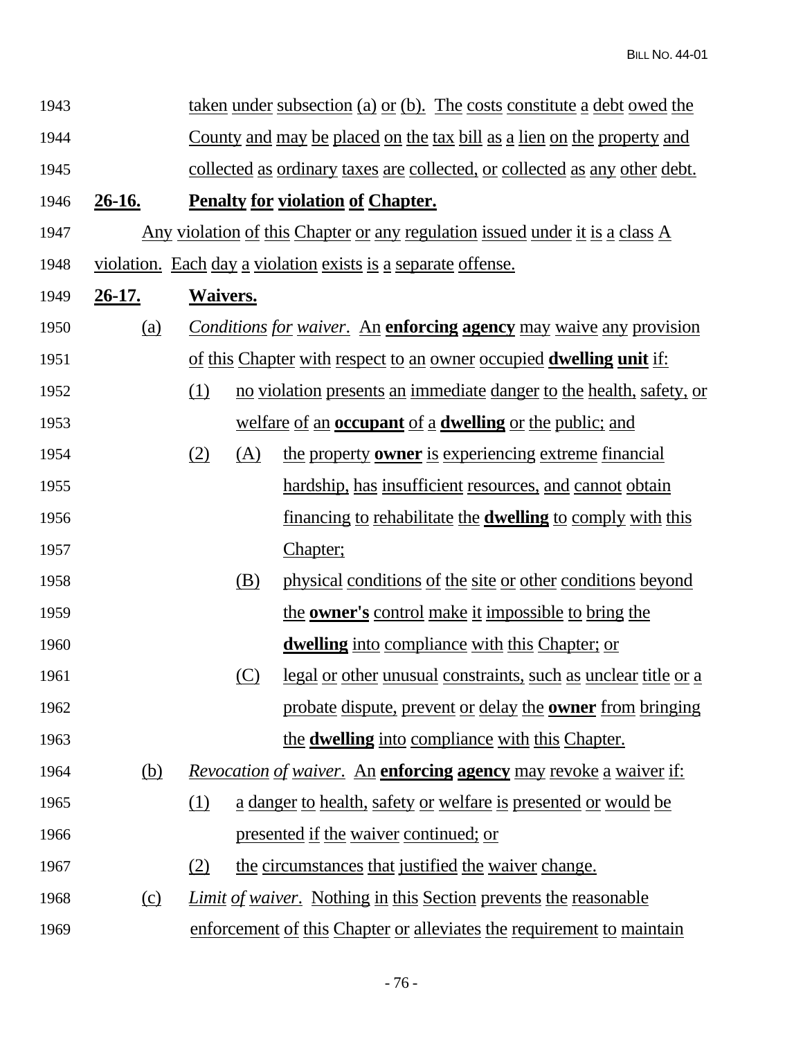taken under subsection (a) or (b). The costs constitute a debt owed the County and may be placed on the tax bill as a lien on the property and collected as ordinary taxes are collected, or collected as any other debt.

**26-16. Penalty for violation of Chapter.**

Any violation of this Chapter or any regulation issued under it is a class A violation. Each day a violation exists is a separate offense.

**26-17. Waivers.**

(a) *Conditions for waiver*. An **enforcing agency** may waive any provision of this Chapter with respect to an owner occupied **dwelling unit** if:

(1) no violation presents an immediate danger to the health, safety, or welfare of an **occupant** of a **dwelling** or the public; and

(2) (A) the property **owner** is experiencing extreme financial hardship, has insufficient resources, and cannot obtain financing to rehabilitate the **dwelling** to comply with this Chapter;

(B) physical conditions of the site or other conditions beyond the **owner's** control make it impossible to bring the **dwelling** into compliance with this Chapter; or

(C) legal or other unusual constraints, such as unclear title or a probate dispute, prevent or delay the **owner** from bringing the **dwelling** into compliance with this Chapter.

(b) *Revocation of waiver*. An **enforcing agency** may revoke a waiver if:

(1) a danger to health, safety or welfare is presented or would be presented if the waiver continued; or

(2) the circumstances that justified the waiver change.

(c) *Limit of waiver*. Nothing in this Section prevents the reasonable enforcement of this Chapter or alleviates the requirement to maintain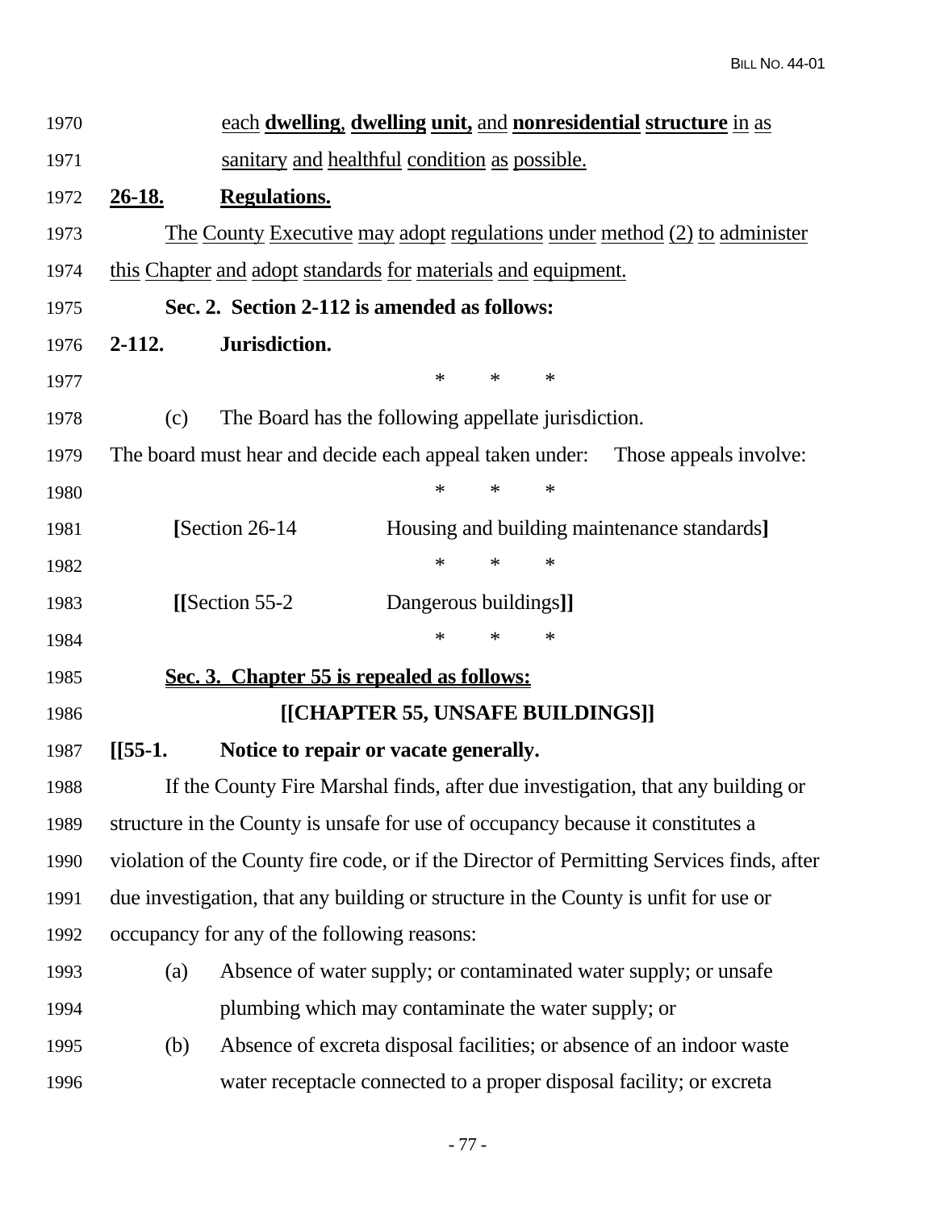each **dwelling**, **dwelling unit,** and **nonresidential structure** in as sanitary and healthful condition as possible.

**26-18. Regulations.**

The County Executive may adopt regulations under method (2) to administer this Chapter and adopt standards for materials and equipment.

**Sec. 2. Section 2-112 is amended as follows:**

**2-112. Jurisdiction.**

\* \* \*

(c) The Board has the following appellate jurisdiction.

The board must hear and decide each appeal taken under: Those appeals involve:

\* \* \*

**[**Section 26-14 Housing and building maintenance standards**]**

\* \* \*

**[[**Section 55-2 Dangerous buildings**]]**

\* \* \*

**Sec. 3. Chapter 55 is repealed as follows:**

**[[CHAPTER 55, UNSAFE BUILDINGS]]**

**[[55-1. Notice to repair or vacate generally.**

If the County Fire Marshal finds, after due investigation, that any building or structure in the County is unsafe for use of occupancy because it constitutes a violation of the County fire code, or if the Director of Permitting Services finds, after due investigation, that any building or structure in the County is unfit for use or occupancy for any of the following reasons:

(a) Absence of water supply; or contaminated water supply; or unsafe plumbing which may contaminate the water supply; or

(b) Absence of excreta disposal facilities; or absence of an indoor waste water receptacle connected to a proper disposal facility; or excreta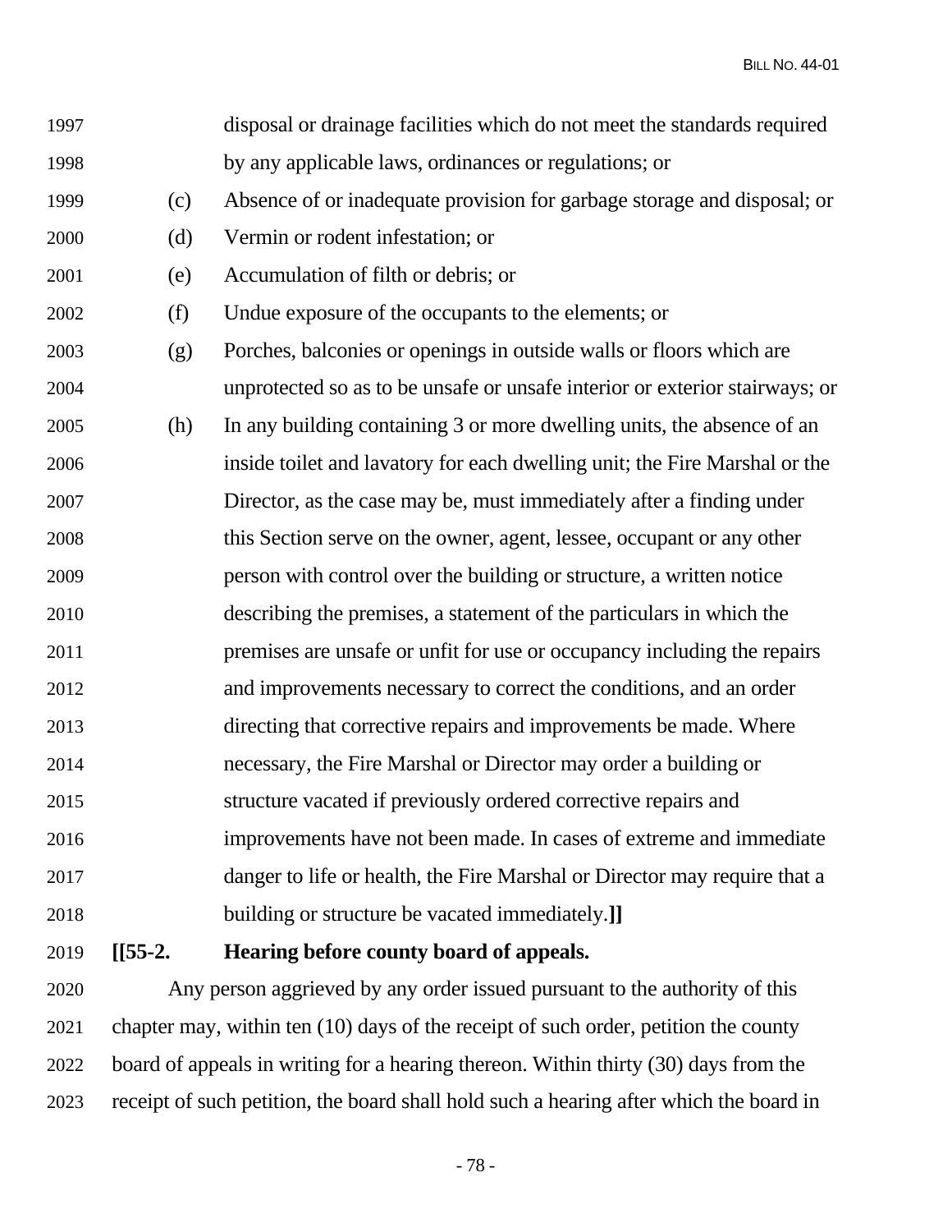disposal or drainage facilities which do not meet the standards required by any applicable laws, ordinances or regulations; or

(c) Absence of or inadequate provision for garbage storage and disposal; or

(d) Vermin or rodent infestation; or

(e) Accumulation of filth or debris; or

(f) Undue exposure of the occupants to the elements; or

(g) Porches, balconies or openings in outside walls or floors which are unprotected so as to be unsafe or unsafe interior or exterior stairways; or

(h) In any building containing 3 or more dwelling units, the absence of an inside toilet and lavatory for each dwelling unit; the Fire Marshal or the Director, as the case may be, must immediately after a finding under this Section serve on the owner, agent, lessee, occupant or any other person with control over the building or structure, a written notice describing the premises, a statement of the particulars in which the premises are unsafe or unfit for use or occupancy including the repairs and improvements necessary to correct the conditions, and an order directing that corrective repairs and improvements be made. Where necessary, the Fire Marshal or Director may order a building or structure vacated if previously ordered corrective repairs and improvements have not been made. In cases of extreme and immediate danger to life or health, the Fire Marshal or Director may require that a building or structure be vacated immediately.**]]**

**[[55-2. Hearing before county board of appeals.**

Any person aggrieved by any order issued pursuant to the authority of this chapter may, within ten (10) days of the receipt of such order, petition the county board of appeals in writing for a hearing thereon. Within thirty (30) days from the receipt of such petition, the board shall hold such a hearing after which the board in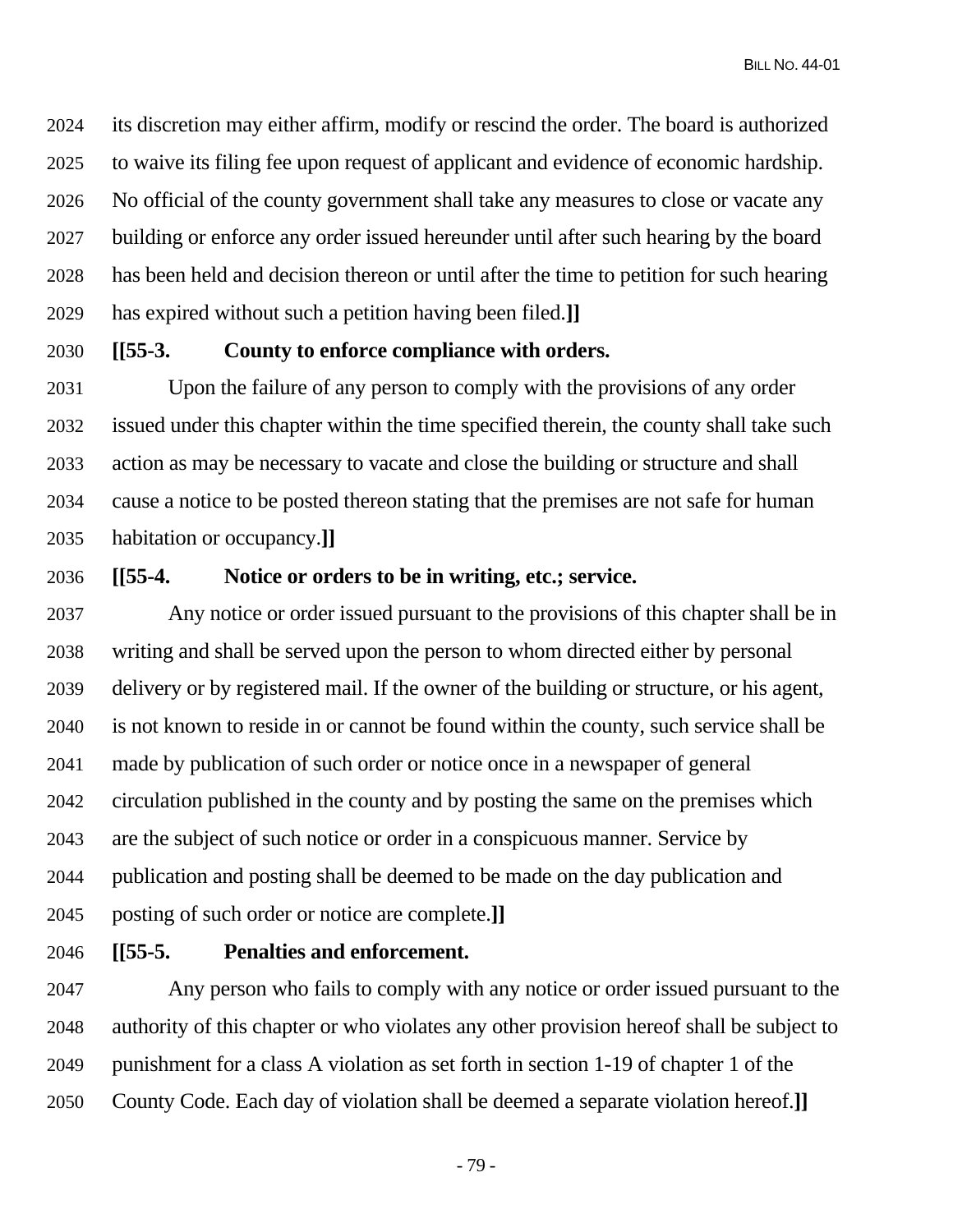its discretion may either affirm, modify or rescind the order. The board is authorized to waive its filing fee upon request of applicant and evidence of economic hardship. No official of the county government shall take any measures to close or vacate any building or enforce any order issued hereunder until after such hearing by the board has been held and decision thereon or until after the time to petition for such hearing has expired without such a petition having been filed.**]]**

**[[55-3. County to enforce compliance with orders.**

Upon the failure of any person to comply with the provisions of any order issued under this chapter within the time specified therein, the county shall take such action as may be necessary to vacate and close the building or structure and shall cause a notice to be posted thereon stating that the premises are not safe for human habitation or occupancy.**]]**

**[[55-4. Notice or orders to be in writing, etc.; service.**

Any notice or order issued pursuant to the provisions of this chapter shall be in writing and shall be served upon the person to whom directed either by personal delivery or by registered mail. If the owner of the building or structure, or his agent, is not known to reside in or cannot be found within the county, such service shall be made by publication of such order or notice once in a newspaper of general circulation published in the county and by posting the same on the premises which are the subject of such notice or order in a conspicuous manner. Service by publication and posting shall be deemed to be made on the day publication and posting of such order or notice are complete.**]]**

**[[55-5. Penalties and enforcement.**

Any person who fails to comply with any notice or order issued pursuant to the authority of this chapter or who violates any other provision hereof shall be subject to punishment for a class A violation as set forth in section 1-19 of chapter 1 of the County Code. Each day of violation shall be deemed a separate violation hereof.**]]**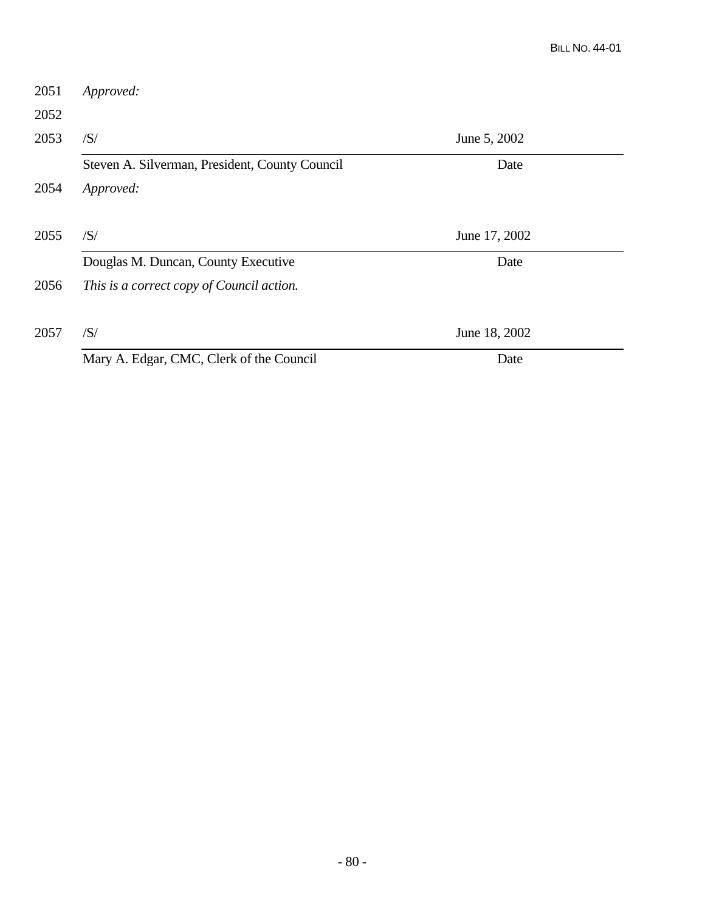2051 *Approved:*

2052

2053 /S/ June 5, 2002

Steven A. Silverman, President, County Council Date

2054 *Approved:*

2055 /S/ June 17, 2002

Douglas M. Duncan, County Executive Date

2056 *This is a correct copy of Council action.*

2057 /S/ June 18, 2002

Mary A. Edgar, CMC, Clerk of the Council Date